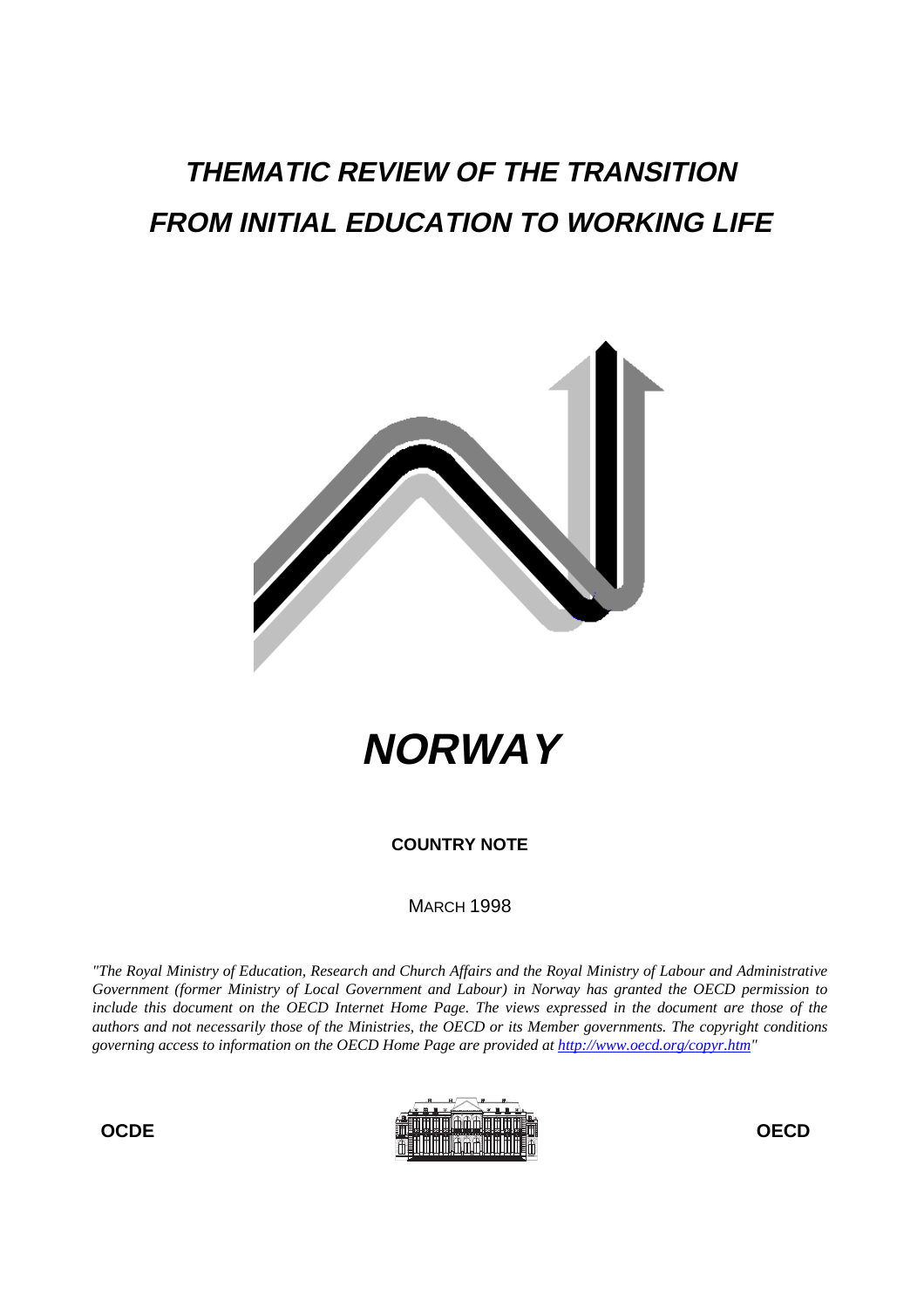# *THEMATIC REVIEW OF THE TRANSITION FROM INITIAL EDUCATION TO WORKING LIFE*

# *NORWAY*

**COUNTRY NOTE**

MARCH 1998

*"The Royal Ministry of Education, Research and Church Affairs and the Royal Ministry of Labour and Administrative Government (former Ministry of Local Government and Labour) in Norway has granted the OECD permission to include this document on the OECD Internet Home Page. The views expressed in the document are those of the authors and not necessarily those of the Ministries, the OECD or its Member governments. The copyright conditions governing access to information on the OECD Home Page are provided at [http://www.oecd.org/copyr.htm](http://www.oecd.org/copyr.htm)"*

**OCDE** **OECD**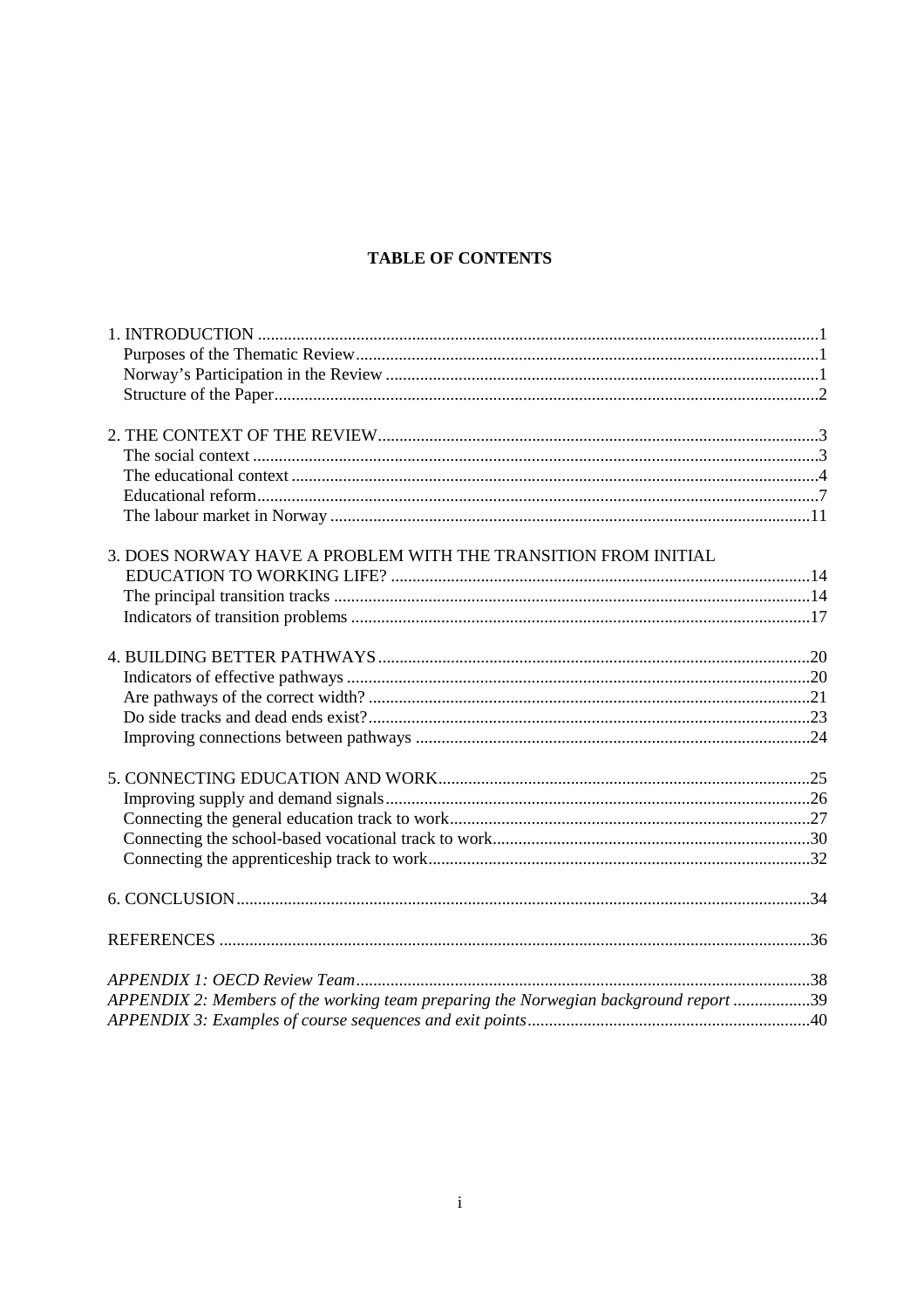## TABLE OF CONTENTS

1. INTRODUCTION ....... 1
   - Purposes of the Thematic Review ....... 1
   - Norway's Participation in the Review ....... 1
   - Structure of the Paper ....... 2

2. THE CONTEXT OF THE REVIEW ....... 3
   - The social context ....... 3
   - The educational context ....... 4
   - Educational reform ....... 7
   - The labour market in Norway ....... 11

3. DOES NORWAY HAVE A PROBLEM WITH THE TRANSITION FROM INITIAL EDUCATION TO WORKING LIFE? ....... 14
   - The principal transition tracks ....... 14
   - Indicators of transition problems ....... 17

4. BUILDING BETTER PATHWAYS ....... 20
   - Indicators of effective pathways ....... 20
   - Are pathways of the correct width? ....... 21
   - Do side tracks and dead ends exist? ....... 23
   - Improving connections between pathways ....... 24

5. CONNECTING EDUCATION AND WORK ....... 25
   - Improving supply and demand signals ....... 26
   - Connecting the general education track to work ....... 27
   - Connecting the school-based vocational track to work ....... 30
   - Connecting the apprenticeship track to work ....... 32

6. CONCLUSION ....... 34

REFERENCES ....... 36

*APPENDIX 1: OECD Review Team* ....... 38
*APPENDIX 2: Members of the working team preparing the Norwegian background report* ....... 39
*APPENDIX 3: Examples of course sequences and exit points* ....... 40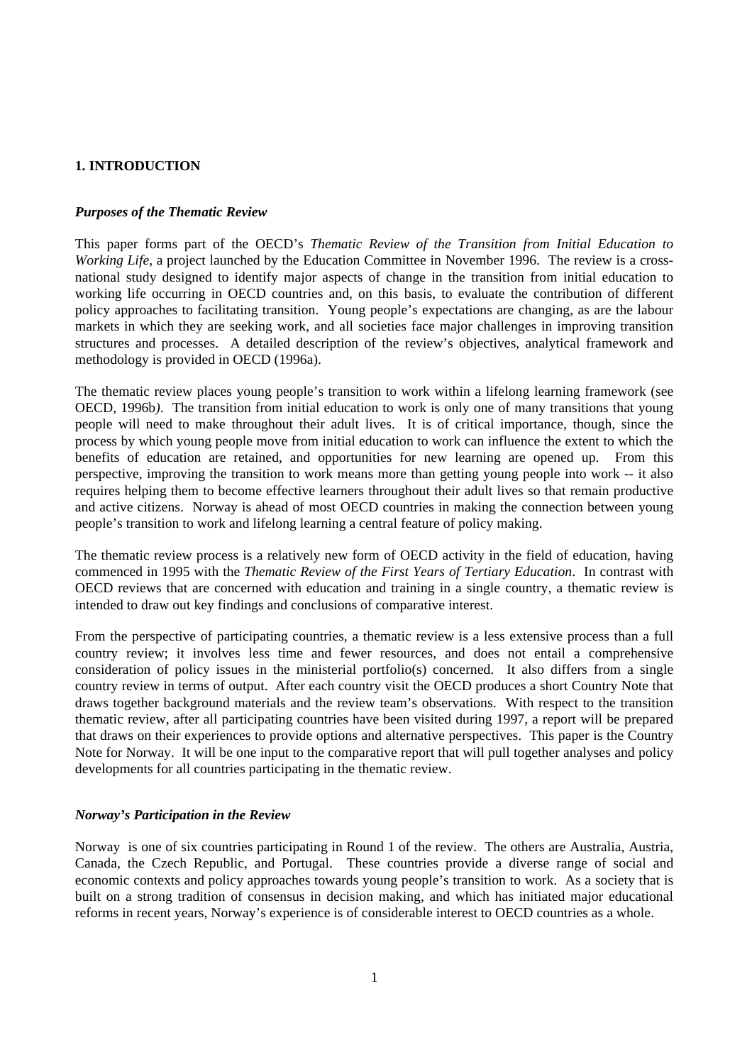# 1. INTRODUCTION

### *Purposes of the Thematic Review*

This paper forms part of the OECD's *Thematic Review of the Transition from Initial Education to Working Life*, a project launched by the Education Committee in November 1996. The review is a cross-national study designed to identify major aspects of change in the transition from initial education to working life occurring in OECD countries and, on this basis, to evaluate the contribution of different policy approaches to facilitating transition. Young people's expectations are changing, as are the labour markets in which they are seeking work, and all societies face major challenges in improving transition structures and processes. A detailed description of the review's objectives, analytical framework and methodology is provided in OECD (1996a).

The thematic review places young people's transition to work within a lifelong learning framework (see OECD, 1996b*)*. The transition from initial education to work is only one of many transitions that young people will need to make throughout their adult lives. It is of critical importance, though, since the process by which young people move from initial education to work can influence the extent to which the benefits of education are retained, and opportunities for new learning are opened up. From this perspective, improving the transition to work means more than getting young people into work -- it also requires helping them to become effective learners throughout their adult lives so that remain productive and active citizens. Norway is ahead of most OECD countries in making the connection between young people's transition to work and lifelong learning a central feature of policy making.

The thematic review process is a relatively new form of OECD activity in the field of education, having commenced in 1995 with the *Thematic Review of the First Years of Tertiary Education*. In contrast with OECD reviews that are concerned with education and training in a single country, a thematic review is intended to draw out key findings and conclusions of comparative interest.

From the perspective of participating countries, a thematic review is a less extensive process than a full country review; it involves less time and fewer resources, and does not entail a comprehensive consideration of policy issues in the ministerial portfolio(s) concerned. It also differs from a single country review in terms of output. After each country visit the OECD produces a short Country Note that draws together background materials and the review team's observations. With respect to the transition thematic review, after all participating countries have been visited during 1997, a report will be prepared that draws on their experiences to provide options and alternative perspectives. This paper is the Country Note for Norway. It will be one input to the comparative report that will pull together analyses and policy developments for all countries participating in the thematic review.

### *Norway's Participation in the Review*

Norway is one of six countries participating in Round 1 of the review. The others are Australia, Austria, Canada, the Czech Republic, and Portugal. These countries provide a diverse range of social and economic contexts and policy approaches towards young people's transition to work. As a society that is built on a strong tradition of consensus in decision making, and which has initiated major educational reforms in recent years, Norway's experience is of considerable interest to OECD countries as a whole.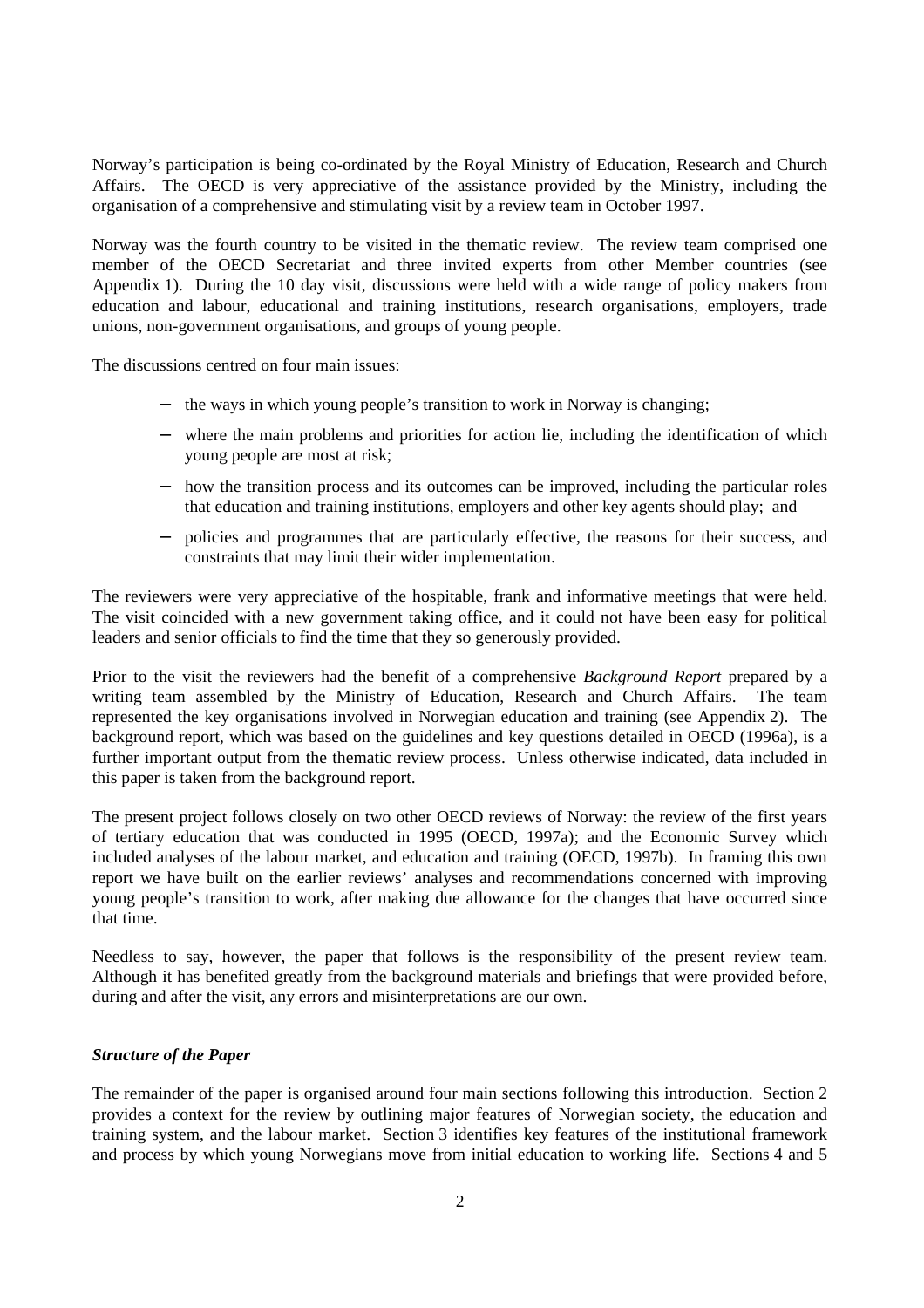Norway's participation is being co-ordinated by the Royal Ministry of Education, Research and Church Affairs. The OECD is very appreciative of the assistance provided by the Ministry, including the organisation of a comprehensive and stimulating visit by a review team in October 1997.

Norway was the fourth country to be visited in the thematic review. The review team comprised one member of the OECD Secretariat and three invited experts from other Member countries (see Appendix 1). During the 10 day visit, discussions were held with a wide range of policy makers from education and labour, educational and training institutions, research organisations, employers, trade unions, non-government organisations, and groups of young people.

The discussions centred on four main issues:

- the ways in which young people's transition to work in Norway is changing;
- where the main problems and priorities for action lie, including the identification of which young people are most at risk;
- how the transition process and its outcomes can be improved, including the particular roles that education and training institutions, employers and other key agents should play; and
- policies and programmes that are particularly effective, the reasons for their success, and constraints that may limit their wider implementation.

The reviewers were very appreciative of the hospitable, frank and informative meetings that were held. The visit coincided with a new government taking office, and it could not have been easy for political leaders and senior officials to find the time that they so generously provided.

Prior to the visit the reviewers had the benefit of a comprehensive *Background Report* prepared by a writing team assembled by the Ministry of Education, Research and Church Affairs. The team represented the key organisations involved in Norwegian education and training (see Appendix 2). The background report, which was based on the guidelines and key questions detailed in OECD (1996a), is a further important output from the thematic review process. Unless otherwise indicated, data included in this paper is taken from the background report.

The present project follows closely on two other OECD reviews of Norway: the review of the first years of tertiary education that was conducted in 1995 (OECD, 1997a); and the Economic Survey which included analyses of the labour market, and education and training (OECD, 1997b). In framing this own report we have built on the earlier reviews' analyses and recommendations concerned with improving young people's transition to work, after making due allowance for the changes that have occurred since that time.

Needless to say, however, the paper that follows is the responsibility of the present review team. Although it has benefited greatly from the background materials and briefings that were provided before, during and after the visit, any errors and misinterpretations are our own.

### *Structure of the Paper*

The remainder of the paper is organised around four main sections following this introduction. Section 2 provides a context for the review by outlining major features of Norwegian society, the education and training system, and the labour market. Section 3 identifies key features of the institutional framework and process by which young Norwegians move from initial education to working life. Sections 4 and 5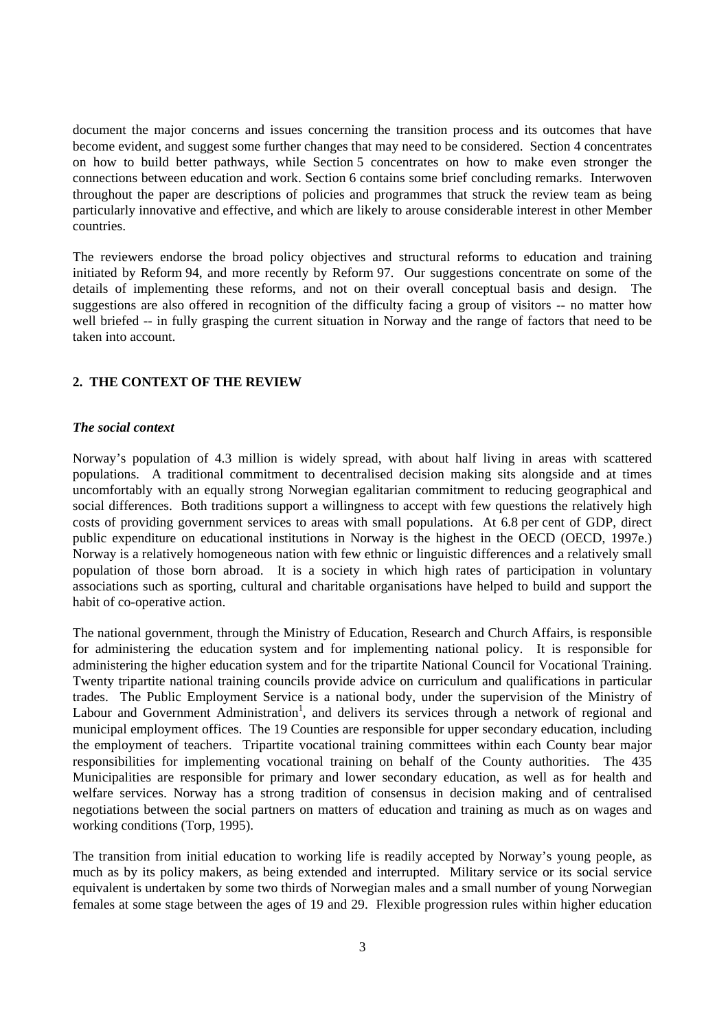document the major concerns and issues concerning the transition process and its outcomes that have become evident, and suggest some further changes that may need to be considered. Section 4 concentrates on how to build better pathways, while Section 5 concentrates on how to make even stronger the connections between education and work. Section 6 contains some brief concluding remarks. Interwoven throughout the paper are descriptions of policies and programmes that struck the review team as being particularly innovative and effective, and which are likely to arouse considerable interest in other Member countries.

The reviewers endorse the broad policy objectives and structural reforms to education and training initiated by Reform 94, and more recently by Reform 97. Our suggestions concentrate on some of the details of implementing these reforms, and not on their overall conceptual basis and design. The suggestions are also offered in recognition of the difficulty facing a group of visitors -- no matter how well briefed -- in fully grasping the current situation in Norway and the range of factors that need to be taken into account.

## 2. THE CONTEXT OF THE REVIEW

### *The social context*

Norway's population of 4.3 million is widely spread, with about half living in areas with scattered populations. A traditional commitment to decentralised decision making sits alongside and at times uncomfortably with an equally strong Norwegian egalitarian commitment to reducing geographical and social differences. Both traditions support a willingness to accept with few questions the relatively high costs of providing government services to areas with small populations. At 6.8 per cent of GDP, direct public expenditure on educational institutions in Norway is the highest in the OECD (OECD, 1997e.) Norway is a relatively homogeneous nation with few ethnic or linguistic differences and a relatively small population of those born abroad. It is a society in which high rates of participation in voluntary associations such as sporting, cultural and charitable organisations have helped to build and support the habit of co-operative action.

The national government, through the Ministry of Education, Research and Church Affairs, is responsible for administering the education system and for implementing national policy. It is responsible for administering the higher education system and for the tripartite National Council for Vocational Training. Twenty tripartite national training councils provide advice on curriculum and qualifications in particular trades. The Public Employment Service is a national body, under the supervision of the Ministry of Labour and Government Administration[1], and delivers its services through a network of regional and municipal employment offices. The 19 Counties are responsible for upper secondary education, including the employment of teachers. Tripartite vocational training committees within each County bear major responsibilities for implementing vocational training on behalf of the County authorities. The 435 Municipalities are responsible for primary and lower secondary education, as well as for health and welfare services. Norway has a strong tradition of consensus in decision making and of centralised negotiations between the social partners on matters of education and training as much as on wages and working conditions (Torp, 1995).

The transition from initial education to working life is readily accepted by Norway's young people, as much as by its policy makers, as being extended and interrupted. Military service or its social service equivalent is undertaken by some two thirds of Norwegian males and a small number of young Norwegian females at some stage between the ages of 19 and 29. Flexible progression rules within higher education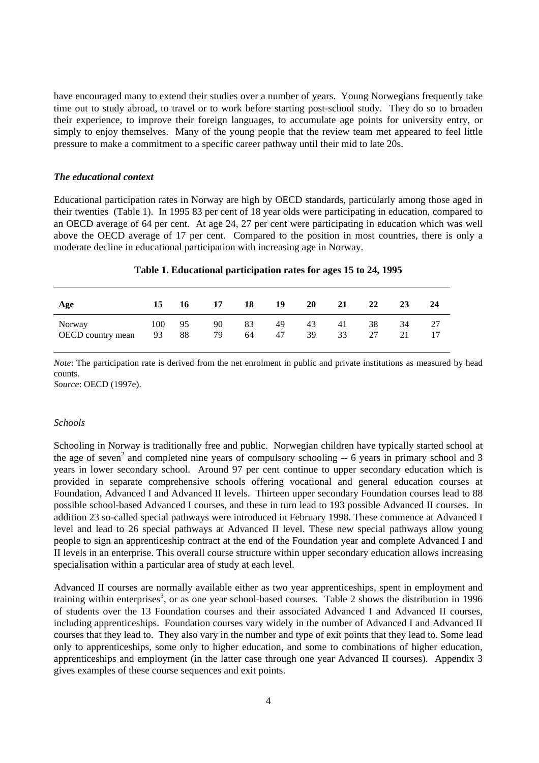have encouraged many to extend their studies over a number of years. Young Norwegians frequently take time out to study abroad, to travel or to work before starting post-school study. They do so to broaden their experience, to improve their foreign languages, to accumulate age points for university entry, or simply to enjoy themselves. Many of the young people that the review team met appeared to feel little pressure to make a commitment to a specific career pathway until their mid to late 20s.

### *The educational context*

Educational participation rates in Norway are high by OECD standards, particularly among those aged in their twenties (Table 1). In 1995 83 per cent of 18 year olds were participating in education, compared to an OECD average of 64 per cent. At age 24, 27 per cent were participating in education which was well above the OECD average of 17 per cent. Compared to the position in most countries, there is only a moderate decline in educational participation with increasing age in Norway.

**Table 1. Educational participation rates for ages 15 to 24, 1995**

| Age | 15 | 16 | 17 | 18 | 19 | 20 | 21 | 22 | 23 | 24 |
|---|---|---|---|---|---|---|---|---|---|---|
| Norway | 100 | 95 | 90 | 83 | 49 | 43 | 41 | 38 | 34 | 27 |
| OECD country mean | 93 | 88 | 79 | 64 | 47 | 39 | 33 | 27 | 21 | 17 |

*Note*: The participation rate is derived from the net enrolment in public and private institutions as measured by head counts.
*Source*: OECD (1997e).

#### *Schools*

Schooling in Norway is traditionally free and public. Norwegian children have typically started school at the age of seven[2] and completed nine years of compulsory schooling -- 6 years in primary school and 3 years in lower secondary school. Around 97 per cent continue to upper secondary education which is provided in separate comprehensive schools offering vocational and general education courses at Foundation, Advanced I and Advanced II levels. Thirteen upper secondary Foundation courses lead to 88 possible school-based Advanced I courses, and these in turn lead to 193 possible Advanced II courses. In addition 23 so-called special pathways were introduced in February 1998. These commence at Advanced I level and lead to 26 special pathways at Advanced II level. These new special pathways allow young people to sign an apprenticeship contract at the end of the Foundation year and complete Advanced I and II levels in an enterprise. This overall course structure within upper secondary education allows increasing specialisation within a particular area of study at each level.

Advanced II courses are normally available either as two year apprenticeships, spent in employment and training within enterprises[3], or as one year school-based courses. Table 2 shows the distribution in 1996 of students over the 13 Foundation courses and their associated Advanced I and Advanced II courses, including apprenticeships. Foundation courses vary widely in the number of Advanced I and Advanced II courses that they lead to. They also vary in the number and type of exit points that they lead to. Some lead only to apprenticeships, some only to higher education, and some to combinations of higher education, apprenticeships and employment (in the latter case through one year Advanced II courses). Appendix 3 gives examples of these course sequences and exit points.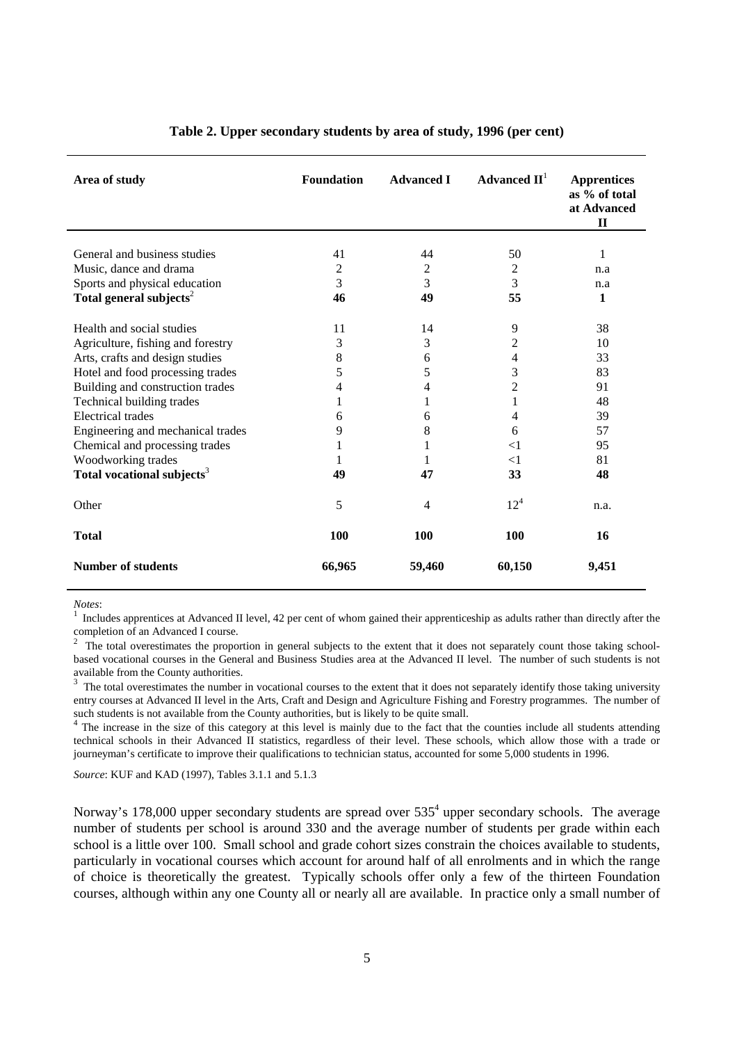**Table 2. Upper secondary students by area of study, 1996 (per cent)**

| Area of study | Foundation | Advanced I | Advanced II[1] | Apprentices as % of total at Advanced II |
|---|---|---|---|---|
| General and business studies | 41 | 44 | 50 | 1 |
| Music, dance and drama | 2 | 2 | 2 | n.a |
| Sports and physical education | 3 | 3 | 3 | n.a |
| **Total general subjects**[2] | **46** | **49** | **55** | **1** |
| Health and social studies | 11 | 14 | 9 | 38 |
| Agriculture, fishing and forestry | 3 | 3 | 2 | 10 |
| Arts, crafts and design studies | 8 | 6 | 4 | 33 |
| Hotel and food processing trades | 5 | 5 | 3 | 83 |
| Building and construction trades | 4 | 4 | 2 | 91 |
| Technical building trades | 1 | 1 | 1 | 48 |
| Electrical trades | 6 | 6 | 4 | 39 |
| Engineering and mechanical trades | 9 | 8 | 6 | 57 |
| Chemical and processing trades | 1 | 1 | <1 | 95 |
| Woodworking trades | 1 | 1 | <1 | 81 |
| **Total vocational subjects**[3] | **49** | **47** | **33** | **48** |
| Other | 5 | 4 | 12[4] | n.a. |
| **Total** | **100** | **100** | **100** | **16** |
| **Number of students** | **66,965** | **59,460** | **60,150** | **9,451** |

*Notes*:

[1] Includes apprentices at Advanced II level, 42 per cent of whom gained their apprenticeship as adults rather than directly after the completion of an Advanced I course.

[2] The total overestimates the proportion in general subjects to the extent that it does not separately count those taking school-based vocational courses in the General and Business Studies area at the Advanced II level. The number of such students is not available from the County authorities.

[3] The total overestimates the number in vocational courses to the extent that it does not separately identify those taking university entry courses at Advanced II level in the Arts, Craft and Design and Agriculture Fishing and Forestry programmes. The number of such students is not available from the County authorities, but is likely to be quite small.

[4] The increase in the size of this category at this level is mainly due to the fact that the counties include all students attending technical schools in their Advanced II statistics, regardless of their level. These schools, which allow those with a trade or journeyman's certificate to improve their qualifications to technician status, accounted for some 5,000 students in 1996.

*Source*: KUF and KAD (1997), Tables 3.1.1 and 5.1.3

Norway's 178,000 upper secondary students are spread over 535[4] upper secondary schools. The average number of students per school is around 330 and the average number of students per grade within each school is a little over 100. Small school and grade cohort sizes constrain the choices available to students, particularly in vocational courses which account for around half of all enrolments and in which the range of choice is theoretically the greatest. Typically schools offer only a few of the thirteen Foundation courses, although within any one County all or nearly all are available. In practice only a small number of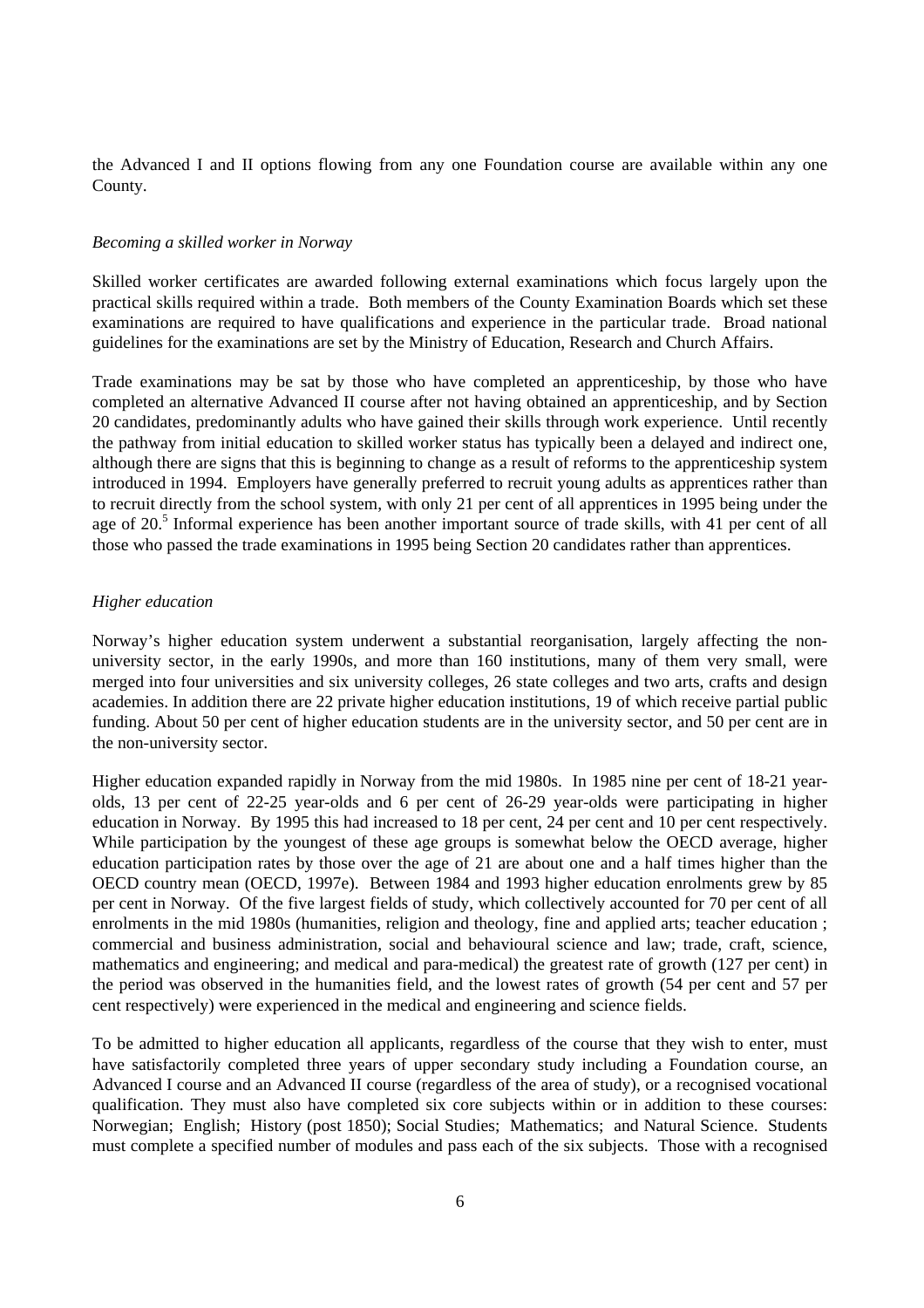the Advanced I and II options flowing from any one Foundation course are available within any one County.

*Becoming a skilled worker in Norway*

Skilled worker certificates are awarded following external examinations which focus largely upon the practical skills required within a trade. Both members of the County Examination Boards which set these examinations are required to have qualifications and experience in the particular trade. Broad national guidelines for the examinations are set by the Ministry of Education, Research and Church Affairs.

Trade examinations may be sat by those who have completed an apprenticeship, by those who have completed an alternative Advanced II course after not having obtained an apprenticeship, and by Section 20 candidates, predominantly adults who have gained their skills through work experience. Until recently the pathway from initial education to skilled worker status has typically been a delayed and indirect one, although there are signs that this is beginning to change as a result of reforms to the apprenticeship system introduced in 1994. Employers have generally preferred to recruit young adults as apprentices rather than to recruit directly from the school system, with only 21 per cent of all apprentices in 1995 being under the age of 20.[5] Informal experience has been another important source of trade skills, with 41 per cent of all those who passed the trade examinations in 1995 being Section 20 candidates rather than apprentices.

*Higher education*

Norway's higher education system underwent a substantial reorganisation, largely affecting the non-university sector, in the early 1990s, and more than 160 institutions, many of them very small, were merged into four universities and six university colleges, 26 state colleges and two arts, crafts and design academies. In addition there are 22 private higher education institutions, 19 of which receive partial public funding. About 50 per cent of higher education students are in the university sector, and 50 per cent are in the non-university sector.

Higher education expanded rapidly in Norway from the mid 1980s. In 1985 nine per cent of 18-21 year-olds, 13 per cent of 22-25 year-olds and 6 per cent of 26-29 year-olds were participating in higher education in Norway. By 1995 this had increased to 18 per cent, 24 per cent and 10 per cent respectively. While participation by the youngest of these age groups is somewhat below the OECD average, higher education participation rates by those over the age of 21 are about one and a half times higher than the OECD country mean (OECD, 1997e). Between 1984 and 1993 higher education enrolments grew by 85 per cent in Norway. Of the five largest fields of study, which collectively accounted for 70 per cent of all enrolments in the mid 1980s (humanities, religion and theology, fine and applied arts; teacher education ; commercial and business administration, social and behavioural science and law; trade, craft, science, mathematics and engineering; and medical and para-medical) the greatest rate of growth (127 per cent) in the period was observed in the humanities field, and the lowest rates of growth (54 per cent and 57 per cent respectively) were experienced in the medical and engineering and science fields.

To be admitted to higher education all applicants, regardless of the course that they wish to enter, must have satisfactorily completed three years of upper secondary study including a Foundation course, an Advanced I course and an Advanced II course (regardless of the area of study), or a recognised vocational qualification. They must also have completed six core subjects within or in addition to these courses: Norwegian; English; History (post 1850); Social Studies; Mathematics; and Natural Science. Students must complete a specified number of modules and pass each of the six subjects. Those with a recognised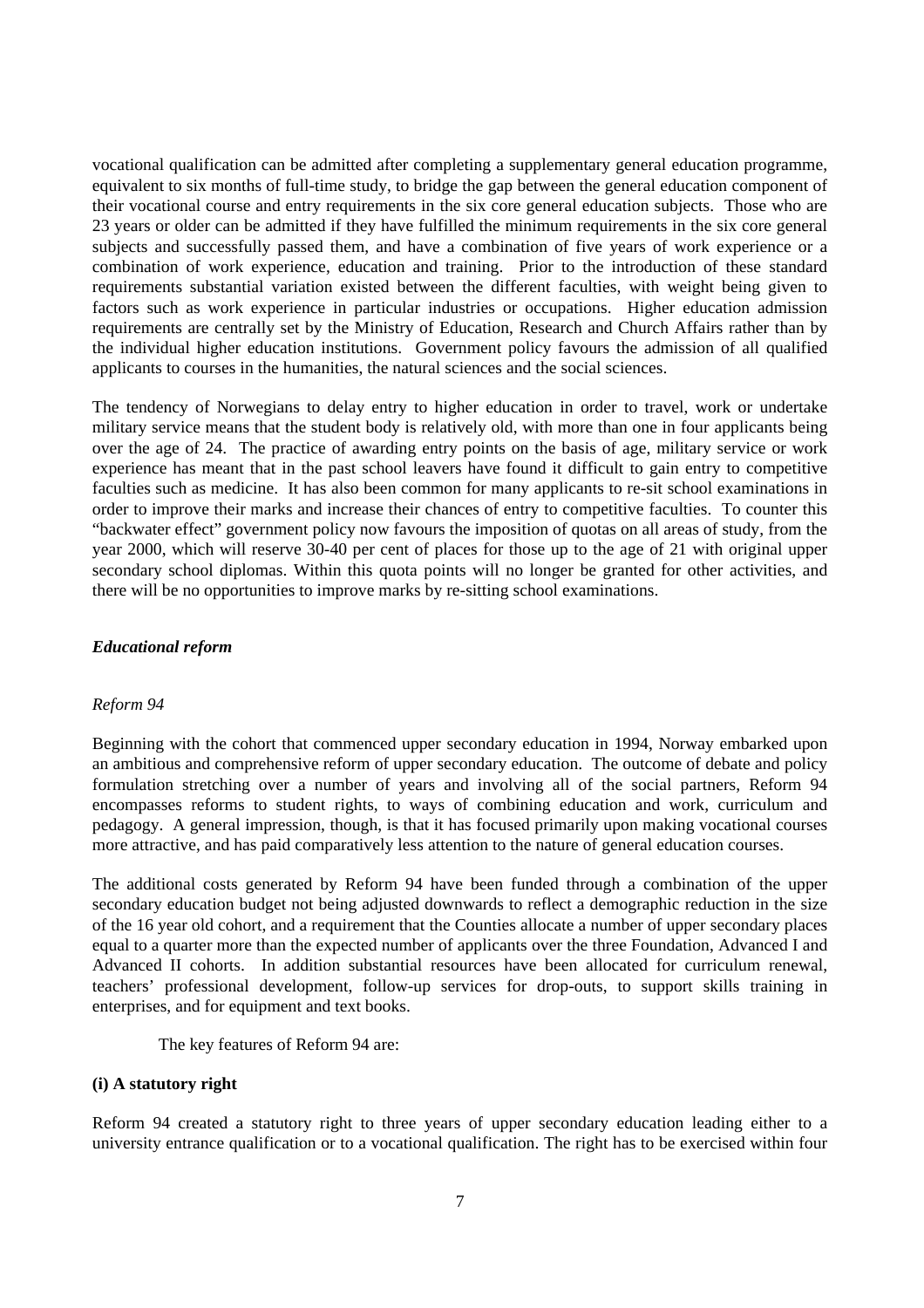vocational qualification can be admitted after completing a supplementary general education programme, equivalent to six months of full-time study, to bridge the gap between the general education component of their vocational course and entry requirements in the six core general education subjects. Those who are 23 years or older can be admitted if they have fulfilled the minimum requirements in the six core general subjects and successfully passed them, and have a combination of five years of work experience or a combination of work experience, education and training. Prior to the introduction of these standard requirements substantial variation existed between the different faculties, with weight being given to factors such as work experience in particular industries or occupations. Higher education admission requirements are centrally set by the Ministry of Education, Research and Church Affairs rather than by the individual higher education institutions. Government policy favours the admission of all qualified applicants to courses in the humanities, the natural sciences and the social sciences.

The tendency of Norwegians to delay entry to higher education in order to travel, work or undertake military service means that the student body is relatively old, with more than one in four applicants being over the age of 24. The practice of awarding entry points on the basis of age, military service or work experience has meant that in the past school leavers have found it difficult to gain entry to competitive faculties such as medicine. It has also been common for many applicants to re-sit school examinations in order to improve their marks and increase their chances of entry to competitive faculties. To counter this "backwater effect" government policy now favours the imposition of quotas on all areas of study, from the year 2000, which will reserve 30-40 per cent of places for those up to the age of 21 with original upper secondary school diplomas. Within this quota points will no longer be granted for other activities, and there will be no opportunities to improve marks by re-sitting school examinations.

### *Educational reform*

#### *Reform 94*

Beginning with the cohort that commenced upper secondary education in 1994, Norway embarked upon an ambitious and comprehensive reform of upper secondary education. The outcome of debate and policy formulation stretching over a number of years and involving all of the social partners, Reform 94 encompasses reforms to student rights, to ways of combining education and work, curriculum and pedagogy. A general impression, though, is that it has focused primarily upon making vocational courses more attractive, and has paid comparatively less attention to the nature of general education courses.

The additional costs generated by Reform 94 have been funded through a combination of the upper secondary education budget not being adjusted downwards to reflect a demographic reduction in the size of the 16 year old cohort, and a requirement that the Counties allocate a number of upper secondary places equal to a quarter more than the expected number of applicants over the three Foundation, Advanced I and Advanced II cohorts. In addition substantial resources have been allocated for curriculum renewal, teachers' professional development, follow-up services for drop-outs, to support skills training in enterprises, and for equipment and text books.

The key features of Reform 94 are:

**(i) A statutory right**

Reform 94 created a statutory right to three years of upper secondary education leading either to a university entrance qualification or to a vocational qualification. The right has to be exercised within four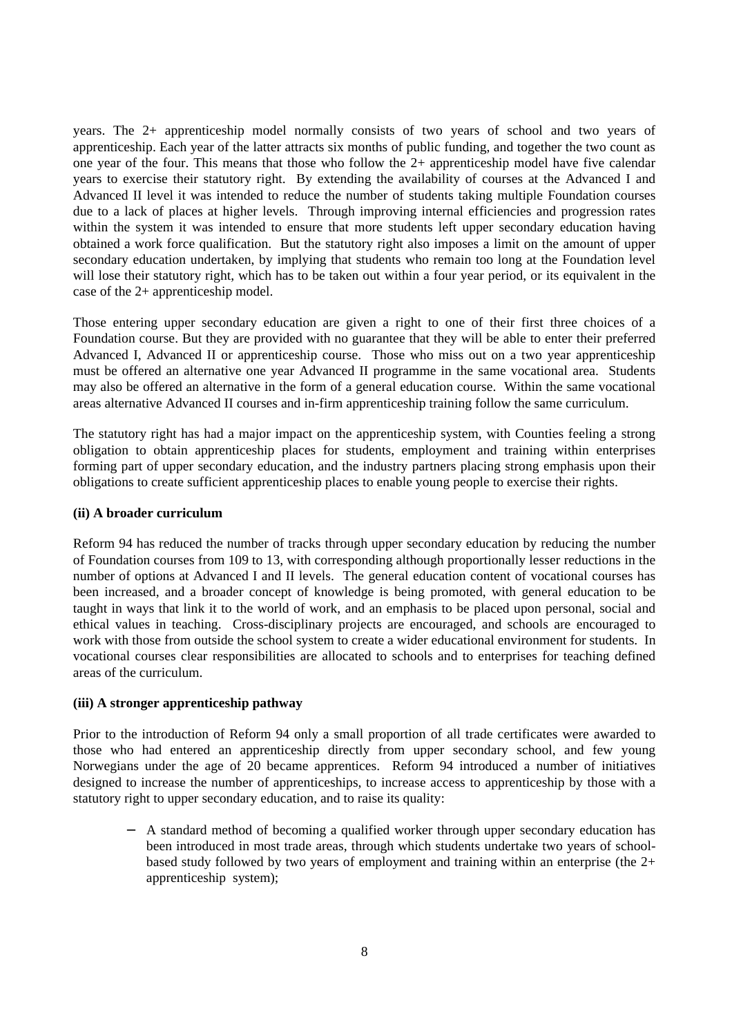years. The 2+ apprenticeship model normally consists of two years of school and two years of apprenticeship. Each year of the latter attracts six months of public funding, and together the two count as one year of the four. This means that those who follow the 2+ apprenticeship model have five calendar years to exercise their statutory right. By extending the availability of courses at the Advanced I and Advanced II level it was intended to reduce the number of students taking multiple Foundation courses due to a lack of places at higher levels. Through improving internal efficiencies and progression rates within the system it was intended to ensure that more students left upper secondary education having obtained a work force qualification. But the statutory right also imposes a limit on the amount of upper secondary education undertaken, by implying that students who remain too long at the Foundation level will lose their statutory right, which has to be taken out within a four year period, or its equivalent in the case of the 2+ apprenticeship model.

Those entering upper secondary education are given a right to one of their first three choices of a Foundation course. But they are provided with no guarantee that they will be able to enter their preferred Advanced I, Advanced II or apprenticeship course. Those who miss out on a two year apprenticeship must be offered an alternative one year Advanced II programme in the same vocational area. Students may also be offered an alternative in the form of a general education course. Within the same vocational areas alternative Advanced II courses and in-firm apprenticeship training follow the same curriculum.

The statutory right has had a major impact on the apprenticeship system, with Counties feeling a strong obligation to obtain apprenticeship places for students, employment and training within enterprises forming part of upper secondary education, and the industry partners placing strong emphasis upon their obligations to create sufficient apprenticeship places to enable young people to exercise their rights.

**(ii) A broader curriculum**

Reform 94 has reduced the number of tracks through upper secondary education by reducing the number of Foundation courses from 109 to 13, with corresponding although proportionally lesser reductions in the number of options at Advanced I and II levels. The general education content of vocational courses has been increased, and a broader concept of knowledge is being promoted, with general education to be taught in ways that link it to the world of work, and an emphasis to be placed upon personal, social and ethical values in teaching. Cross-disciplinary projects are encouraged, and schools are encouraged to work with those from outside the school system to create a wider educational environment for students. In vocational courses clear responsibilities are allocated to schools and to enterprises for teaching defined areas of the curriculum.

**(iii) A stronger apprenticeship pathway**

Prior to the introduction of Reform 94 only a small proportion of all trade certificates were awarded to those who had entered an apprenticeship directly from upper secondary school, and few young Norwegians under the age of 20 became apprentices. Reform 94 introduced a number of initiatives designed to increase the number of apprenticeships, to increase access to apprenticeship by those with a statutory right to upper secondary education, and to raise its quality:

- A standard method of becoming a qualified worker through upper secondary education has been introduced in most trade areas, through which students undertake two years of school-based study followed by two years of employment and training within an enterprise (the 2+ apprenticeship system);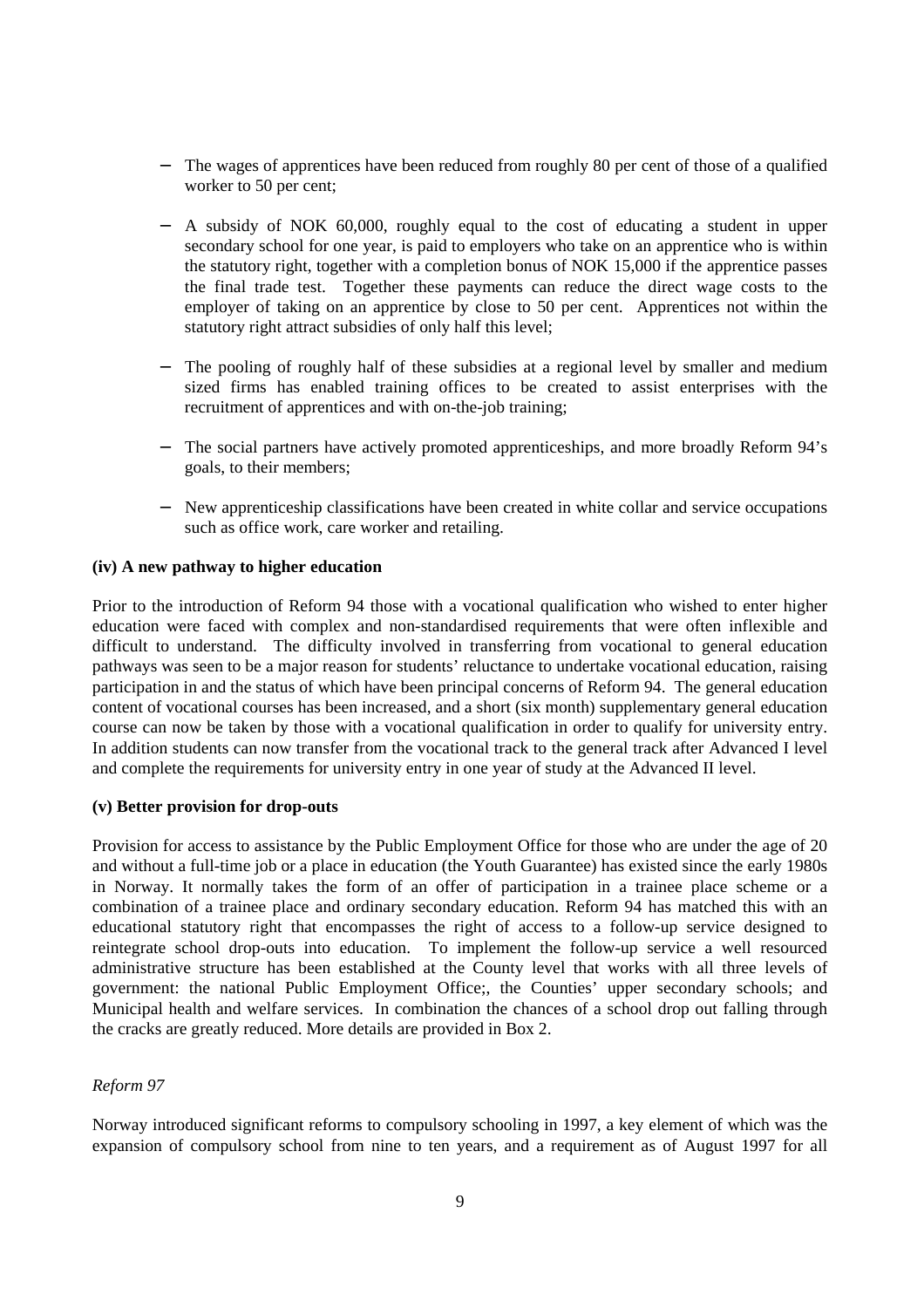- The wages of apprentices have been reduced from roughly 80 per cent of those of a qualified worker to 50 per cent;

- A subsidy of NOK 60,000, roughly equal to the cost of educating a student in upper secondary school for one year, is paid to employers who take on an apprentice who is within the statutory right, together with a completion bonus of NOK 15,000 if the apprentice passes the final trade test. Together these payments can reduce the direct wage costs to the employer of taking on an apprentice by close to 50 per cent. Apprentices not within the statutory right attract subsidies of only half this level;

- The pooling of roughly half of these subsidies at a regional level by smaller and medium sized firms has enabled training offices to be created to assist enterprises with the recruitment of apprentices and with on-the-job training;

- The social partners have actively promoted apprenticeships, and more broadly Reform 94's goals, to their members;

- New apprenticeship classifications have been created in white collar and service occupations such as office work, care worker and retailing.

**(iv) A new pathway to higher education**

Prior to the introduction of Reform 94 those with a vocational qualification who wished to enter higher education were faced with complex and non-standardised requirements that were often inflexible and difficult to understand. The difficulty involved in transferring from vocational to general education pathways was seen to be a major reason for students' reluctance to undertake vocational education, raising participation in and the status of which have been principal concerns of Reform 94. The general education content of vocational courses has been increased, and a short (six month) supplementary general education course can now be taken by those with a vocational qualification in order to qualify for university entry. In addition students can now transfer from the vocational track to the general track after Advanced I level and complete the requirements for university entry in one year of study at the Advanced II level.

**(v) Better provision for drop-outs**

Provision for access to assistance by the Public Employment Office for those who are under the age of 20 and without a full-time job or a place in education (the Youth Guarantee) has existed since the early 1980s in Norway. It normally takes the form of an offer of participation in a trainee place scheme or a combination of a trainee place and ordinary secondary education. Reform 94 has matched this with an educational statutory right that encompasses the right of access to a follow-up service designed to reintegrate school drop-outs into education. To implement the follow-up service a well resourced administrative structure has been established at the County level that works with all three levels of government: the national Public Employment Office;, the Counties' upper secondary schools; and Municipal health and welfare services. In combination the chances of a school drop out falling through the cracks are greatly reduced. More details are provided in Box 2.

*Reform 97*

Norway introduced significant reforms to compulsory schooling in 1997, a key element of which was the expansion of compulsory school from nine to ten years, and a requirement as of August 1997 for all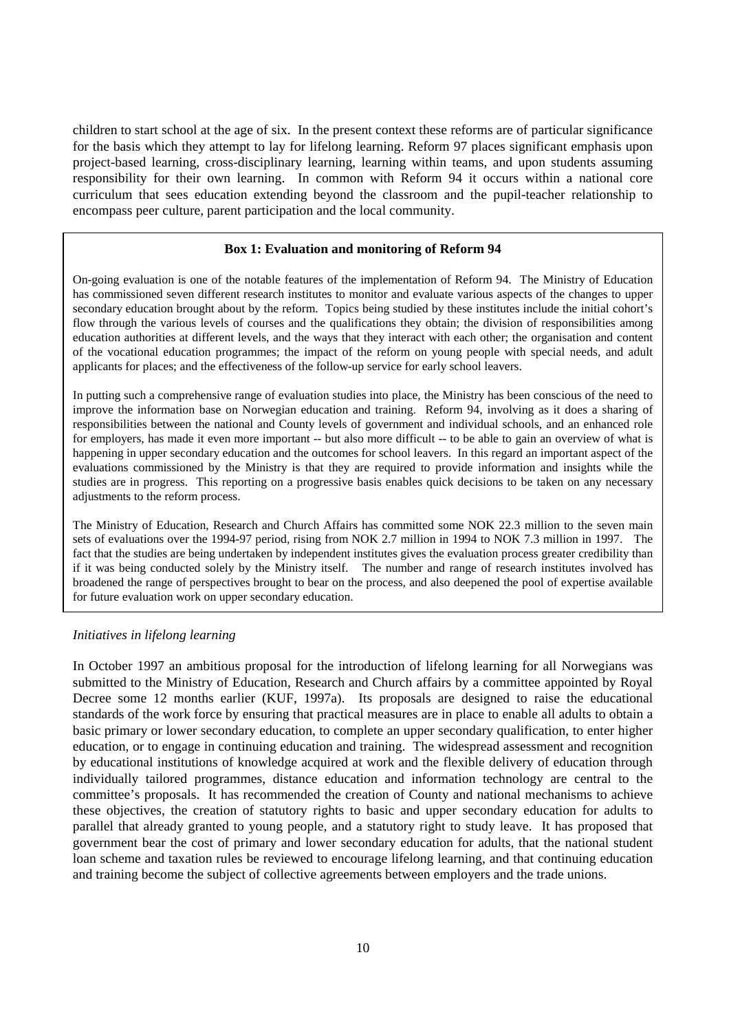children to start school at the age of six. In the present context these reforms are of particular significance for the basis which they attempt to lay for lifelong learning. Reform 97 places significant emphasis upon project-based learning, cross-disciplinary learning, learning within teams, and upon students assuming responsibility for their own learning. In common with Reform 94 it occurs within a national core curriculum that sees education extending beyond the classroom and the pupil-teacher relationship to encompass peer culture, parent participation and the local community.

> **Box 1: Evaluation and monitoring of Reform 94**
>
> On-going evaluation is one of the notable features of the implementation of Reform 94. The Ministry of Education has commissioned seven different research institutes to monitor and evaluate various aspects of the changes to upper secondary education brought about by the reform. Topics being studied by these institutes include the initial cohort's flow through the various levels of courses and the qualifications they obtain; the division of responsibilities among education authorities at different levels, and the ways that they interact with each other; the organisation and content of the vocational education programmes; the impact of the reform on young people with special needs, and adult applicants for places; and the effectiveness of the follow-up service for early school leavers.
>
> In putting such a comprehensive range of evaluation studies into place, the Ministry has been conscious of the need to improve the information base on Norwegian education and training. Reform 94, involving as it does a sharing of responsibilities between the national and County levels of government and individual schools, and an enhanced role for employers, has made it even more important -- but also more difficult -- to be able to gain an overview of what is happening in upper secondary education and the outcomes for school leavers. In this regard an important aspect of the evaluations commissioned by the Ministry is that they are required to provide information and insights while the studies are in progress. This reporting on a progressive basis enables quick decisions to be taken on any necessary adjustments to the reform process.
>
> The Ministry of Education, Research and Church Affairs has committed some NOK 22.3 million to the seven main sets of evaluations over the 1994-97 period, rising from NOK 2.7 million in 1994 to NOK 7.3 million in 1997. The fact that the studies are being undertaken by independent institutes gives the evaluation process greater credibility than if it was being conducted solely by the Ministry itself. The number and range of research institutes involved has broadened the range of perspectives brought to bear on the process, and also deepened the pool of expertise available for future evaluation work on upper secondary education.

*Initiatives in lifelong learning*

In October 1997 an ambitious proposal for the introduction of lifelong learning for all Norwegians was submitted to the Ministry of Education, Research and Church affairs by a committee appointed by Royal Decree some 12 months earlier (KUF, 1997a). Its proposals are designed to raise the educational standards of the work force by ensuring that practical measures are in place to enable all adults to obtain a basic primary or lower secondary education, to complete an upper secondary qualification, to enter higher education, or to engage in continuing education and training. The widespread assessment and recognition by educational institutions of knowledge acquired at work and the flexible delivery of education through individually tailored programmes, distance education and information technology are central to the committee's proposals. It has recommended the creation of County and national mechanisms to achieve these objectives, the creation of statutory rights to basic and upper secondary education for adults to parallel that already granted to young people, and a statutory right to study leave. It has proposed that government bear the cost of primary and lower secondary education for adults, that the national student loan scheme and taxation rules be reviewed to encourage lifelong learning, and that continuing education and training become the subject of collective agreements between employers and the trade unions.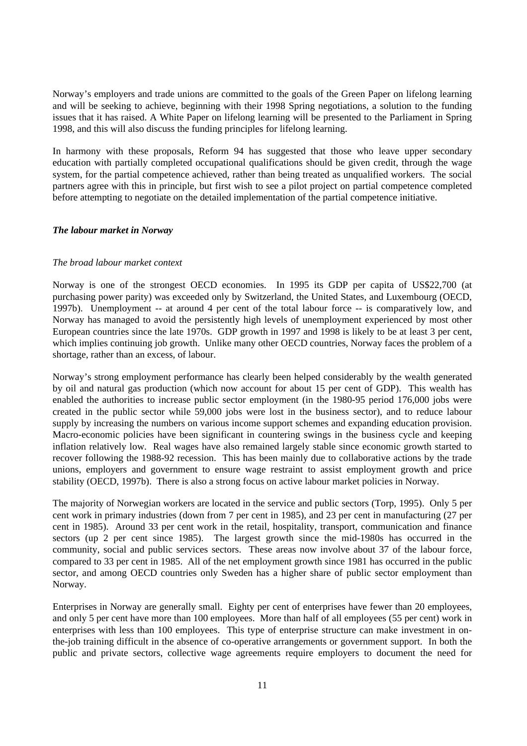Norway's employers and trade unions are committed to the goals of the Green Paper on lifelong learning and will be seeking to achieve, beginning with their 1998 Spring negotiations, a solution to the funding issues that it has raised. A White Paper on lifelong learning will be presented to the Parliament in Spring 1998, and this will also discuss the funding principles for lifelong learning.

In harmony with these proposals, Reform 94 has suggested that those who leave upper secondary education with partially completed occupational qualifications should be given credit, through the wage system, for the partial competence achieved, rather than being treated as unqualified workers. The social partners agree with this in principle, but first wish to see a pilot project on partial competence completed before attempting to negotiate on the detailed implementation of the partial competence initiative.

### *The labour market in Norway*

#### *The broad labour market context*

Norway is one of the strongest OECD economies. In 1995 its GDP per capita of US$22,700 (at purchasing power parity) was exceeded only by Switzerland, the United States, and Luxembourg (OECD, 1997b). Unemployment -- at around 4 per cent of the total labour force -- is comparatively low, and Norway has managed to avoid the persistently high levels of unemployment experienced by most other European countries since the late 1970s. GDP growth in 1997 and 1998 is likely to be at least 3 per cent, which implies continuing job growth. Unlike many other OECD countries, Norway faces the problem of a shortage, rather than an excess, of labour.

Norway's strong employment performance has clearly been helped considerably by the wealth generated by oil and natural gas production (which now account for about 15 per cent of GDP). This wealth has enabled the authorities to increase public sector employment (in the 1980-95 period 176,000 jobs were created in the public sector while 59,000 jobs were lost in the business sector), and to reduce labour supply by increasing the numbers on various income support schemes and expanding education provision. Macro-economic policies have been significant in countering swings in the business cycle and keeping inflation relatively low. Real wages have also remained largely stable since economic growth started to recover following the 1988-92 recession. This has been mainly due to collaborative actions by the trade unions, employers and government to ensure wage restraint to assist employment growth and price stability (OECD, 1997b). There is also a strong focus on active labour market policies in Norway.

The majority of Norwegian workers are located in the service and public sectors (Torp, 1995). Only 5 per cent work in primary industries (down from 7 per cent in 1985), and 23 per cent in manufacturing (27 per cent in 1985). Around 33 per cent work in the retail, hospitality, transport, communication and finance sectors (up 2 per cent since 1985). The largest growth since the mid-1980s has occurred in the community, social and public services sectors. These areas now involve about 37 of the labour force, compared to 33 per cent in 1985. All of the net employment growth since 1981 has occurred in the public sector, and among OECD countries only Sweden has a higher share of public sector employment than Norway.

Enterprises in Norway are generally small. Eighty per cent of enterprises have fewer than 20 employees, and only 5 per cent have more than 100 employees. More than half of all employees (55 per cent) work in enterprises with less than 100 employees. This type of enterprise structure can make investment in on-the-job training difficult in the absence of co-operative arrangements or government support. In both the public and private sectors, collective wage agreements require employers to document the need for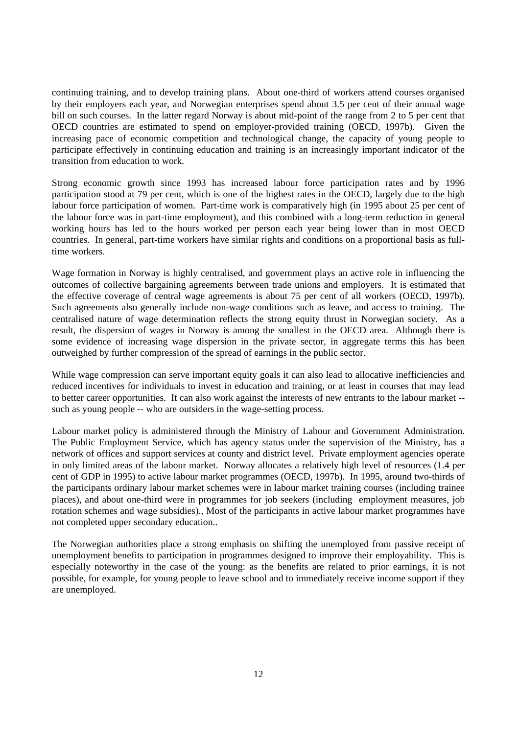continuing training, and to develop training plans. About one-third of workers attend courses organised by their employers each year, and Norwegian enterprises spend about 3.5 per cent of their annual wage bill on such courses. In the latter regard Norway is about mid-point of the range from 2 to 5 per cent that OECD countries are estimated to spend on employer-provided training (OECD, 1997b). Given the increasing pace of economic competition and technological change, the capacity of young people to participate effectively in continuing education and training is an increasingly important indicator of the transition from education to work.

Strong economic growth since 1993 has increased labour force participation rates and by 1996 participation stood at 79 per cent, which is one of the highest rates in the OECD, largely due to the high labour force participation of women. Part-time work is comparatively high (in 1995 about 25 per cent of the labour force was in part-time employment), and this combined with a long-term reduction in general working hours has led to the hours worked per person each year being lower than in most OECD countries. In general, part-time workers have similar rights and conditions on a proportional basis as full-time workers.

Wage formation in Norway is highly centralised, and government plays an active role in influencing the outcomes of collective bargaining agreements between trade unions and employers. It is estimated that the effective coverage of central wage agreements is about 75 per cent of all workers (OECD, 1997b). Such agreements also generally include non-wage conditions such as leave, and access to training. The centralised nature of wage determination reflects the strong equity thrust in Norwegian society. As a result, the dispersion of wages in Norway is among the smallest in the OECD area. Although there is some evidence of increasing wage dispersion in the private sector, in aggregate terms this has been outweighed by further compression of the spread of earnings in the public sector.

While wage compression can serve important equity goals it can also lead to allocative inefficiencies and reduced incentives for individuals to invest in education and training, or at least in courses that may lead to better career opportunities. It can also work against the interests of new entrants to the labour market -- such as young people -- who are outsiders in the wage-setting process.

Labour market policy is administered through the Ministry of Labour and Government Administration. The Public Employment Service, which has agency status under the supervision of the Ministry, has a network of offices and support services at county and district level. Private employment agencies operate in only limited areas of the labour market. Norway allocates a relatively high level of resources (1.4 per cent of GDP in 1995) to active labour market programmes (OECD, 1997b). In 1995, around two-thirds of the participants ordinary labour market schemes were in labour market training courses (including trainee places), and about one-third were in programmes for job seekers (including employment measures, job rotation schemes and wage subsidies)., Most of the participants in active labour market programmes have not completed upper secondary education..

The Norwegian authorities place a strong emphasis on shifting the unemployed from passive receipt of unemployment benefits to participation in programmes designed to improve their employability. This is especially noteworthy in the case of the young: as the benefits are related to prior earnings, it is not possible, for example, for young people to leave school and to immediately receive income support if they are unemployed.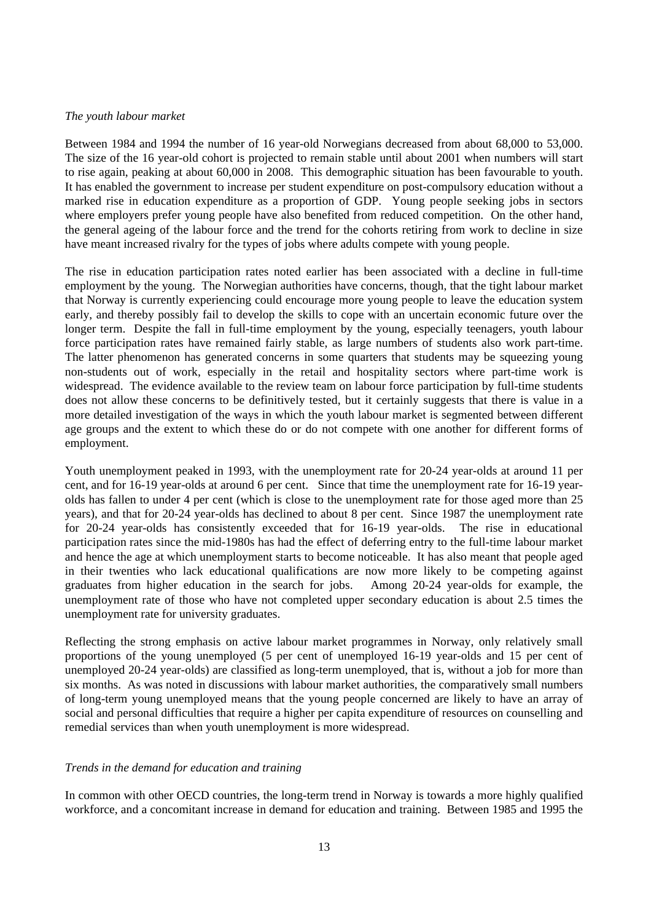*The youth labour market*

Between 1984 and 1994 the number of 16 year-old Norwegians decreased from about 68,000 to 53,000. The size of the 16 year-old cohort is projected to remain stable until about 2001 when numbers will start to rise again, peaking at about 60,000 in 2008. This demographic situation has been favourable to youth. It has enabled the government to increase per student expenditure on post-compulsory education without a marked rise in education expenditure as a proportion of GDP. Young people seeking jobs in sectors where employers prefer young people have also benefited from reduced competition. On the other hand, the general ageing of the labour force and the trend for the cohorts retiring from work to decline in size have meant increased rivalry for the types of jobs where adults compete with young people.

The rise in education participation rates noted earlier has been associated with a decline in full-time employment by the young. The Norwegian authorities have concerns, though, that the tight labour market that Norway is currently experiencing could encourage more young people to leave the education system early, and thereby possibly fail to develop the skills to cope with an uncertain economic future over the longer term. Despite the fall in full-time employment by the young, especially teenagers, youth labour force participation rates have remained fairly stable, as large numbers of students also work part-time. The latter phenomenon has generated concerns in some quarters that students may be squeezing young non-students out of work, especially in the retail and hospitality sectors where part-time work is widespread. The evidence available to the review team on labour force participation by full-time students does not allow these concerns to be definitively tested, but it certainly suggests that there is value in a more detailed investigation of the ways in which the youth labour market is segmented between different age groups and the extent to which these do or do not compete with one another for different forms of employment.

Youth unemployment peaked in 1993, with the unemployment rate for 20-24 year-olds at around 11 per cent, and for 16-19 year-olds at around 6 per cent. Since that time the unemployment rate for 16-19 year-olds has fallen to under 4 per cent (which is close to the unemployment rate for those aged more than 25 years), and that for 20-24 year-olds has declined to about 8 per cent. Since 1987 the unemployment rate for 20-24 year-olds has consistently exceeded that for 16-19 year-olds. The rise in educational participation rates since the mid-1980s has had the effect of deferring entry to the full-time labour market and hence the age at which unemployment starts to become noticeable. It has also meant that people aged in their twenties who lack educational qualifications are now more likely to be competing against graduates from higher education in the search for jobs. Among 20-24 year-olds for example, the unemployment rate of those who have not completed upper secondary education is about 2.5 times the unemployment rate for university graduates.

Reflecting the strong emphasis on active labour market programmes in Norway, only relatively small proportions of the young unemployed (5 per cent of unemployed 16-19 year-olds and 15 per cent of unemployed 20-24 year-olds) are classified as long-term unemployed, that is, without a job for more than six months. As was noted in discussions with labour market authorities, the comparatively small numbers of long-term young unemployed means that the young people concerned are likely to have an array of social and personal difficulties that require a higher per capita expenditure of resources on counselling and remedial services than when youth unemployment is more widespread.

*Trends in the demand for education and training*

In common with other OECD countries, the long-term trend in Norway is towards a more highly qualified workforce, and a concomitant increase in demand for education and training. Between 1985 and 1995 the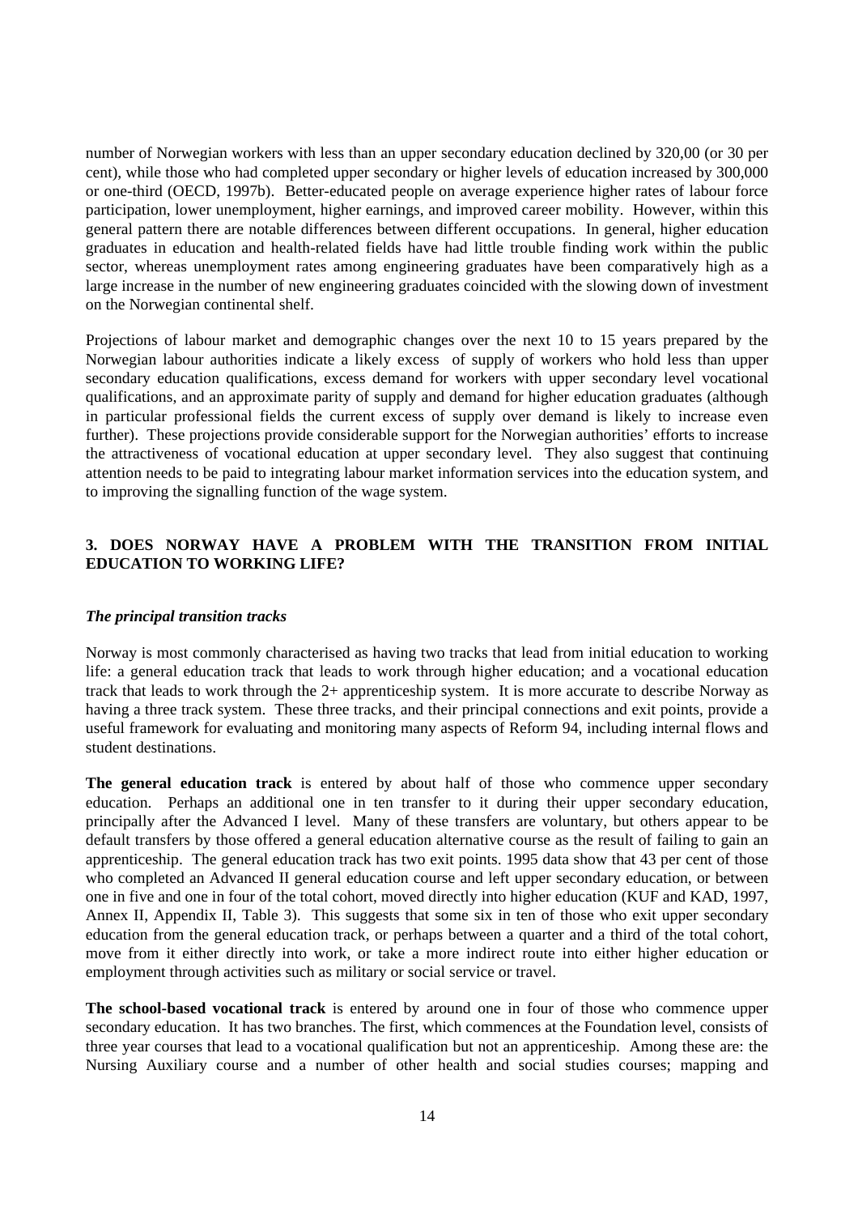number of Norwegian workers with less than an upper secondary education declined by 320,00 (or 30 per cent), while those who had completed upper secondary or higher levels of education increased by 300,000 or one-third (OECD, 1997b). Better-educated people on average experience higher rates of labour force participation, lower unemployment, higher earnings, and improved career mobility. However, within this general pattern there are notable differences between different occupations. In general, higher education graduates in education and health-related fields have had little trouble finding work within the public sector, whereas unemployment rates among engineering graduates have been comparatively high as a large increase in the number of new engineering graduates coincided with the slowing down of investment on the Norwegian continental shelf.

Projections of labour market and demographic changes over the next 10 to 15 years prepared by the Norwegian labour authorities indicate a likely excess of supply of workers who hold less than upper secondary education qualifications, excess demand for workers with upper secondary level vocational qualifications, and an approximate parity of supply and demand for higher education graduates (although in particular professional fields the current excess of supply over demand is likely to increase even further). These projections provide considerable support for the Norwegian authorities' efforts to increase the attractiveness of vocational education at upper secondary level. They also suggest that continuing attention needs to be paid to integrating labour market information services into the education system, and to improving the signalling function of the wage system.

## 3. DOES NORWAY HAVE A PROBLEM WITH THE TRANSITION FROM INITIAL EDUCATION TO WORKING LIFE?

### *The principal transition tracks*

Norway is most commonly characterised as having two tracks that lead from initial education to working life: a general education track that leads to work through higher education; and a vocational education track that leads to work through the 2+ apprenticeship system. It is more accurate to describe Norway as having a three track system. These three tracks, and their principal connections and exit points, provide a useful framework for evaluating and monitoring many aspects of Reform 94, including internal flows and student destinations.

**The general education track** is entered by about half of those who commence upper secondary education. Perhaps an additional one in ten transfer to it during their upper secondary education, principally after the Advanced I level. Many of these transfers are voluntary, but others appear to be default transfers by those offered a general education alternative course as the result of failing to gain an apprenticeship. The general education track has two exit points. 1995 data show that 43 per cent of those who completed an Advanced II general education course and left upper secondary education, or between one in five and one in four of the total cohort, moved directly into higher education (KUF and KAD, 1997, Annex II, Appendix II, Table 3). This suggests that some six in ten of those who exit upper secondary education from the general education track, or perhaps between a quarter and a third of the total cohort, move from it either directly into work, or take a more indirect route into either higher education or employment through activities such as military or social service or travel.

**The school-based vocational track** is entered by around one in four of those who commence upper secondary education. It has two branches. The first, which commences at the Foundation level, consists of three year courses that lead to a vocational qualification but not an apprenticeship. Among these are: the Nursing Auxiliary course and a number of other health and social studies courses; mapping and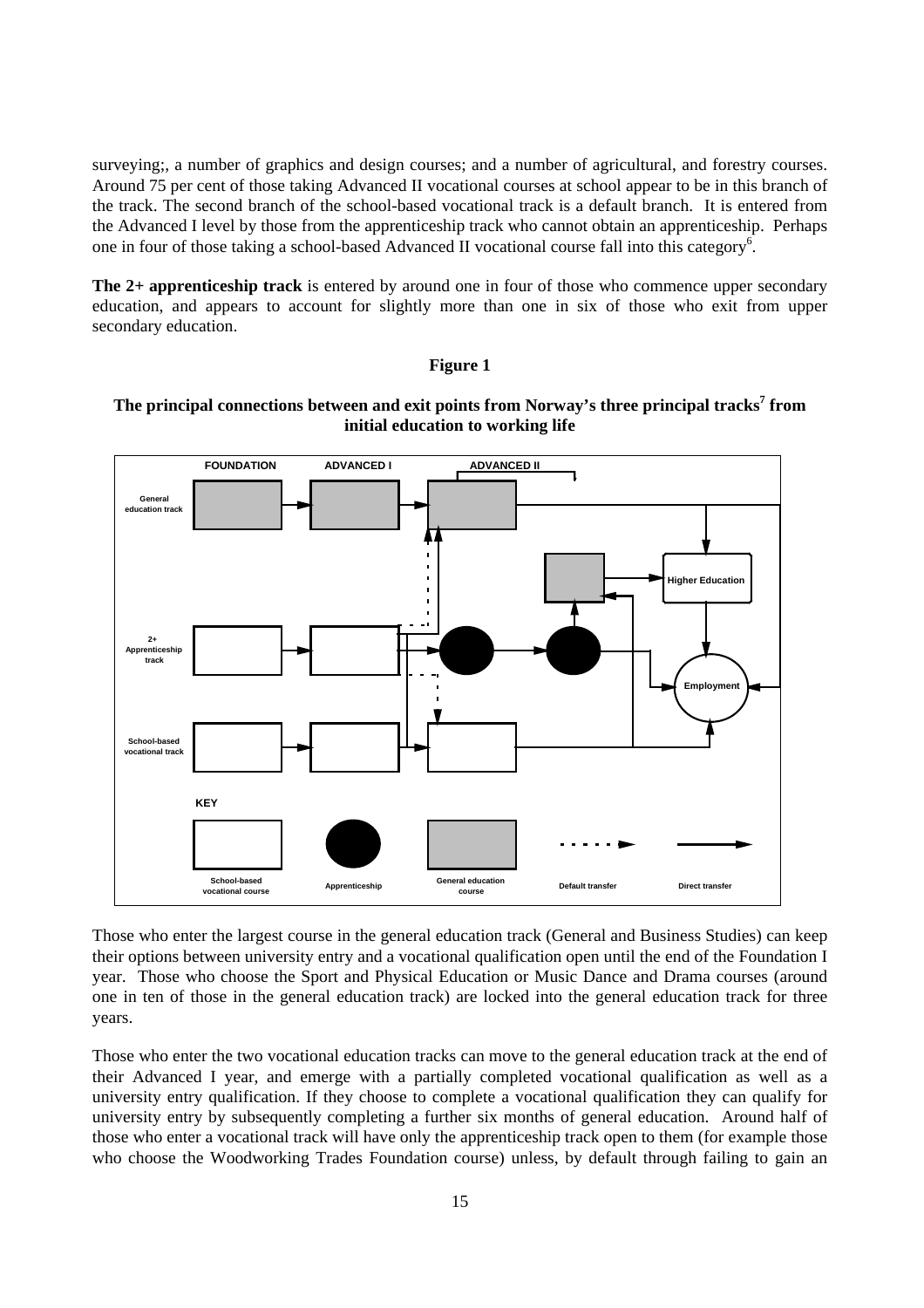surveying;, a number of graphics and design courses; and a number of agricultural, and forestry courses. Around 75 per cent of those taking Advanced II vocational courses at school appear to be in this branch of the track. The second branch of the school-based vocational track is a default branch. It is entered from the Advanced I level by those from the apprenticeship track who cannot obtain an apprenticeship. Perhaps one in four of those taking a school-based Advanced II vocational course fall into this category[6].

**The 2+ apprenticeship track** is entered by around one in four of those who commence upper secondary education, and appears to account for slightly more than one in six of those who exit from upper secondary education.

**Figure 1**

**The principal connections between and exit points from Norway's three principal tracks[7] from initial education to working life**

FOUNDATION | ADVANCED I | ADVANCED II

General education track

2+ Apprenticeship track

School-based vocational track

Higher Education

Employment

KEY: School-based vocational course | Apprenticeship | General education course | Default transfer | Direct transfer

Those who enter the largest course in the general education track (General and Business Studies) can keep their options between university entry and a vocational qualification open until the end of the Foundation I year. Those who choose the Sport and Physical Education or Music Dance and Drama courses (around one in ten of those in the general education track) are locked into the general education track for three years.

Those who enter the two vocational education tracks can move to the general education track at the end of their Advanced I year, and emerge with a partially completed vocational qualification as well as a university entry qualification. If they choose to complete a vocational qualification they can qualify for university entry by subsequently completing a further six months of general education. Around half of those who enter a vocational track will have only the apprenticeship track open to them (for example those who choose the Woodworking Trades Foundation course) unless, by default through failing to gain an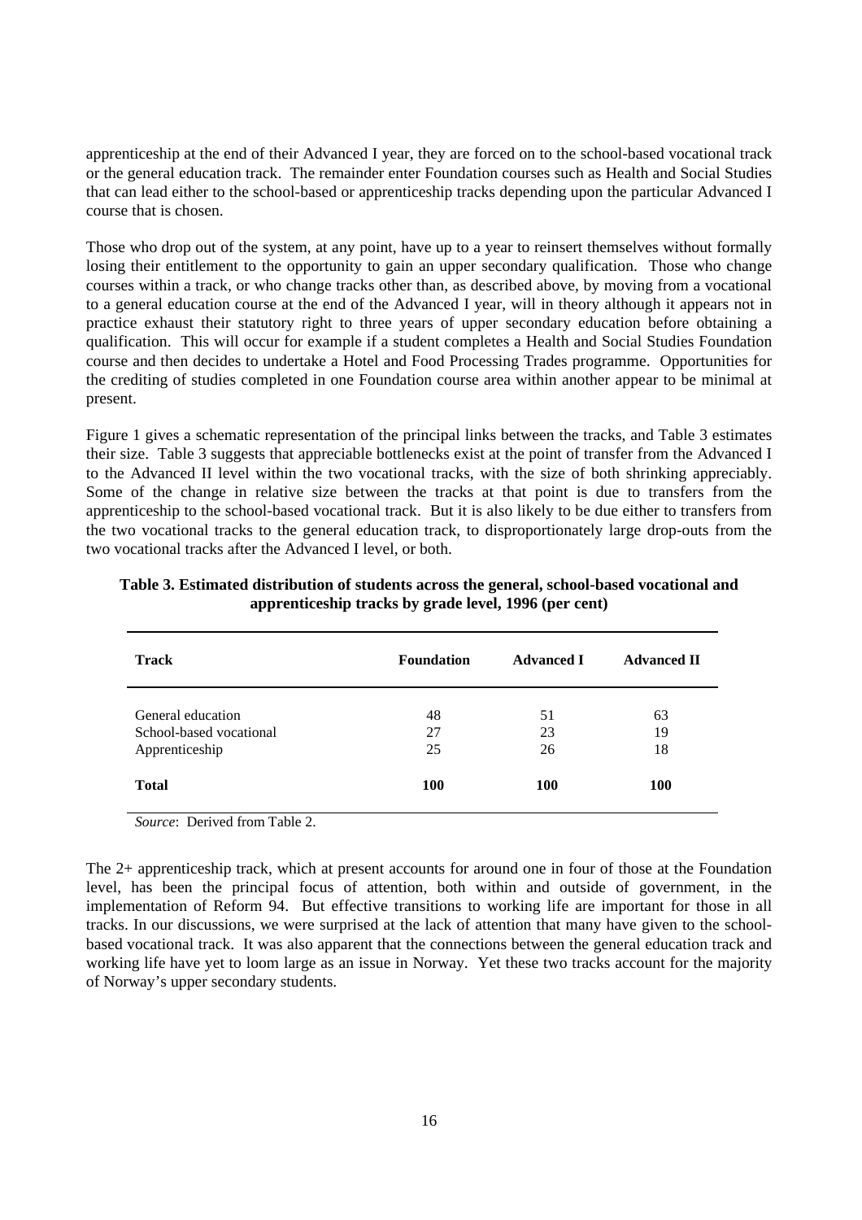apprenticeship at the end of their Advanced I year, they are forced on to the school-based vocational track or the general education track. The remainder enter Foundation courses such as Health and Social Studies that can lead either to the school-based or apprenticeship tracks depending upon the particular Advanced I course that is chosen.

Those who drop out of the system, at any point, have up to a year to reinsert themselves without formally losing their entitlement to the opportunity to gain an upper secondary qualification. Those who change courses within a track, or who change tracks other than, as described above, by moving from a vocational to a general education course at the end of the Advanced I year, will in theory although it appears not in practice exhaust their statutory right to three years of upper secondary education before obtaining a qualification. This will occur for example if a student completes a Health and Social Studies Foundation course and then decides to undertake a Hotel and Food Processing Trades programme. Opportunities for the crediting of studies completed in one Foundation course area within another appear to be minimal at present.

Figure 1 gives a schematic representation of the principal links between the tracks, and Table 3 estimates their size. Table 3 suggests that appreciable bottlenecks exist at the point of transfer from the Advanced I to the Advanced II level within the two vocational tracks, with the size of both shrinking appreciably. Some of the change in relative size between the tracks at that point is due to transfers from the apprenticeship to the school-based vocational track. But it is also likely to be due either to transfers from the two vocational tracks to the general education track, to disproportionately large drop-outs from the two vocational tracks after the Advanced I level, or both.

**Table 3. Estimated distribution of students across the general, school-based vocational and apprenticeship tracks by grade level, 1996 (per cent)**

| Track | Foundation | Advanced I | Advanced II |
|---|---|---|---|
| General education | 48 | 51 | 63 |
| School-based vocational | 27 | 23 | 19 |
| Apprenticeship | 25 | 26 | 18 |
| **Total** | **100** | **100** | **100** |

*Source*: Derived from Table 2.

The 2+ apprenticeship track, which at present accounts for around one in four of those at the Foundation level, has been the principal focus of attention, both within and outside of government, in the implementation of Reform 94. But effective transitions to working life are important for those in all tracks. In our discussions, we were surprised at the lack of attention that many have given to the school-based vocational track. It was also apparent that the connections between the general education track and working life have yet to loom large as an issue in Norway. Yet these two tracks account for the majority of Norway's upper secondary students.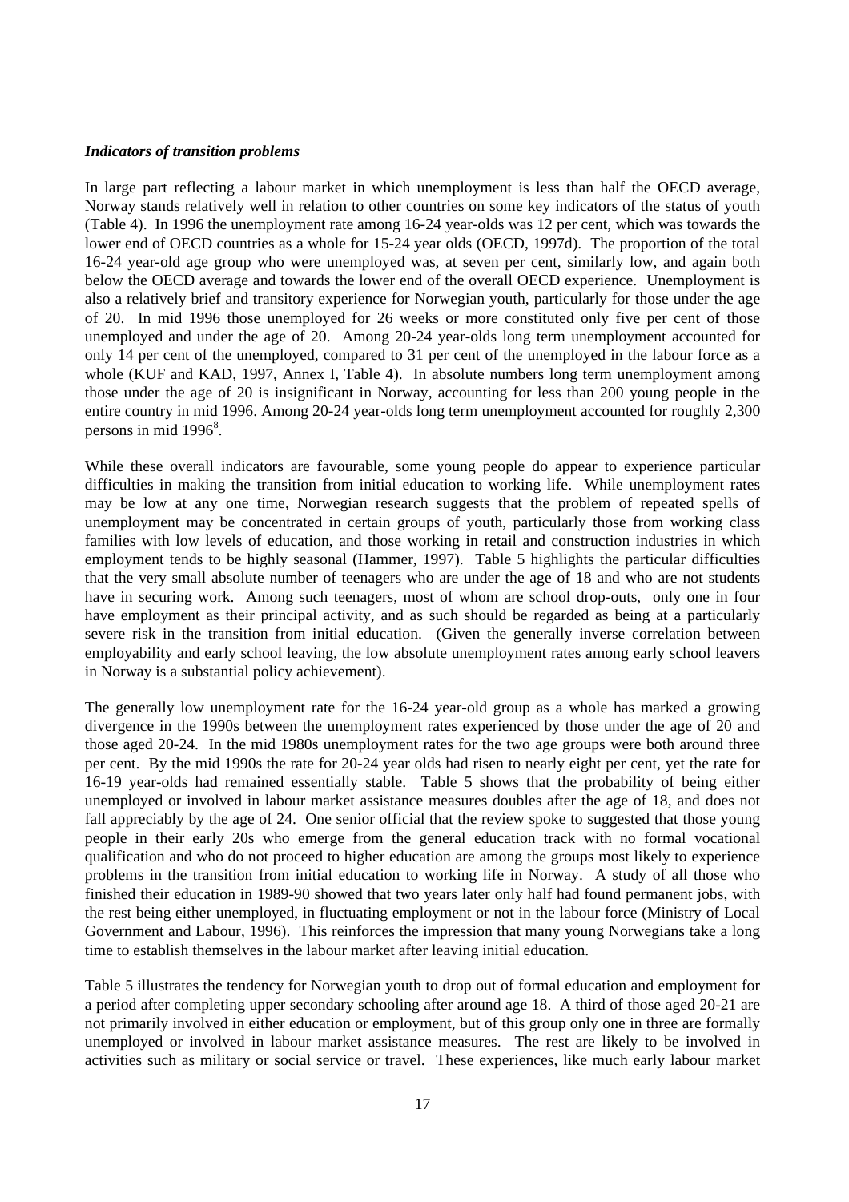### *Indicators of transition problems*

In large part reflecting a labour market in which unemployment is less than half the OECD average, Norway stands relatively well in relation to other countries on some key indicators of the status of youth (Table 4). In 1996 the unemployment rate among 16-24 year-olds was 12 per cent, which was towards the lower end of OECD countries as a whole for 15-24 year olds (OECD, 1997d). The proportion of the total 16-24 year-old age group who were unemployed was, at seven per cent, similarly low, and again both below the OECD average and towards the lower end of the overall OECD experience. Unemployment is also a relatively brief and transitory experience for Norwegian youth, particularly for those under the age of 20. In mid 1996 those unemployed for 26 weeks or more constituted only five per cent of those unemployed and under the age of 20. Among 20-24 year-olds long term unemployment accounted for only 14 per cent of the unemployed, compared to 31 per cent of the unemployed in the labour force as a whole (KUF and KAD, 1997, Annex I, Table 4). In absolute numbers long term unemployment among those under the age of 20 is insignificant in Norway, accounting for less than 200 young people in the entire country in mid 1996. Among 20-24 year-olds long term unemployment accounted for roughly 2,300 persons in mid 1996[8].

While these overall indicators are favourable, some young people do appear to experience particular difficulties in making the transition from initial education to working life. While unemployment rates may be low at any one time, Norwegian research suggests that the problem of repeated spells of unemployment may be concentrated in certain groups of youth, particularly those from working class families with low levels of education, and those working in retail and construction industries in which employment tends to be highly seasonal (Hammer, 1997). Table 5 highlights the particular difficulties that the very small absolute number of teenagers who are under the age of 18 and who are not students have in securing work. Among such teenagers, most of whom are school drop-outs, only one in four have employment as their principal activity, and as such should be regarded as being at a particularly severe risk in the transition from initial education. (Given the generally inverse correlation between employability and early school leaving, the low absolute unemployment rates among early school leavers in Norway is a substantial policy achievement).

The generally low unemployment rate for the 16-24 year-old group as a whole has marked a growing divergence in the 1990s between the unemployment rates experienced by those under the age of 20 and those aged 20-24. In the mid 1980s unemployment rates for the two age groups were both around three per cent. By the mid 1990s the rate for 20-24 year olds had risen to nearly eight per cent, yet the rate for 16-19 year-olds had remained essentially stable. Table 5 shows that the probability of being either unemployed or involved in labour market assistance measures doubles after the age of 18, and does not fall appreciably by the age of 24. One senior official that the review spoke to suggested that those young people in their early 20s who emerge from the general education track with no formal vocational qualification and who do not proceed to higher education are among the groups most likely to experience problems in the transition from initial education to working life in Norway. A study of all those who finished their education in 1989-90 showed that two years later only half had found permanent jobs, with the rest being either unemployed, in fluctuating employment or not in the labour force (Ministry of Local Government and Labour, 1996). This reinforces the impression that many young Norwegians take a long time to establish themselves in the labour market after leaving initial education.

Table 5 illustrates the tendency for Norwegian youth to drop out of formal education and employment for a period after completing upper secondary schooling after around age 18. A third of those aged 20-21 are not primarily involved in either education or employment, but of this group only one in three are formally unemployed or involved in labour market assistance measures. The rest are likely to be involved in activities such as military or social service or travel. These experiences, like much early labour market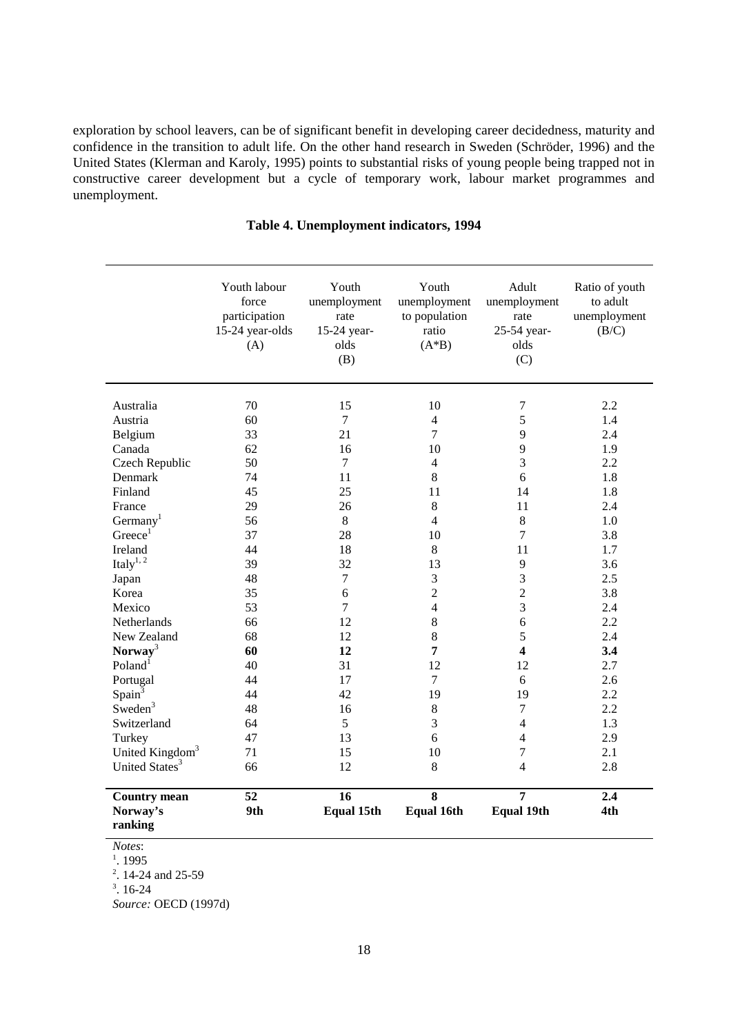exploration by school leavers, can be of significant benefit in developing career decidedness, maturity and confidence in the transition to adult life. On the other hand research in Sweden (Schröder, 1996) and the United States (Klerman and Karoly, 1995) points to substantial risks of young people being trapped not in constructive career development but a cycle of temporary work, labour market programmes and unemployment.

**Table 4. Unemployment indicators, 1994**

| | Youth labour force participation 15-24 year-olds (A) | Youth unemployment rate 15-24 year-olds (B) | Youth unemployment to population ratio (A*B) | Adult unemployment rate 25-54 year-olds (C) | Ratio of youth to adult unemployment (B/C) |
|---|---|---|---|---|---|
| Australia | 70 | 15 | 10 | 7 | 2.2 |
| Austria | 60 | 7 | 4 | 5 | 1.4 |
| Belgium | 33 | 21 | 7 | 9 | 2.4 |
| Canada | 62 | 16 | 10 | 9 | 1.9 |
| Czech Republic | 50 | 7 | 4 | 3 | 2.2 |
| Denmark | 74 | 11 | 8 | 6 | 1.8 |
| Finland | 45 | 25 | 11 | 14 | 1.8 |
| France | 29 | 26 | 8 | 11 | 2.4 |
| Germany[1] | 56 | 8 | 4 | 8 | 1.0 |
| Greece[1] | 37 | 28 | 10 | 7 | 3.8 |
| Ireland | 44 | 18 | 8 | 11 | 1.7 |
| Italy[1, 2] | 39 | 32 | 13 | 9 | 3.6 |
| Japan | 48 | 7 | 3 | 3 | 2.5 |
| Korea | 35 | 6 | 2 | 2 | 3.8 |
| Mexico | 53 | 7 | 4 | 3 | 2.4 |
| Netherlands | 66 | 12 | 8 | 6 | 2.2 |
| New Zealand | 68 | 12 | 8 | 5 | 2.4 |
| **Norway[3]** | **60** | **12** | **7** | **4** | **3.4** |
| Poland[1] | 40 | 31 | 12 | 12 | 2.7 |
| Portugal | 44 | 17 | 7 | 6 | 2.6 |
| Spain[3] | 44 | 42 | 19 | 19 | 2.2 |
| Sweden[3] | 48 | 16 | 8 | 7 | 2.2 |
| Switzerland | 64 | 5 | 3 | 4 | 1.3 |
| Turkey | 47 | 13 | 6 | 4 | 2.9 |
| United Kingdom[3] | 71 | 15 | 10 | 7 | 2.1 |
| United States[3] | 66 | 12 | 8 | 4 | 2.8 |
| **Country mean** | **52** | **16** | **8** | **7** | **2.4** |
| **Norway's ranking** | **9th** | **Equal 15th** | **Equal 16th** | **Equal 19th** | **4th** |

*Notes*:
[1]. 1995
[2]. 14-24 and 25-59
[3]. 16-24
*Source:* OECD (1997d)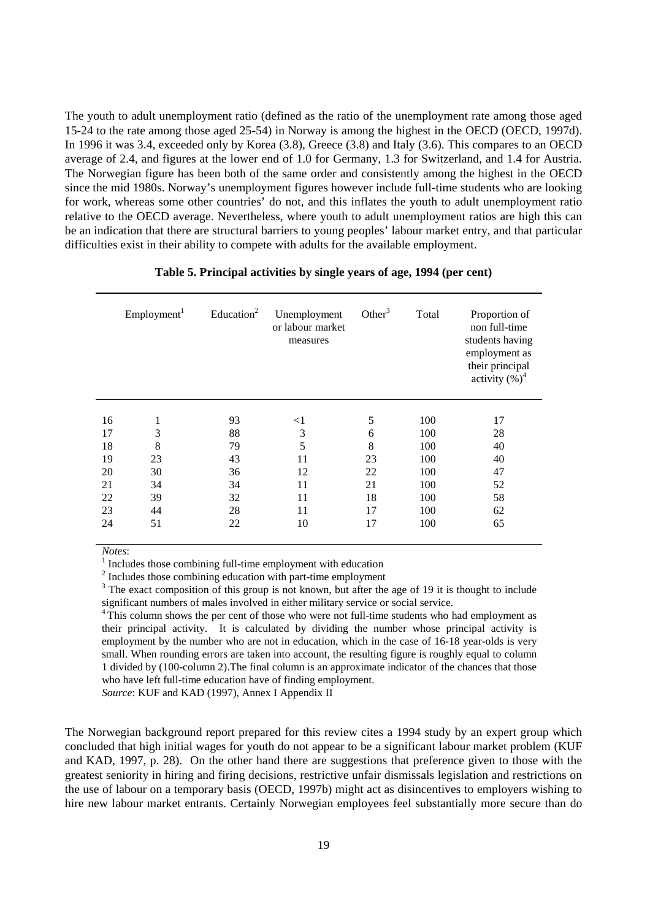The youth to adult unemployment ratio (defined as the ratio of the unemployment rate among those aged 15-24 to the rate among those aged 25-54) in Norway is among the highest in the OECD (OECD, 1997d). In 1996 it was 3.4, exceeded only by Korea (3.8), Greece (3.8) and Italy (3.6). This compares to an OECD average of 2.4, and figures at the lower end of 1.0 for Germany, 1.3 for Switzerland, and 1.4 for Austria. The Norwegian figure has been both of the same order and consistently among the highest in the OECD since the mid 1980s. Norway's unemployment figures however include full-time students who are looking for work, whereas some other countries' do not, and this inflates the youth to adult unemployment ratio relative to the OECD average. Nevertheless, where youth to adult unemployment ratios are high this can be an indication that there are structural barriers to young peoples' labour market entry, and that particular difficulties exist in their ability to compete with adults for the available employment.

**Table 5. Principal activities by single years of age, 1994 (per cent)**

| | Employment[1] | Education[2] | Unemployment or labour market measures | Other[3] | Total | Proportion of non full-time students having employment as their principal activity (%)[4] |
|---|---|---|---|---|---|---|
| 16 | 1 | 93 | <1 | 5 | 100 | 17 |
| 17 | 3 | 88 | 3 | 6 | 100 | 28 |
| 18 | 8 | 79 | 5 | 8 | 100 | 40 |
| 19 | 23 | 43 | 11 | 23 | 100 | 40 |
| 20 | 30 | 36 | 12 | 22 | 100 | 47 |
| 21 | 34 | 34 | 11 | 21 | 100 | 52 |
| 22 | 39 | 32 | 11 | 18 | 100 | 58 |
| 23 | 44 | 28 | 11 | 17 | 100 | 62 |
| 24 | 51 | 22 | 10 | 17 | 100 | 65 |

*Notes*:

[1] Includes those combining full-time employment with education

[2] Includes those combining education with part-time employment

[3] The exact composition of this group is not known, but after the age of 19 it is thought to include significant numbers of males involved in either military service or social service.

[4] This column shows the per cent of those who were not full-time students who had employment as their principal activity. It is calculated by dividing the number whose principal activity is employment by the number who are not in education, which in the case of 16-18 year-olds is very small. When rounding errors are taken into account, the resulting figure is roughly equal to column 1 divided by (100-column 2).The final column is an approximate indicator of the chances that those who have left full-time education have of finding employment.

*Source*: KUF and KAD (1997), Annex I Appendix II

The Norwegian background report prepared for this review cites a 1994 study by an expert group which concluded that high initial wages for youth do not appear to be a significant labour market problem (KUF and KAD, 1997, p. 28). On the other hand there are suggestions that preference given to those with the greatest seniority in hiring and firing decisions, restrictive unfair dismissals legislation and restrictions on the use of labour on a temporary basis (OECD, 1997b) might act as disincentives to employers wishing to hire new labour market entrants. Certainly Norwegian employees feel substantially more secure than do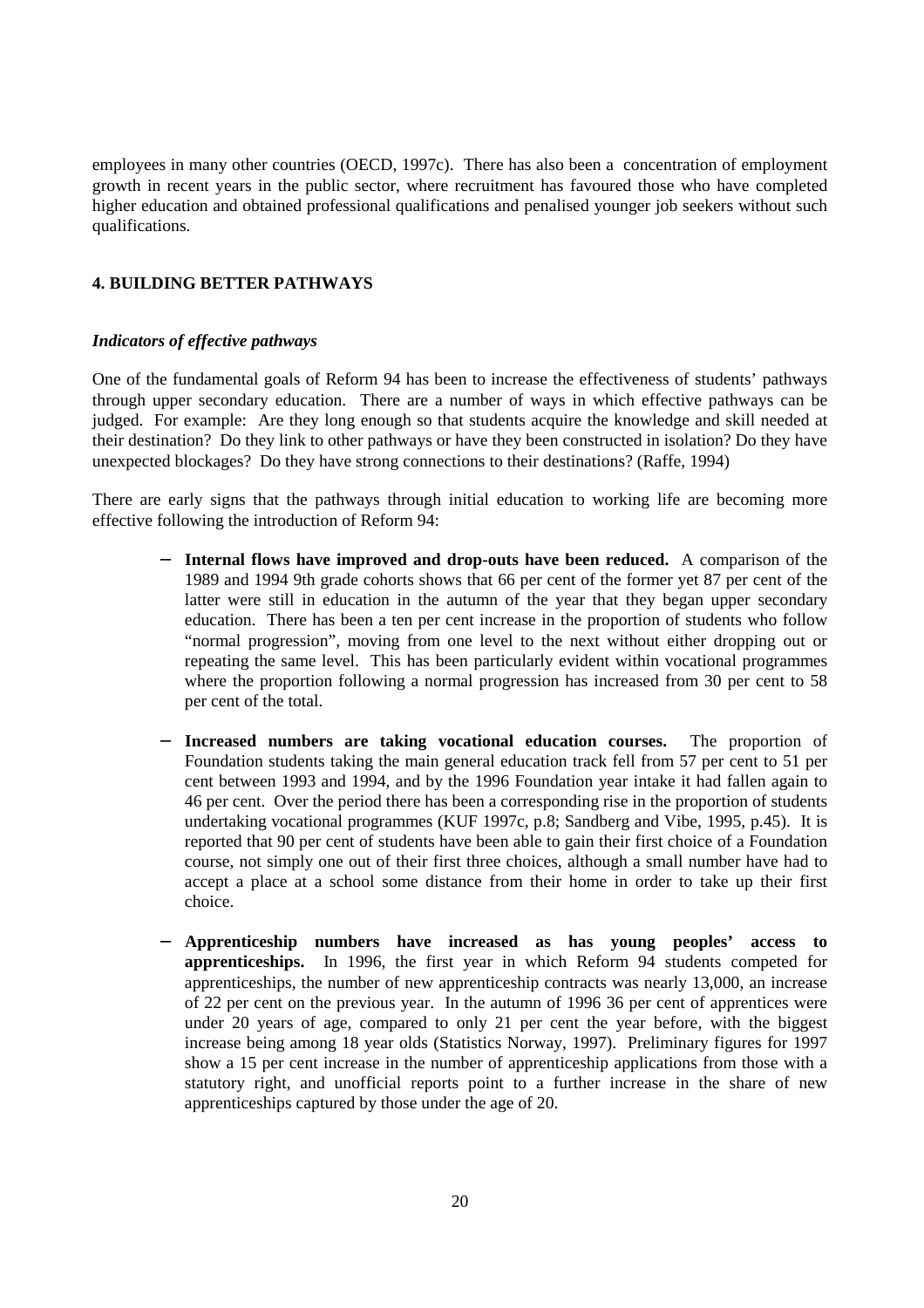employees in many other countries (OECD, 1997c). There has also been a concentration of employment growth in recent years in the public sector, where recruitment has favoured those who have completed higher education and obtained professional qualifications and penalised younger job seekers without such qualifications.

## 4. BUILDING BETTER PATHWAYS

### *Indicators of effective pathways*

One of the fundamental goals of Reform 94 has been to increase the effectiveness of students' pathways through upper secondary education. There are a number of ways in which effective pathways can be judged. For example: Are they long enough so that students acquire the knowledge and skill needed at their destination? Do they link to other pathways or have they been constructed in isolation? Do they have unexpected blockages? Do they have strong connections to their destinations? (Raffe, 1994)

There are early signs that the pathways through initial education to working life are becoming more effective following the introduction of Reform 94:

- **Internal flows have improved and drop-outs have been reduced.** A comparison of the 1989 and 1994 9th grade cohorts shows that 66 per cent of the former yet 87 per cent of the latter were still in education in the autumn of the year that they began upper secondary education. There has been a ten per cent increase in the proportion of students who follow "normal progression", moving from one level to the next without either dropping out or repeating the same level. This has been particularly evident within vocational programmes where the proportion following a normal progression has increased from 30 per cent to 58 per cent of the total.

- **Increased numbers are taking vocational education courses.** The proportion of Foundation students taking the main general education track fell from 57 per cent to 51 per cent between 1993 and 1994, and by the 1996 Foundation year intake it had fallen again to 46 per cent. Over the period there has been a corresponding rise in the proportion of students undertaking vocational programmes (KUF 1997c, p.8; Sandberg and Vibe, 1995, p.45). It is reported that 90 per cent of students have been able to gain their first choice of a Foundation course, not simply one out of their first three choices, although a small number have had to accept a place at a school some distance from their home in order to take up their first choice.

- **Apprenticeship numbers have increased as has young peoples' access to apprenticeships.** In 1996, the first year in which Reform 94 students competed for apprenticeships, the number of new apprenticeship contracts was nearly 13,000, an increase of 22 per cent on the previous year. In the autumn of 1996 36 per cent of apprentices were under 20 years of age, compared to only 21 per cent the year before, with the biggest increase being among 18 year olds (Statistics Norway, 1997). Preliminary figures for 1997 show a 15 per cent increase in the number of apprenticeship applications from those with a statutory right, and unofficial reports point to a further increase in the share of new apprenticeships captured by those under the age of 20.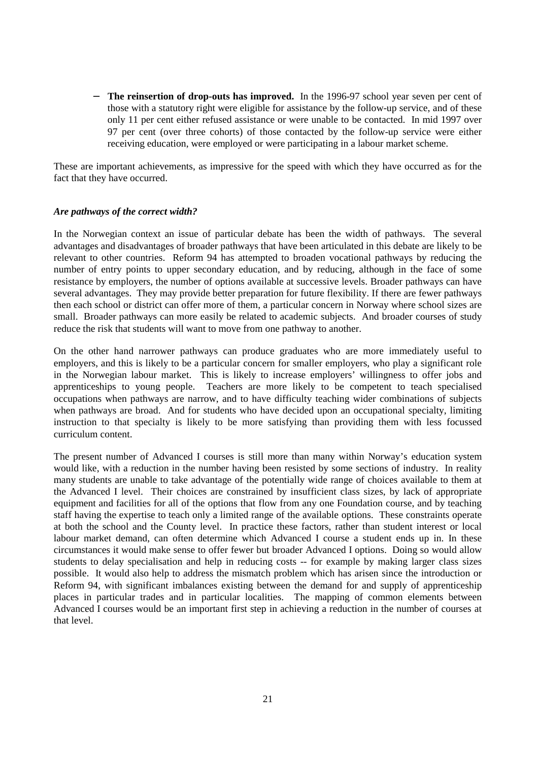- **The reinsertion of drop-outs has improved.** In the 1996-97 school year seven per cent of those with a statutory right were eligible for assistance by the follow-up service, and of these only 11 per cent either refused assistance or were unable to be contacted. In mid 1997 over 97 per cent (over three cohorts) of those contacted by the follow-up service were either receiving education, were employed or were participating in a labour market scheme.

These are important achievements, as impressive for the speed with which they have occurred as for the fact that they have occurred.

***Are pathways of the correct width?***

In the Norwegian context an issue of particular debate has been the width of pathways. The several advantages and disadvantages of broader pathways that have been articulated in this debate are likely to be relevant to other countries. Reform 94 has attempted to broaden vocational pathways by reducing the number of entry points to upper secondary education, and by reducing, although in the face of some resistance by employers, the number of options available at successive levels. Broader pathways can have several advantages. They may provide better preparation for future flexibility. If there are fewer pathways then each school or district can offer more of them, a particular concern in Norway where school sizes are small. Broader pathways can more easily be related to academic subjects. And broader courses of study reduce the risk that students will want to move from one pathway to another.

On the other hand narrower pathways can produce graduates who are more immediately useful to employers, and this is likely to be a particular concern for smaller employers, who play a significant role in the Norwegian labour market. This is likely to increase employers' willingness to offer jobs and apprenticeships to young people. Teachers are more likely to be competent to teach specialised occupations when pathways are narrow, and to have difficulty teaching wider combinations of subjects when pathways are broad. And for students who have decided upon an occupational specialty, limiting instruction to that specialty is likely to be more satisfying than providing them with less focussed curriculum content.

The present number of Advanced I courses is still more than many within Norway's education system would like, with a reduction in the number having been resisted by some sections of industry. In reality many students are unable to take advantage of the potentially wide range of choices available to them at the Advanced I level. Their choices are constrained by insufficient class sizes, by lack of appropriate equipment and facilities for all of the options that flow from any one Foundation course, and by teaching staff having the expertise to teach only a limited range of the available options. These constraints operate at both the school and the County level. In practice these factors, rather than student interest or local labour market demand, can often determine which Advanced I course a student ends up in. In these circumstances it would make sense to offer fewer but broader Advanced I options. Doing so would allow students to delay specialisation and help in reducing costs -- for example by making larger class sizes possible. It would also help to address the mismatch problem which has arisen since the introduction or Reform 94, with significant imbalances existing between the demand for and supply of apprenticeship places in particular trades and in particular localities. The mapping of common elements between Advanced I courses would be an important first step in achieving a reduction in the number of courses at that level.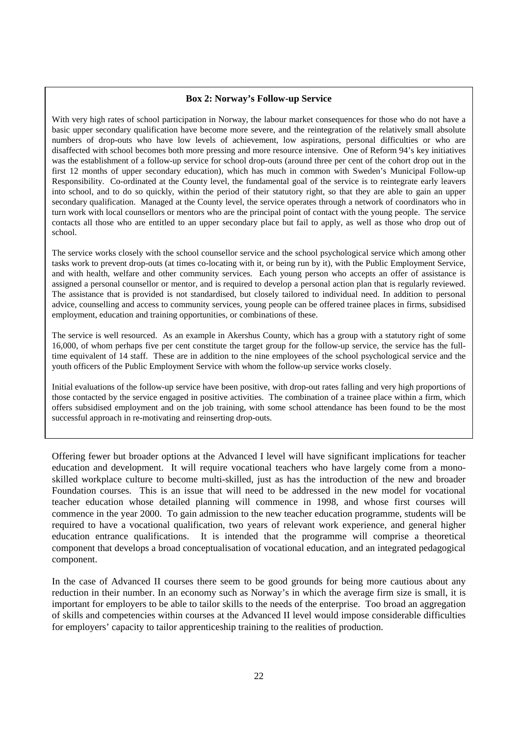**Box 2: Norway's Follow-up Service**

With very high rates of school participation in Norway, the labour market consequences for those who do not have a basic upper secondary qualification have become more severe, and the reintegration of the relatively small absolute numbers of drop-outs who have low levels of achievement, low aspirations, personal difficulties or who are disaffected with school becomes both more pressing and more resource intensive. One of Reform 94's key initiatives was the establishment of a follow-up service for school drop-outs (around three per cent of the cohort drop out in the first 12 months of upper secondary education), which has much in common with Sweden's Municipal Follow-up Responsibility. Co-ordinated at the County level, the fundamental goal of the service is to reintegrate early leavers into school, and to do so quickly, within the period of their statutory right, so that they are able to gain an upper secondary qualification. Managed at the County level, the service operates through a network of coordinators who in turn work with local counsellors or mentors who are the principal point of contact with the young people. The service contacts all those who are entitled to an upper secondary place but fail to apply, as well as those who drop out of school.

The service works closely with the school counsellor service and the school psychological service which among other tasks work to prevent drop-outs (at times co-locating with it, or being run by it), with the Public Employment Service, and with health, welfare and other community services. Each young person who accepts an offer of assistance is assigned a personal counsellor or mentor, and is required to develop a personal action plan that is regularly reviewed. The assistance that is provided is not standardised, but closely tailored to individual need. In addition to personal advice, counselling and access to community services, young people can be offered trainee places in firms, subsidised employment, education and training opportunities, or combinations of these.

The service is well resourced. As an example in Akershus County, which has a group with a statutory right of some 16,000, of whom perhaps five per cent constitute the target group for the follow-up service, the service has the full-time equivalent of 14 staff. These are in addition to the nine employees of the school psychological service and the youth officers of the Public Employment Service with whom the follow-up service works closely.

Initial evaluations of the follow-up service have been positive, with drop-out rates falling and very high proportions of those contacted by the service engaged in positive activities. The combination of a trainee place within a firm, which offers subsidised employment and on the job training, with some school attendance has been found to be the most successful approach in re-motivating and reinserting drop-outs.

Offering fewer but broader options at the Advanced I level will have significant implications for teacher education and development. It will require vocational teachers who have largely come from a mono-skilled workplace culture to become multi-skilled, just as has the introduction of the new and broader Foundation courses. This is an issue that will need to be addressed in the new model for vocational teacher education whose detailed planning will commence in 1998, and whose first courses will commence in the year 2000. To gain admission to the new teacher education programme, students will be required to have a vocational qualification, two years of relevant work experience, and general higher education entrance qualifications. It is intended that the programme will comprise a theoretical component that develops a broad conceptualisation of vocational education, and an integrated pedagogical component.

In the case of Advanced II courses there seem to be good grounds for being more cautious about any reduction in their number. In an economy such as Norway's in which the average firm size is small, it is important for employers to be able to tailor skills to the needs of the enterprise. Too broad an aggregation of skills and competencies within courses at the Advanced II level would impose considerable difficulties for employers' capacity to tailor apprenticeship training to the realities of production.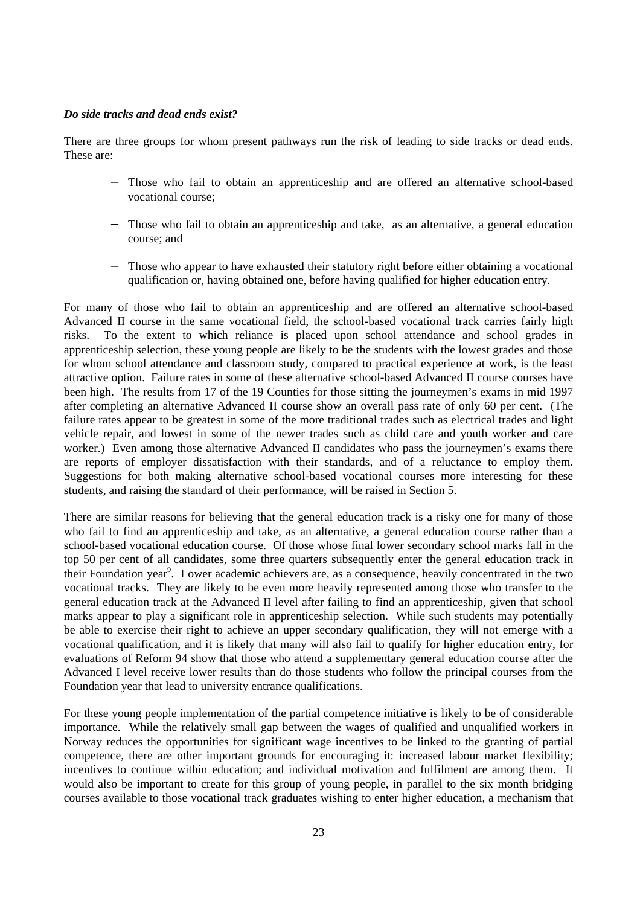***Do side tracks and dead ends exist?***

There are three groups for whom present pathways run the risk of leading to side tracks or dead ends. These are:

- Those who fail to obtain an apprenticeship and are offered an alternative school-based vocational course;
- Those who fail to obtain an apprenticeship and take, as an alternative, a general education course; and
- Those who appear to have exhausted their statutory right before either obtaining a vocational qualification or, having obtained one, before having qualified for higher education entry.

For many of those who fail to obtain an apprenticeship and are offered an alternative school-based Advanced II course in the same vocational field, the school-based vocational track carries fairly high risks. To the extent to which reliance is placed upon school attendance and school grades in apprenticeship selection, these young people are likely to be the students with the lowest grades and those for whom school attendance and classroom study, compared to practical experience at work, is the least attractive option. Failure rates in some of these alternative school-based Advanced II course courses have been high. The results from 17 of the 19 Counties for those sitting the journeymen's exams in mid 1997 after completing an alternative Advanced II course show an overall pass rate of only 60 per cent. (The failure rates appear to be greatest in some of the more traditional trades such as electrical trades and light vehicle repair, and lowest in some of the newer trades such as child care and youth worker and care worker.) Even among those alternative Advanced II candidates who pass the journeymen's exams there are reports of employer dissatisfaction with their standards, and of a reluctance to employ them. Suggestions for both making alternative school-based vocational courses more interesting for these students, and raising the standard of their performance, will be raised in Section 5.

There are similar reasons for believing that the general education track is a risky one for many of those who fail to find an apprenticeship and take, as an alternative, a general education course rather than a school-based vocational education course. Of those whose final lower secondary school marks fall in the top 50 per cent of all candidates, some three quarters subsequently enter the general education track in their Foundation year[9]. Lower academic achievers are, as a consequence, heavily concentrated in the two vocational tracks. They are likely to be even more heavily represented among those who transfer to the general education track at the Advanced II level after failing to find an apprenticeship, given that school marks appear to play a significant role in apprenticeship selection. While such students may potentially be able to exercise their right to achieve an upper secondary qualification, they will not emerge with a vocational qualification, and it is likely that many will also fail to qualify for higher education entry, for evaluations of Reform 94 show that those who attend a supplementary general education course after the Advanced I level receive lower results than do those students who follow the principal courses from the Foundation year that lead to university entrance qualifications.

For these young people implementation of the partial competence initiative is likely to be of considerable importance. While the relatively small gap between the wages of qualified and unqualified workers in Norway reduces the opportunities for significant wage incentives to be linked to the granting of partial competence, there are other important grounds for encouraging it: increased labour market flexibility; incentives to continue within education; and individual motivation and fulfilment are among them. It would also be important to create for this group of young people, in parallel to the six month bridging courses available to those vocational track graduates wishing to enter higher education, a mechanism that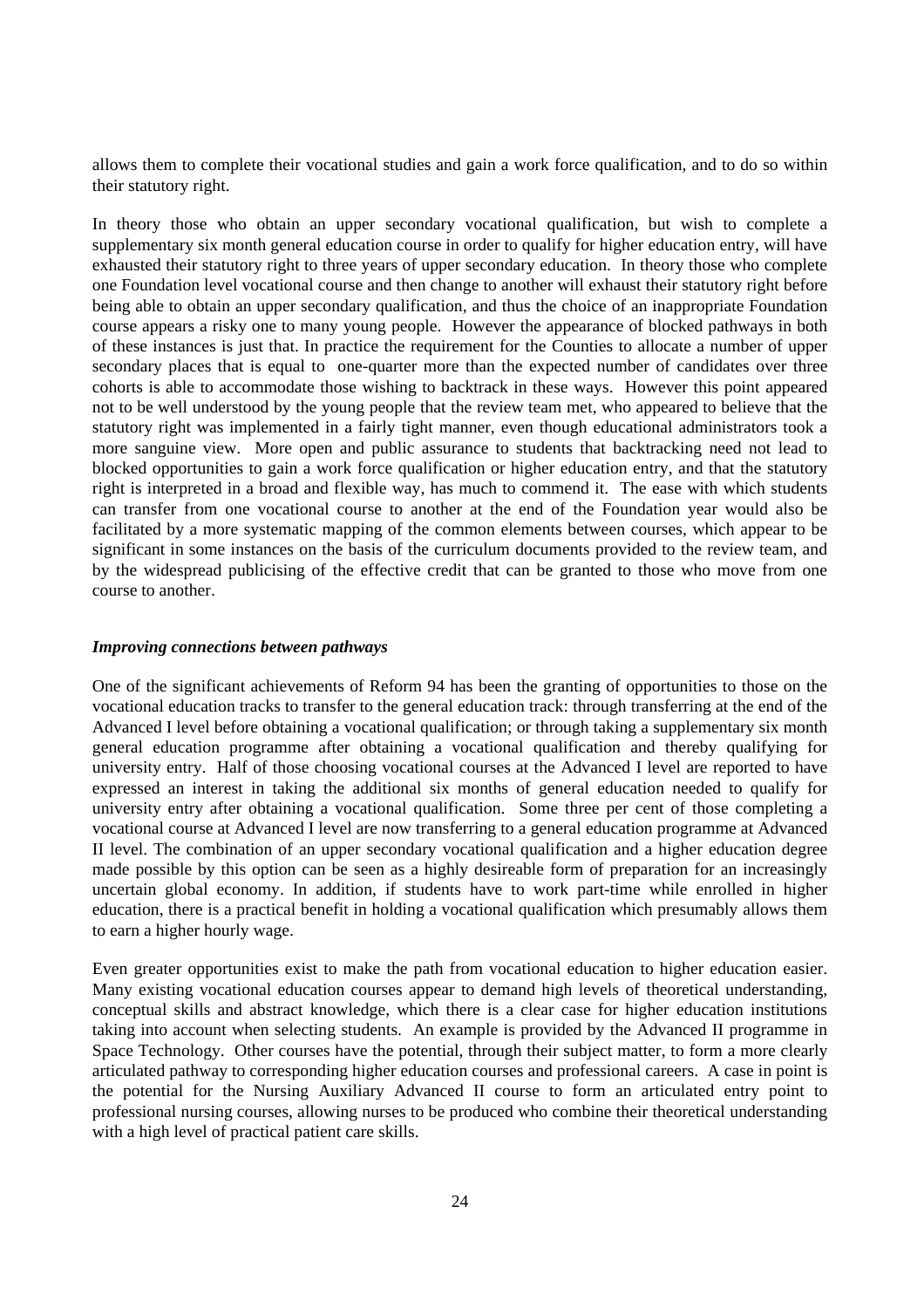allows them to complete their vocational studies and gain a work force qualification, and to do so within their statutory right.

In theory those who obtain an upper secondary vocational qualification, but wish to complete a supplementary six month general education course in order to qualify for higher education entry, will have exhausted their statutory right to three years of upper secondary education. In theory those who complete one Foundation level vocational course and then change to another will exhaust their statutory right before being able to obtain an upper secondary qualification, and thus the choice of an inappropriate Foundation course appears a risky one to many young people. However the appearance of blocked pathways in both of these instances is just that. In practice the requirement for the Counties to allocate a number of upper secondary places that is equal to one-quarter more than the expected number of candidates over three cohorts is able to accommodate those wishing to backtrack in these ways. However this point appeared not to be well understood by the young people that the review team met, who appeared to believe that the statutory right was implemented in a fairly tight manner, even though educational administrators took a more sanguine view. More open and public assurance to students that backtracking need not lead to blocked opportunities to gain a work force qualification or higher education entry, and that the statutory right is interpreted in a broad and flexible way, has much to commend it. The ease with which students can transfer from one vocational course to another at the end of the Foundation year would also be facilitated by a more systematic mapping of the common elements between courses, which appear to be significant in some instances on the basis of the curriculum documents provided to the review team, and by the widespread publicising of the effective credit that can be granted to those who move from one course to another.

***Improving connections between pathways***

One of the significant achievements of Reform 94 has been the granting of opportunities to those on the vocational education tracks to transfer to the general education track: through transferring at the end of the Advanced I level before obtaining a vocational qualification; or through taking a supplementary six month general education programme after obtaining a vocational qualification and thereby qualifying for university entry. Half of those choosing vocational courses at the Advanced I level are reported to have expressed an interest in taking the additional six months of general education needed to qualify for university entry after obtaining a vocational qualification. Some three per cent of those completing a vocational course at Advanced I level are now transferring to a general education programme at Advanced II level. The combination of an upper secondary vocational qualification and a higher education degree made possible by this option can be seen as a highly desireable form of preparation for an increasingly uncertain global economy. In addition, if students have to work part-time while enrolled in higher education, there is a practical benefit in holding a vocational qualification which presumably allows them to earn a higher hourly wage.

Even greater opportunities exist to make the path from vocational education to higher education easier. Many existing vocational education courses appear to demand high levels of theoretical understanding, conceptual skills and abstract knowledge, which there is a clear case for higher education institutions taking into account when selecting students. An example is provided by the Advanced II programme in Space Technology. Other courses have the potential, through their subject matter, to form a more clearly articulated pathway to corresponding higher education courses and professional careers. A case in point is the potential for the Nursing Auxiliary Advanced II course to form an articulated entry point to professional nursing courses, allowing nurses to be produced who combine their theoretical understanding with a high level of practical patient care skills.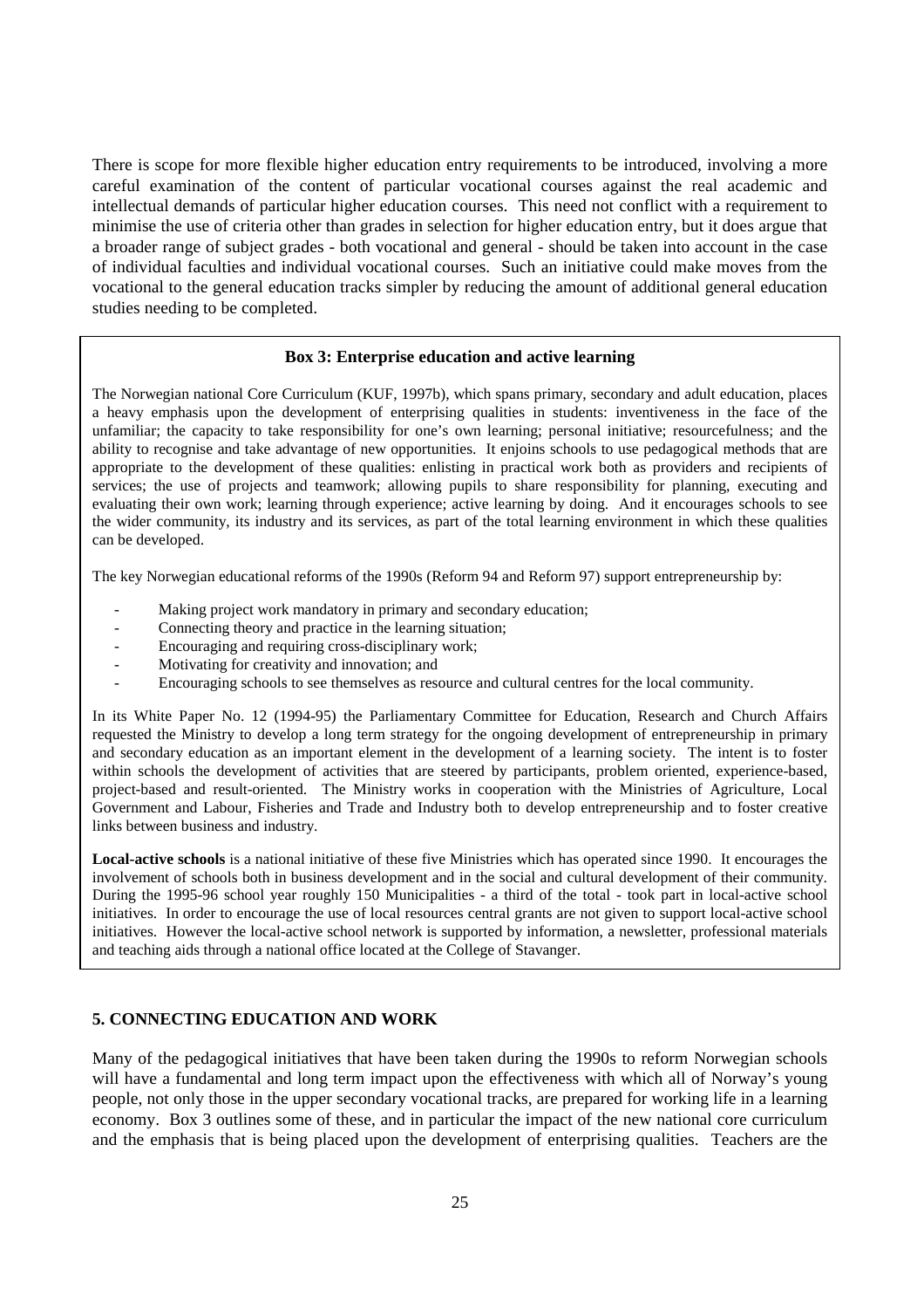There is scope for more flexible higher education entry requirements to be introduced, involving a more careful examination of the content of particular vocational courses against the real academic and intellectual demands of particular higher education courses. This need not conflict with a requirement to minimise the use of criteria other than grades in selection for higher education entry, but it does argue that a broader range of subject grades - both vocational and general - should be taken into account in the case of individual faculties and individual vocational courses. Such an initiative could make moves from the vocational to the general education tracks simpler by reducing the amount of additional general education studies needing to be completed.

**Box 3: Enterprise education and active learning**

The Norwegian national Core Curriculum (KUF, 1997b), which spans primary, secondary and adult education, places a heavy emphasis upon the development of enterprising qualities in students: inventiveness in the face of the unfamiliar; the capacity to take responsibility for one's own learning; personal initiative; resourcefulness; and the ability to recognise and take advantage of new opportunities. It enjoins schools to use pedagogical methods that are appropriate to the development of these qualities: enlisting in practical work both as providers and recipients of services; the use of projects and teamwork; allowing pupils to share responsibility for planning, executing and evaluating their own work; learning through experience; active learning by doing. And it encourages schools to see the wider community, its industry and its services, as part of the total learning environment in which these qualities can be developed.

The key Norwegian educational reforms of the 1990s (Reform 94 and Reform 97) support entrepreneurship by:

- Making project work mandatory in primary and secondary education;
- Connecting theory and practice in the learning situation;
- Encouraging and requiring cross-disciplinary work;
- Motivating for creativity and innovation; and
- Encouraging schools to see themselves as resource and cultural centres for the local community.

In its White Paper No. 12 (1994-95) the Parliamentary Committee for Education, Research and Church Affairs requested the Ministry to develop a long term strategy for the ongoing development of entrepreneurship in primary and secondary education as an important element in the development of a learning society. The intent is to foster within schools the development of activities that are steered by participants, problem oriented, experience-based, project-based and result-oriented. The Ministry works in cooperation with the Ministries of Agriculture, Local Government and Labour, Fisheries and Trade and Industry both to develop entrepreneurship and to foster creative links between business and industry.

**Local-active schools** is a national initiative of these five Ministries which has operated since 1990. It encourages the involvement of schools both in business development and in the social and cultural development of their community. During the 1995-96 school year roughly 150 Municipalities - a third of the total - took part in local-active school initiatives. In order to encourage the use of local resources central grants are not given to support local-active school initiatives. However the local-active school network is supported by information, a newsletter, professional materials and teaching aids through a national office located at the College of Stavanger.

## 5. CONNECTING EDUCATION AND WORK

Many of the pedagogical initiatives that have been taken during the 1990s to reform Norwegian schools will have a fundamental and long term impact upon the effectiveness with which all of Norway's young people, not only those in the upper secondary vocational tracks, are prepared for working life in a learning economy. Box 3 outlines some of these, and in particular the impact of the new national core curriculum and the emphasis that is being placed upon the development of enterprising qualities. Teachers are the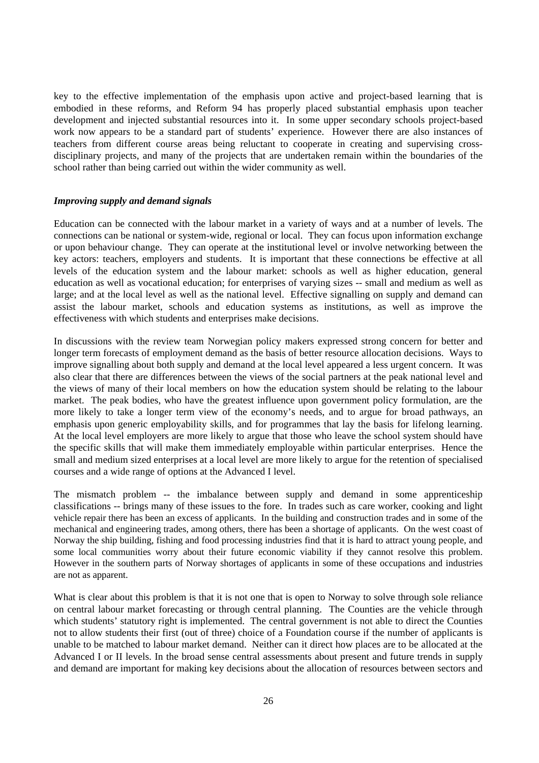key to the effective implementation of the emphasis upon active and project-based learning that is embodied in these reforms, and Reform 94 has properly placed substantial emphasis upon teacher development and injected substantial resources into it. In some upper secondary schools project-based work now appears to be a standard part of students' experience. However there are also instances of teachers from different course areas being reluctant to cooperate in creating and supervising cross-disciplinary projects, and many of the projects that are undertaken remain within the boundaries of the school rather than being carried out within the wider community as well.

***Improving supply and demand signals***

Education can be connected with the labour market in a variety of ways and at a number of levels. The connections can be national or system-wide, regional or local. They can focus upon information exchange or upon behaviour change. They can operate at the institutional level or involve networking between the key actors: teachers, employers and students. It is important that these connections be effective at all levels of the education system and the labour market: schools as well as higher education, general education as well as vocational education; for enterprises of varying sizes -- small and medium as well as large; and at the local level as well as the national level. Effective signalling on supply and demand can assist the labour market, schools and education systems as institutions, as well as improve the effectiveness with which students and enterprises make decisions.

In discussions with the review team Norwegian policy makers expressed strong concern for better and longer term forecasts of employment demand as the basis of better resource allocation decisions. Ways to improve signalling about both supply and demand at the local level appeared a less urgent concern. It was also clear that there are differences between the views of the social partners at the peak national level and the views of many of their local members on how the education system should be relating to the labour market. The peak bodies, who have the greatest influence upon government policy formulation, are the more likely to take a longer term view of the economy's needs, and to argue for broad pathways, an emphasis upon generic employability skills, and for programmes that lay the basis for lifelong learning. At the local level employers are more likely to argue that those who leave the school system should have the specific skills that will make them immediately employable within particular enterprises. Hence the small and medium sized enterprises at a local level are more likely to argue for the retention of specialised courses and a wide range of options at the Advanced I level.

The mismatch problem -- the imbalance between supply and demand in some apprenticeship classifications -- brings many of these issues to the fore. In trades such as care worker, cooking and light vehicle repair there has been an excess of applicants. In the building and construction trades and in some of the mechanical and engineering trades, among others, there has been a shortage of applicants. On the west coast of Norway the ship building, fishing and food processing industries find that it is hard to attract young people, and some local communities worry about their future economic viability if they cannot resolve this problem. However in the southern parts of Norway shortages of applicants in some of these occupations and industries are not as apparent.

What is clear about this problem is that it is not one that is open to Norway to solve through sole reliance on central labour market forecasting or through central planning. The Counties are the vehicle through which students' statutory right is implemented. The central government is not able to direct the Counties not to allow students their first (out of three) choice of a Foundation course if the number of applicants is unable to be matched to labour market demand. Neither can it direct how places are to be allocated at the Advanced I or II levels. In the broad sense central assessments about present and future trends in supply and demand are important for making key decisions about the allocation of resources between sectors and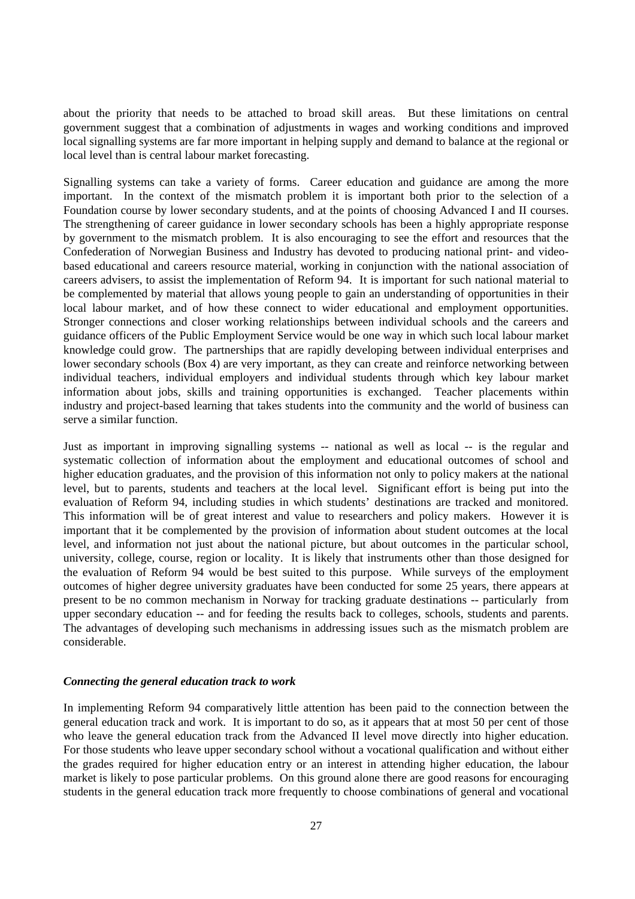about the priority that needs to be attached to broad skill areas. But these limitations on central government suggest that a combination of adjustments in wages and working conditions and improved local signalling systems are far more important in helping supply and demand to balance at the regional or local level than is central labour market forecasting.

Signalling systems can take a variety of forms. Career education and guidance are among the more important. In the context of the mismatch problem it is important both prior to the selection of a Foundation course by lower secondary students, and at the points of choosing Advanced I and II courses. The strengthening of career guidance in lower secondary schools has been a highly appropriate response by government to the mismatch problem. It is also encouraging to see the effort and resources that the Confederation of Norwegian Business and Industry has devoted to producing national print- and video-based educational and careers resource material, working in conjunction with the national association of careers advisers, to assist the implementation of Reform 94. It is important for such national material to be complemented by material that allows young people to gain an understanding of opportunities in their local labour market, and of how these connect to wider educational and employment opportunities. Stronger connections and closer working relationships between individual schools and the careers and guidance officers of the Public Employment Service would be one way in which such local labour market knowledge could grow. The partnerships that are rapidly developing between individual enterprises and lower secondary schools (Box 4) are very important, as they can create and reinforce networking between individual teachers, individual employers and individual students through which key labour market information about jobs, skills and training opportunities is exchanged. Teacher placements within industry and project-based learning that takes students into the community and the world of business can serve a similar function.

Just as important in improving signalling systems -- national as well as local -- is the regular and systematic collection of information about the employment and educational outcomes of school and higher education graduates, and the provision of this information not only to policy makers at the national level, but to parents, students and teachers at the local level. Significant effort is being put into the evaluation of Reform 94, including studies in which students' destinations are tracked and monitored. This information will be of great interest and value to researchers and policy makers. However it is important that it be complemented by the provision of information about student outcomes at the local level, and information not just about the national picture, but about outcomes in the particular school, university, college, course, region or locality. It is likely that instruments other than those designed for the evaluation of Reform 94 would be best suited to this purpose. While surveys of the employment outcomes of higher degree university graduates have been conducted for some 25 years, there appears at present to be no common mechanism in Norway for tracking graduate destinations -- particularly from upper secondary education -- and for feeding the results back to colleges, schools, students and parents. The advantages of developing such mechanisms in addressing issues such as the mismatch problem are considerable.

***Connecting the general education track to work***

In implementing Reform 94 comparatively little attention has been paid to the connection between the general education track and work. It is important to do so, as it appears that at most 50 per cent of those who leave the general education track from the Advanced II level move directly into higher education. For those students who leave upper secondary school without a vocational qualification and without either the grades required for higher education entry or an interest in attending higher education, the labour market is likely to pose particular problems. On this ground alone there are good reasons for encouraging students in the general education track more frequently to choose combinations of general and vocational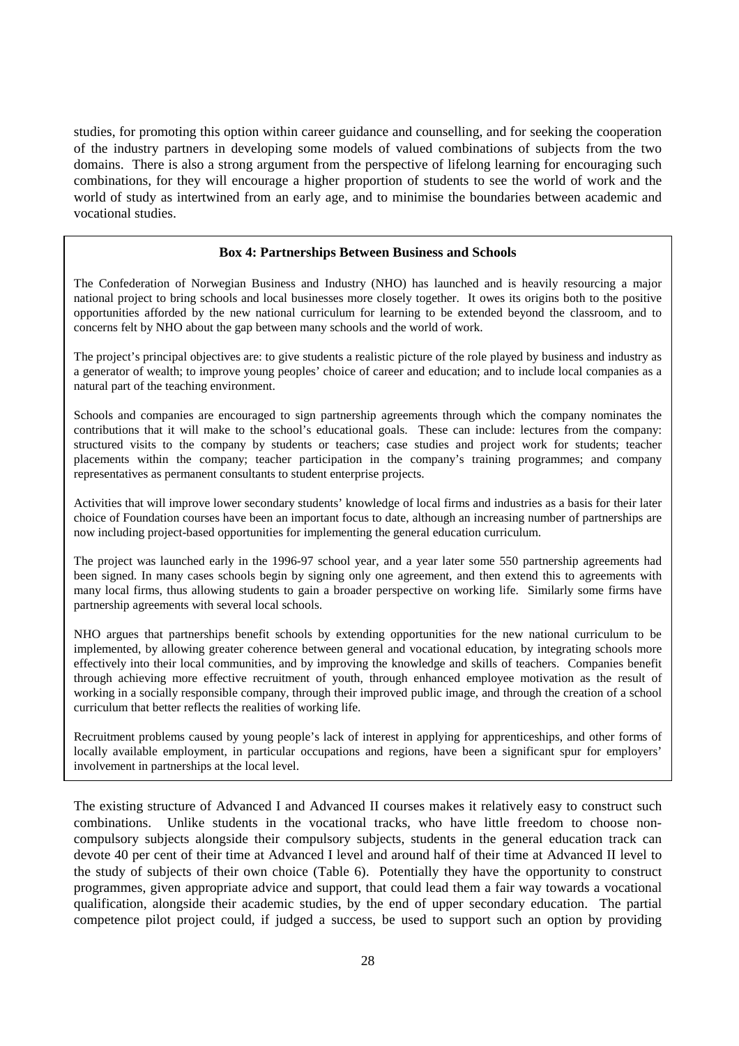studies, for promoting this option within career guidance and counselling, and for seeking the cooperation of the industry partners in developing some models of valued combinations of subjects from the two domains. There is also a strong argument from the perspective of lifelong learning for encouraging such combinations, for they will encourage a higher proportion of students to see the world of work and the world of study as intertwined from an early age, and to minimise the boundaries between academic and vocational studies.

**Box 4: Partnerships Between Business and Schools**

The Confederation of Norwegian Business and Industry (NHO) has launched and is heavily resourcing a major national project to bring schools and local businesses more closely together. It owes its origins both to the positive opportunities afforded by the new national curriculum for learning to be extended beyond the classroom, and to concerns felt by NHO about the gap between many schools and the world of work.

The project's principal objectives are: to give students a realistic picture of the role played by business and industry as a generator of wealth; to improve young peoples' choice of career and education; and to include local companies as a natural part of the teaching environment.

Schools and companies are encouraged to sign partnership agreements through which the company nominates the contributions that it will make to the school's educational goals. These can include: lectures from the company: structured visits to the company by students or teachers; case studies and project work for students; teacher placements within the company; teacher participation in the company's training programmes; and company representatives as permanent consultants to student enterprise projects.

Activities that will improve lower secondary students' knowledge of local firms and industries as a basis for their later choice of Foundation courses have been an important focus to date, although an increasing number of partnerships are now including project-based opportunities for implementing the general education curriculum.

The project was launched early in the 1996-97 school year, and a year later some 550 partnership agreements had been signed. In many cases schools begin by signing only one agreement, and then extend this to agreements with many local firms, thus allowing students to gain a broader perspective on working life. Similarly some firms have partnership agreements with several local schools.

NHO argues that partnerships benefit schools by extending opportunities for the new national curriculum to be implemented, by allowing greater coherence between general and vocational education, by integrating schools more effectively into their local communities, and by improving the knowledge and skills of teachers. Companies benefit through achieving more effective recruitment of youth, through enhanced employee motivation as the result of working in a socially responsible company, through their improved public image, and through the creation of a school curriculum that better reflects the realities of working life.

Recruitment problems caused by young people's lack of interest in applying for apprenticeships, and other forms of locally available employment, in particular occupations and regions, have been a significant spur for employers' involvement in partnerships at the local level.

The existing structure of Advanced I and Advanced II courses makes it relatively easy to construct such combinations. Unlike students in the vocational tracks, who have little freedom to choose non-compulsory subjects alongside their compulsory subjects, students in the general education track can devote 40 per cent of their time at Advanced I level and around half of their time at Advanced II level to the study of subjects of their own choice (Table 6). Potentially they have the opportunity to construct programmes, given appropriate advice and support, that could lead them a fair way towards a vocational qualification, alongside their academic studies, by the end of upper secondary education. The partial competence pilot project could, if judged a success, be used to support such an option by providing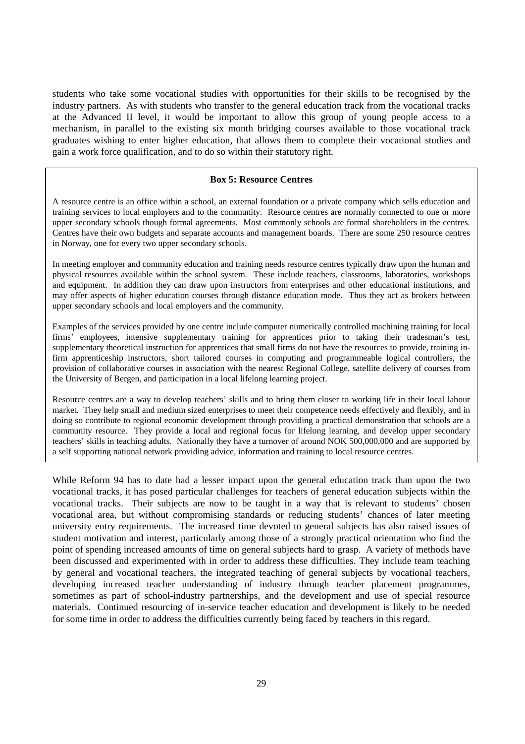students who take some vocational studies with opportunities for their skills to be recognised by the industry partners. As with students who transfer to the general education track from the vocational tracks at the Advanced II level, it would be important to allow this group of young people access to a mechanism, in parallel to the existing six month bridging courses available to those vocational track graduates wishing to enter higher education, that allows them to complete their vocational studies and gain a work force qualification, and to do so within their statutory right.

> **Box 5: Resource Centres**
>
> A resource centre is an office within a school, an external foundation or a private company which sells education and training services to local employers and to the community. Resource centres are normally connected to one or more upper secondary schools though formal agreements. Most commonly schools are formal shareholders in the centres. Centres have their own budgets and separate accounts and management boards. There are some 250 resource centres in Norway, one for every two upper secondary schools.
>
> In meeting employer and community education and training needs resource centres typically draw upon the human and physical resources available within the school system. These include teachers, classrooms, laboratories, workshops and equipment. In addition they can draw upon instructors from enterprises and other educational institutions, and may offer aspects of higher education courses through distance education mode. Thus they act as brokers between upper secondary schools and local employers and the community.
>
> Examples of the services provided by one centre include computer numerically controlled machining training for local firms' employees, intensive supplementary training for apprentices prior to taking their tradesman's test, supplementary theoretical instruction for apprentices that small firms do not have the resources to provide, training in-firm apprenticeship instructors, short tailored courses in computing and programmeable logical controllers, the provision of collaborative courses in association with the nearest Regional College, satellite delivery of courses from the University of Bergen, and participation in a local lifelong learning project.
>
> Resource centres are a way to develop teachers' skills and to bring them closer to working life in their local labour market. They help small and medium sized enterprises to meet their competence needs effectively and flexibly, and in doing so contribute to regional economic development through providing a practical demonstration that schools are a community resource. They provide a local and regional focus for lifelong learning, and develop upper secondary teachers' skills in teaching adults. Nationally they have a turnover of around NOK 500,000,000 and are supported by a self supporting national network providing advice, information and training to local resource centres.

While Reform 94 has to date had a lesser impact upon the general education track than upon the two vocational tracks, it has posed particular challenges for teachers of general education subjects within the vocational tracks. Their subjects are now to be taught in a way that is relevant to students' chosen vocational area, but without compromising standards or reducing students' chances of later meeting university entry requirements. The increased time devoted to general subjects has also raised issues of student motivation and interest, particularly among those of a strongly practical orientation who find the point of spending increased amounts of time on general subjects hard to grasp. A variety of methods have been discussed and experimented with in order to address these difficulties. They include team teaching by general and vocational teachers, the integrated teaching of general subjects by vocational teachers, developing increased teacher understanding of industry through teacher placement programmes, sometimes as part of school-industry partnerships, and the development and use of special resource materials. Continued resourcing of in-service teacher education and development is likely to be needed for some time in order to address the difficulties currently being faced by teachers in this regard.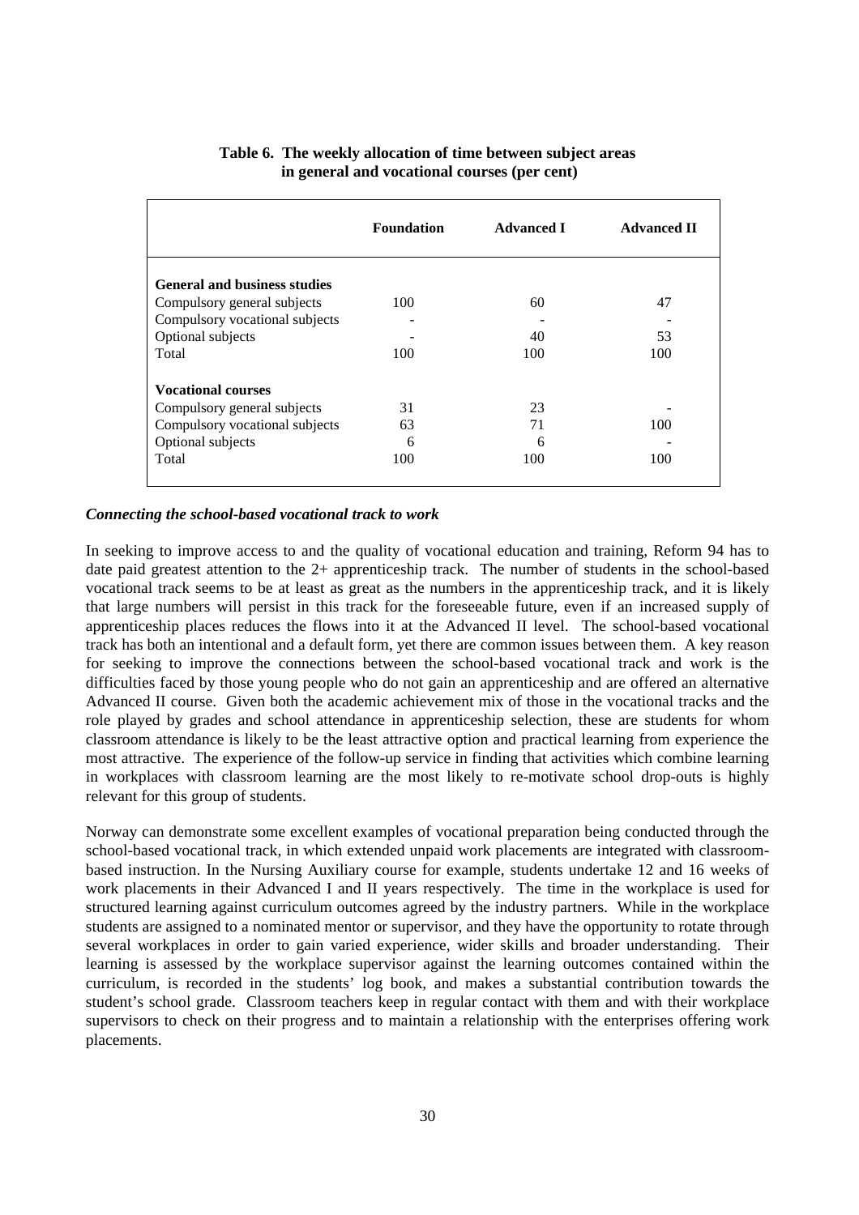**Table 6. The weekly allocation of time between subject areas in general and vocational courses (per cent)**

| | Foundation | Advanced I | Advanced II |
|---|---|---|---|
| **General and business studies** | | | |
| Compulsory general subjects | 100 | 60 | 47 |
| Compulsory vocational subjects | - | - | - |
| Optional subjects | - | 40 | 53 |
| Total | 100 | 100 | 100 |
| **Vocational courses** | | | |
| Compulsory general subjects | 31 | 23 | - |
| Compulsory vocational subjects | 63 | 71 | 100 |
| Optional subjects | 6 | 6 | - |
| Total | 100 | 100 | 100 |

### *Connecting the school-based vocational track to work*

In seeking to improve access to and the quality of vocational education and training, Reform 94 has to date paid greatest attention to the 2+ apprenticeship track. The number of students in the school-based vocational track seems to be at least as great as the numbers in the apprenticeship track, and it is likely that large numbers will persist in this track for the foreseeable future, even if an increased supply of apprenticeship places reduces the flows into it at the Advanced II level. The school-based vocational track has both an intentional and a default form, yet there are common issues between them. A key reason for seeking to improve the connections between the school-based vocational track and work is the difficulties faced by those young people who do not gain an apprenticeship and are offered an alternative Advanced II course. Given both the academic achievement mix of those in the vocational tracks and the role played by grades and school attendance in apprenticeship selection, these are students for whom classroom attendance is likely to be the least attractive option and practical learning from experience the most attractive. The experience of the follow-up service in finding that activities which combine learning in workplaces with classroom learning are the most likely to re-motivate school drop-outs is highly relevant for this group of students.

Norway can demonstrate some excellent examples of vocational preparation being conducted through the school-based vocational track, in which extended unpaid work placements are integrated with classroom-based instruction. In the Nursing Auxiliary course for example, students undertake 12 and 16 weeks of work placements in their Advanced I and II years respectively. The time in the workplace is used for structured learning against curriculum outcomes agreed by the industry partners. While in the workplace students are assigned to a nominated mentor or supervisor, and they have the opportunity to rotate through several workplaces in order to gain varied experience, wider skills and broader understanding. Their learning is assessed by the workplace supervisor against the learning outcomes contained within the curriculum, is recorded in the students' log book, and makes a substantial contribution towards the student's school grade. Classroom teachers keep in regular contact with them and with their workplace supervisors to check on their progress and to maintain a relationship with the enterprises offering work placements.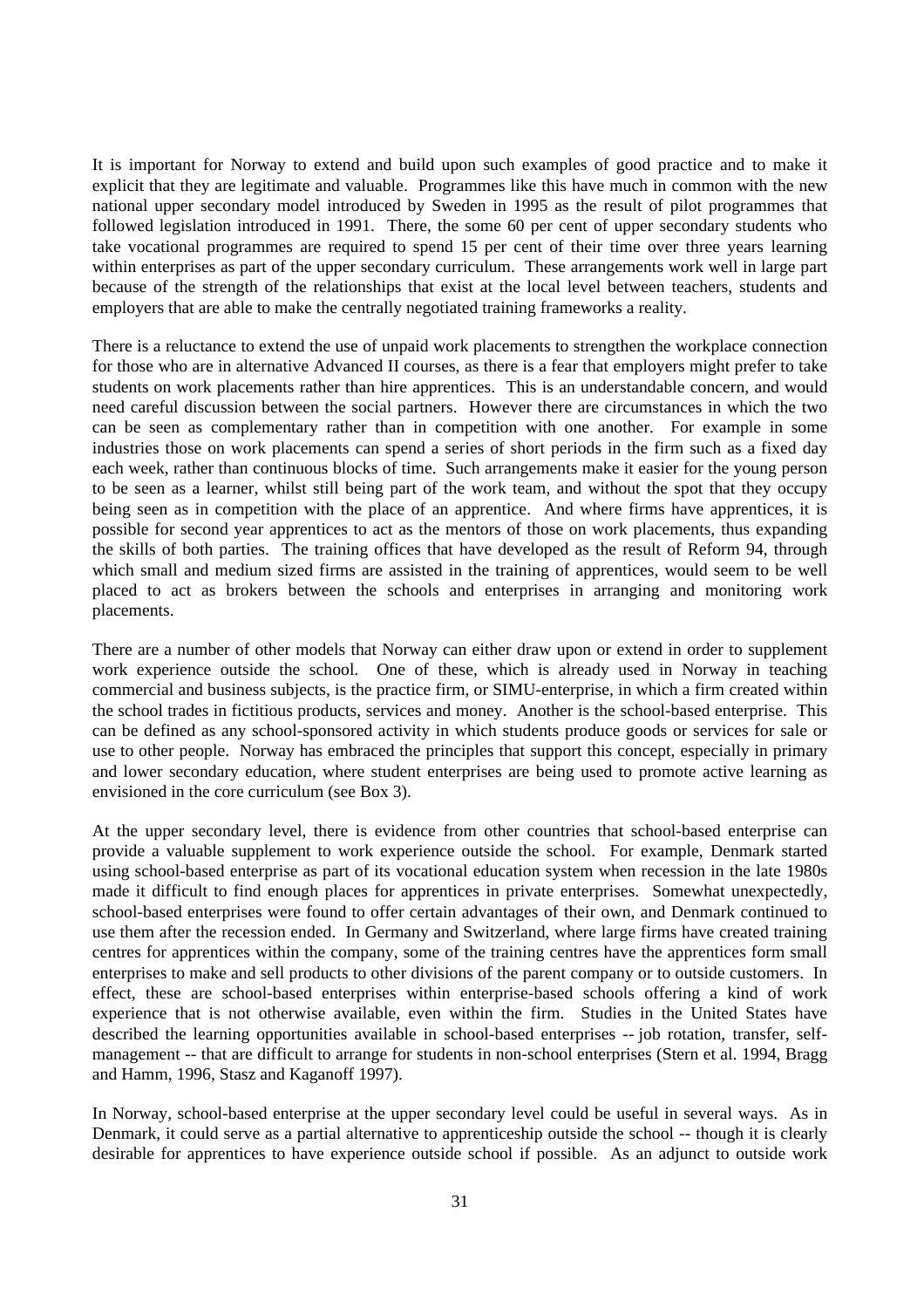It is important for Norway to extend and build upon such examples of good practice and to make it explicit that they are legitimate and valuable. Programmes like this have much in common with the new national upper secondary model introduced by Sweden in 1995 as the result of pilot programmes that followed legislation introduced in 1991. There, the some 60 per cent of upper secondary students who take vocational programmes are required to spend 15 per cent of their time over three years learning within enterprises as part of the upper secondary curriculum. These arrangements work well in large part because of the strength of the relationships that exist at the local level between teachers, students and employers that are able to make the centrally negotiated training frameworks a reality.

There is a reluctance to extend the use of unpaid work placements to strengthen the workplace connection for those who are in alternative Advanced II courses, as there is a fear that employers might prefer to take students on work placements rather than hire apprentices. This is an understandable concern, and would need careful discussion between the social partners. However there are circumstances in which the two can be seen as complementary rather than in competition with one another. For example in some industries those on work placements can spend a series of short periods in the firm such as a fixed day each week, rather than continuous blocks of time. Such arrangements make it easier for the young person to be seen as a learner, whilst still being part of the work team, and without the spot that they occupy being seen as in competition with the place of an apprentice. And where firms have apprentices, it is possible for second year apprentices to act as the mentors of those on work placements, thus expanding the skills of both parties. The training offices that have developed as the result of Reform 94, through which small and medium sized firms are assisted in the training of apprentices, would seem to be well placed to act as brokers between the schools and enterprises in arranging and monitoring work placements.

There are a number of other models that Norway can either draw upon or extend in order to supplement work experience outside the school. One of these, which is already used in Norway in teaching commercial and business subjects, is the practice firm, or SIMU-enterprise, in which a firm created within the school trades in fictitious products, services and money. Another is the school-based enterprise. This can be defined as any school-sponsored activity in which students produce goods or services for sale or use to other people. Norway has embraced the principles that support this concept, especially in primary and lower secondary education, where student enterprises are being used to promote active learning as envisioned in the core curriculum (see Box 3).

At the upper secondary level, there is evidence from other countries that school-based enterprise can provide a valuable supplement to work experience outside the school. For example, Denmark started using school-based enterprise as part of its vocational education system when recession in the late 1980s made it difficult to find enough places for apprentices in private enterprises. Somewhat unexpectedly, school-based enterprises were found to offer certain advantages of their own, and Denmark continued to use them after the recession ended. In Germany and Switzerland, where large firms have created training centres for apprentices within the company, some of the training centres have the apprentices form small enterprises to make and sell products to other divisions of the parent company or to outside customers. In effect, these are school-based enterprises within enterprise-based schools offering a kind of work experience that is not otherwise available, even within the firm. Studies in the United States have described the learning opportunities available in school-based enterprises -- job rotation, transfer, self-management -- that are difficult to arrange for students in non-school enterprises (Stern et al. 1994, Bragg and Hamm, 1996, Stasz and Kaganoff 1997).

In Norway, school-based enterprise at the upper secondary level could be useful in several ways. As in Denmark, it could serve as a partial alternative to apprenticeship outside the school -- though it is clearly desirable for apprentices to have experience outside school if possible. As an adjunct to outside work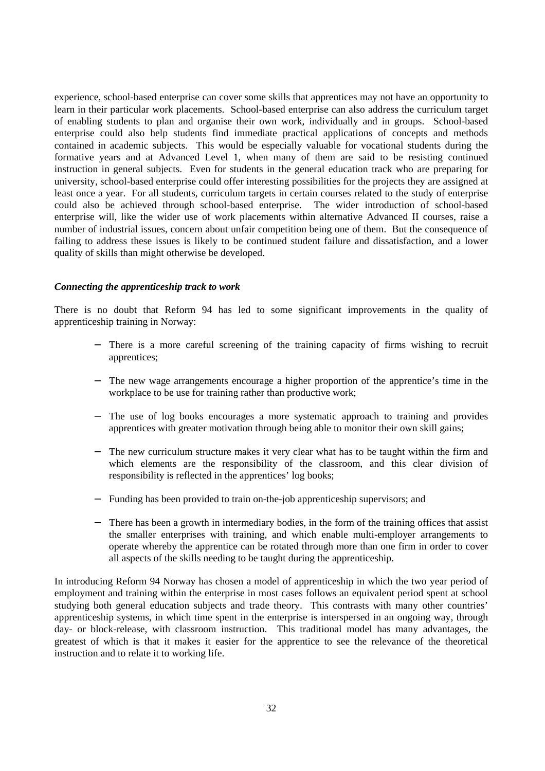experience, school-based enterprise can cover some skills that apprentices may not have an opportunity to learn in their particular work placements. School-based enterprise can also address the curriculum target of enabling students to plan and organise their own work, individually and in groups. School-based enterprise could also help students find immediate practical applications of concepts and methods contained in academic subjects. This would be especially valuable for vocational students during the formative years and at Advanced Level 1, when many of them are said to be resisting continued instruction in general subjects. Even for students in the general education track who are preparing for university, school-based enterprise could offer interesting possibilities for the projects they are assigned at least once a year. For all students, curriculum targets in certain courses related to the study of enterprise could also be achieved through school-based enterprise. The wider introduction of school-based enterprise will, like the wider use of work placements within alternative Advanced II courses, raise a number of industrial issues, concern about unfair competition being one of them. But the consequence of failing to address these issues is likely to be continued student failure and dissatisfaction, and a lower quality of skills than might otherwise be developed.

### *Connecting the apprenticeship track to work*

There is no doubt that Reform 94 has led to some significant improvements in the quality of apprenticeship training in Norway:

- There is a more careful screening of the training capacity of firms wishing to recruit apprentices;
- The new wage arrangements encourage a higher proportion of the apprentice's time in the workplace to be use for training rather than productive work;
- The use of log books encourages a more systematic approach to training and provides apprentices with greater motivation through being able to monitor their own skill gains;
- The new curriculum structure makes it very clear what has to be taught within the firm and which elements are the responsibility of the classroom, and this clear division of responsibility is reflected in the apprentices' log books;
- Funding has been provided to train on-the-job apprenticeship supervisors; and
- There has been a growth in intermediary bodies, in the form of the training offices that assist the smaller enterprises with training, and which enable multi-employer arrangements to operate whereby the apprentice can be rotated through more than one firm in order to cover all aspects of the skills needing to be taught during the apprenticeship.

In introducing Reform 94 Norway has chosen a model of apprenticeship in which the two year period of employment and training within the enterprise in most cases follows an equivalent period spent at school studying both general education subjects and trade theory. This contrasts with many other countries' apprenticeship systems, in which time spent in the enterprise is interspersed in an ongoing way, through day- or block-release, with classroom instruction. This traditional model has many advantages, the greatest of which is that it makes it easier for the apprentice to see the relevance of the theoretical instruction and to relate it to working life.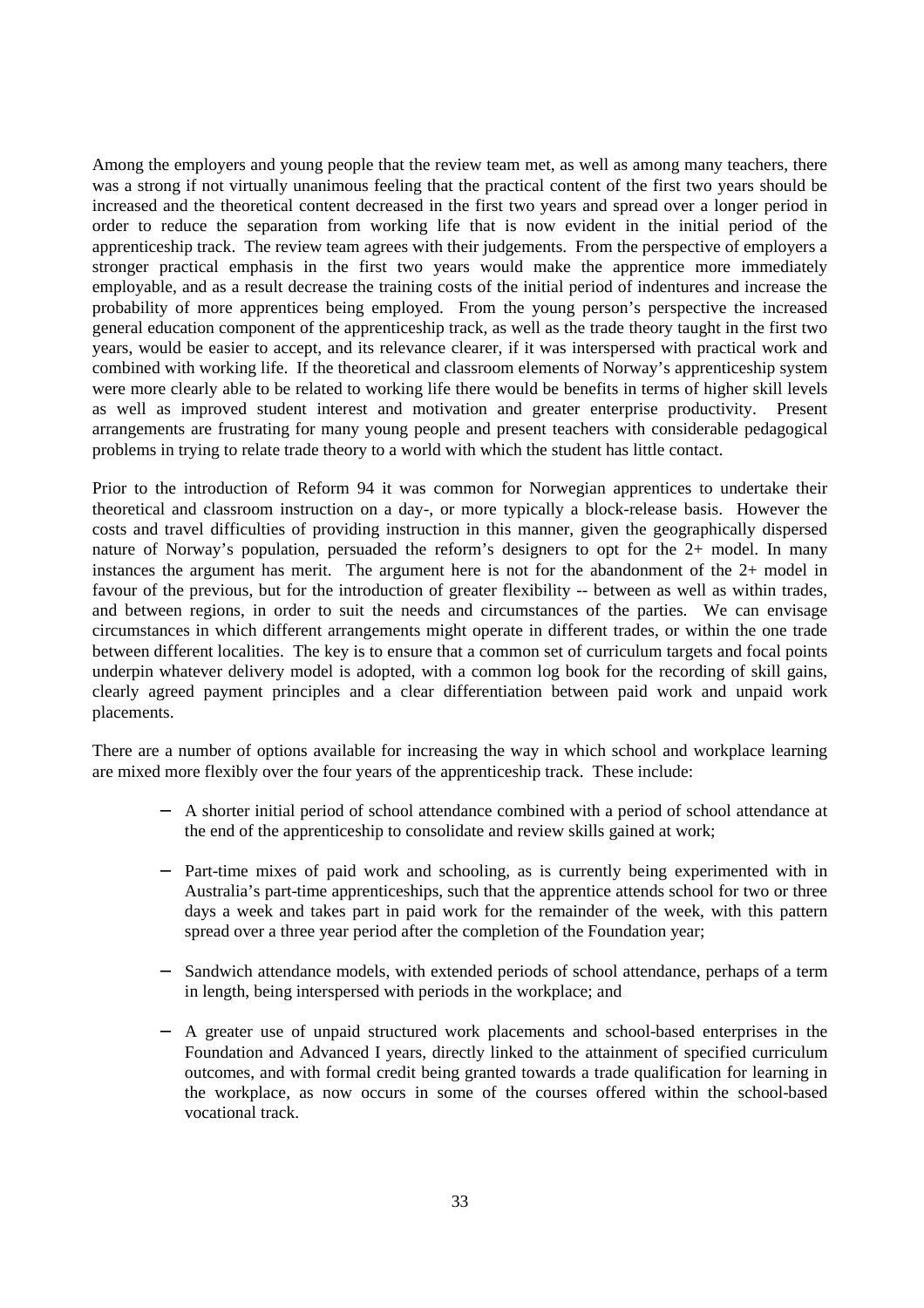Among the employers and young people that the review team met, as well as among many teachers, there was a strong if not virtually unanimous feeling that the practical content of the first two years should be increased and the theoretical content decreased in the first two years and spread over a longer period in order to reduce the separation from working life that is now evident in the initial period of the apprenticeship track. The review team agrees with their judgements. From the perspective of employers a stronger practical emphasis in the first two years would make the apprentice more immediately employable, and as a result decrease the training costs of the initial period of indentures and increase the probability of more apprentices being employed. From the young person's perspective the increased general education component of the apprenticeship track, as well as the trade theory taught in the first two years, would be easier to accept, and its relevance clearer, if it was interspersed with practical work and combined with working life. If the theoretical and classroom elements of Norway's apprenticeship system were more clearly able to be related to working life there would be benefits in terms of higher skill levels as well as improved student interest and motivation and greater enterprise productivity. Present arrangements are frustrating for many young people and present teachers with considerable pedagogical problems in trying to relate trade theory to a world with which the student has little contact.

Prior to the introduction of Reform 94 it was common for Norwegian apprentices to undertake their theoretical and classroom instruction on a day-, or more typically a block-release basis. However the costs and travel difficulties of providing instruction in this manner, given the geographically dispersed nature of Norway's population, persuaded the reform's designers to opt for the 2+ model. In many instances the argument has merit. The argument here is not for the abandonment of the 2+ model in favour of the previous, but for the introduction of greater flexibility -- between as well as within trades, and between regions, in order to suit the needs and circumstances of the parties. We can envisage circumstances in which different arrangements might operate in different trades, or within the one trade between different localities. The key is to ensure that a common set of curriculum targets and focal points underpin whatever delivery model is adopted, with a common log book for the recording of skill gains, clearly agreed payment principles and a clear differentiation between paid work and unpaid work placements.

There are a number of options available for increasing the way in which school and workplace learning are mixed more flexibly over the four years of the apprenticeship track. These include:

- A shorter initial period of school attendance combined with a period of school attendance at the end of the apprenticeship to consolidate and review skills gained at work;

- Part-time mixes of paid work and schooling, as is currently being experimented with in Australia's part-time apprenticeships, such that the apprentice attends school for two or three days a week and takes part in paid work for the remainder of the week, with this pattern spread over a three year period after the completion of the Foundation year;

- Sandwich attendance models, with extended periods of school attendance, perhaps of a term in length, being interspersed with periods in the workplace; and

- A greater use of unpaid structured work placements and school-based enterprises in the Foundation and Advanced I years, directly linked to the attainment of specified curriculum outcomes, and with formal credit being granted towards a trade qualification for learning in the workplace, as now occurs in some of the courses offered within the school-based vocational track.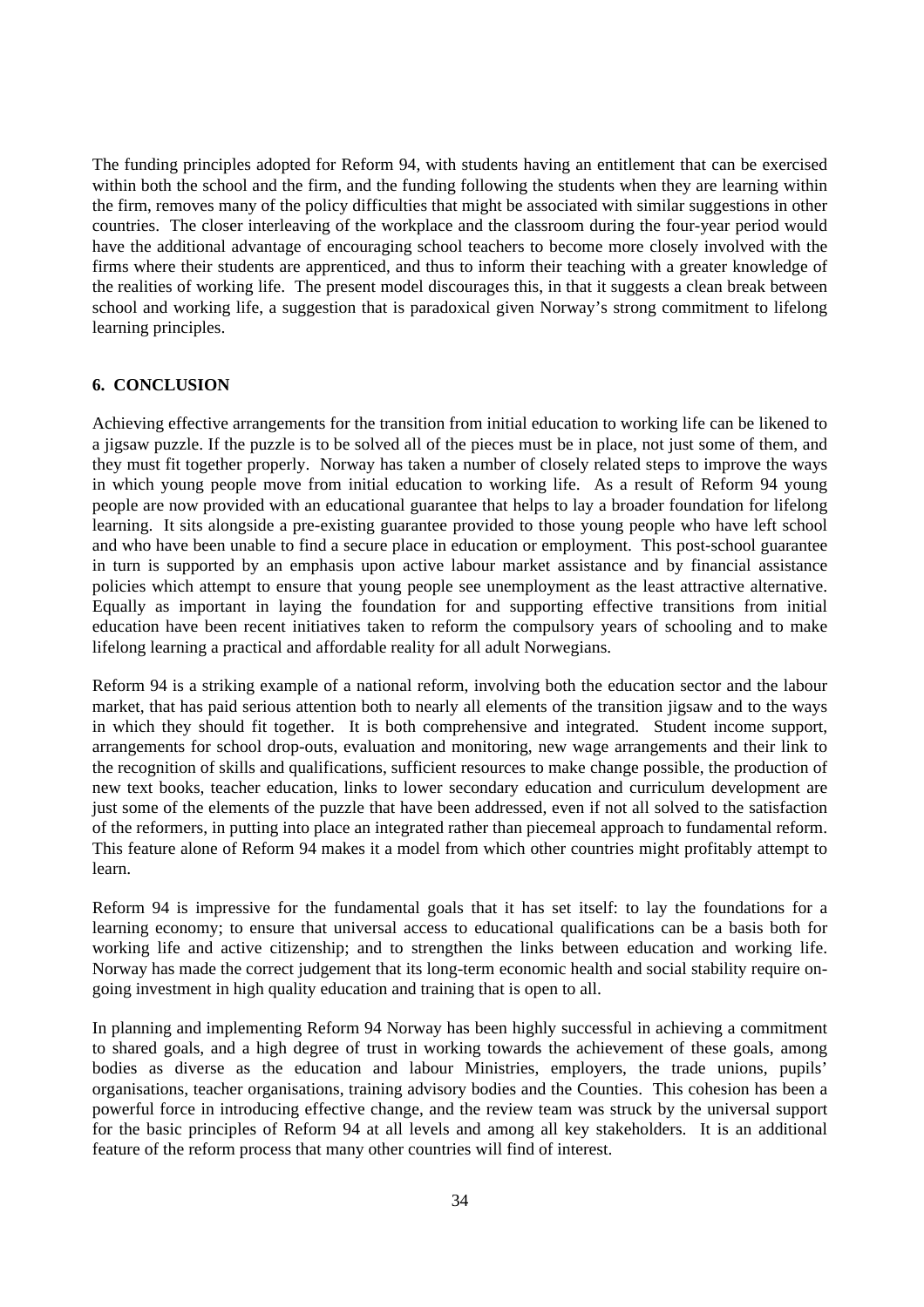The funding principles adopted for Reform 94, with students having an entitlement that can be exercised within both the school and the firm, and the funding following the students when they are learning within the firm, removes many of the policy difficulties that might be associated with similar suggestions in other countries. The closer interleaving of the workplace and the classroom during the four-year period would have the additional advantage of encouraging school teachers to become more closely involved with the firms where their students are apprenticed, and thus to inform their teaching with a greater knowledge of the realities of working life. The present model discourages this, in that it suggests a clean break between school and working life, a suggestion that is paradoxical given Norway's strong commitment to lifelong learning principles.

## 6. CONCLUSION

Achieving effective arrangements for the transition from initial education to working life can be likened to a jigsaw puzzle. If the puzzle is to be solved all of the pieces must be in place, not just some of them, and they must fit together properly. Norway has taken a number of closely related steps to improve the ways in which young people move from initial education to working life. As a result of Reform 94 young people are now provided with an educational guarantee that helps to lay a broader foundation for lifelong learning. It sits alongside a pre-existing guarantee provided to those young people who have left school and who have been unable to find a secure place in education or employment. This post-school guarantee in turn is supported by an emphasis upon active labour market assistance and by financial assistance policies which attempt to ensure that young people see unemployment as the least attractive alternative. Equally as important in laying the foundation for and supporting effective transitions from initial education have been recent initiatives taken to reform the compulsory years of schooling and to make lifelong learning a practical and affordable reality for all adult Norwegians.

Reform 94 is a striking example of a national reform, involving both the education sector and the labour market, that has paid serious attention both to nearly all elements of the transition jigsaw and to the ways in which they should fit together. It is both comprehensive and integrated. Student income support, arrangements for school drop-outs, evaluation and monitoring, new wage arrangements and their link to the recognition of skills and qualifications, sufficient resources to make change possible, the production of new text books, teacher education, links to lower secondary education and curriculum development are just some of the elements of the puzzle that have been addressed, even if not all solved to the satisfaction of the reformers, in putting into place an integrated rather than piecemeal approach to fundamental reform. This feature alone of Reform 94 makes it a model from which other countries might profitably attempt to learn.

Reform 94 is impressive for the fundamental goals that it has set itself: to lay the foundations for a learning economy; to ensure that universal access to educational qualifications can be a basis both for working life and active citizenship; and to strengthen the links between education and working life. Norway has made the correct judgement that its long-term economic health and social stability require on-going investment in high quality education and training that is open to all.

In planning and implementing Reform 94 Norway has been highly successful in achieving a commitment to shared goals, and a high degree of trust in working towards the achievement of these goals, among bodies as diverse as the education and labour Ministries, employers, the trade unions, pupils' organisations, teacher organisations, training advisory bodies and the Counties. This cohesion has been a powerful force in introducing effective change, and the review team was struck by the universal support for the basic principles of Reform 94 at all levels and among all key stakeholders. It is an additional feature of the reform process that many other countries will find of interest.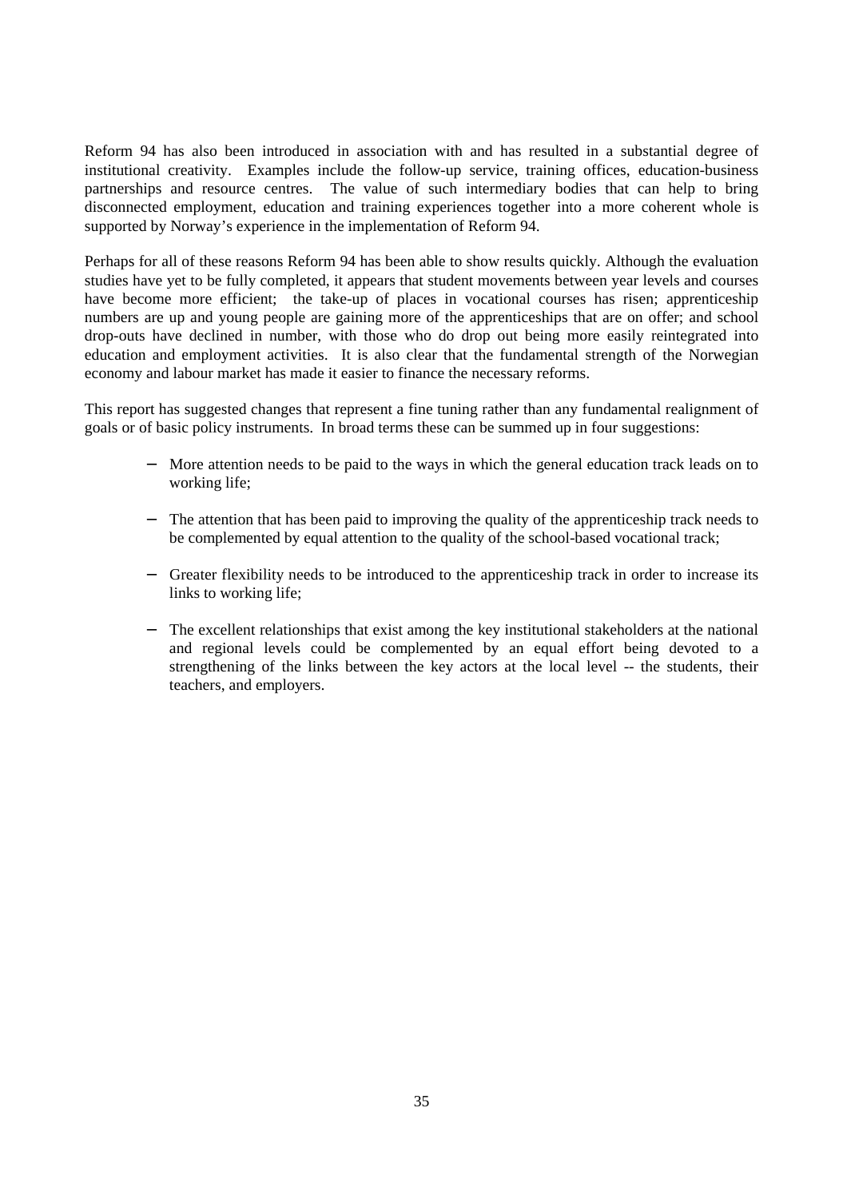Reform 94 has also been introduced in association with and has resulted in a substantial degree of institutional creativity. Examples include the follow-up service, training offices, education-business partnerships and resource centres. The value of such intermediary bodies that can help to bring disconnected employment, education and training experiences together into a more coherent whole is supported by Norway's experience in the implementation of Reform 94.

Perhaps for all of these reasons Reform 94 has been able to show results quickly. Although the evaluation studies have yet to be fully completed, it appears that student movements between year levels and courses have become more efficient; the take-up of places in vocational courses has risen; apprenticeship numbers are up and young people are gaining more of the apprenticeships that are on offer; and school drop-outs have declined in number, with those who do drop out being more easily reintegrated into education and employment activities. It is also clear that the fundamental strength of the Norwegian economy and labour market has made it easier to finance the necessary reforms.

This report has suggested changes that represent a fine tuning rather than any fundamental realignment of goals or of basic policy instruments. In broad terms these can be summed up in four suggestions:

- More attention needs to be paid to the ways in which the general education track leads on to working life;
- The attention that has been paid to improving the quality of the apprenticeship track needs to be complemented by equal attention to the quality of the school-based vocational track;
- Greater flexibility needs to be introduced to the apprenticeship track in order to increase its links to working life;
- The excellent relationships that exist among the key institutional stakeholders at the national and regional levels could be complemented by an equal effort being devoted to a strengthening of the links between the key actors at the local level -- the students, their teachers, and employers.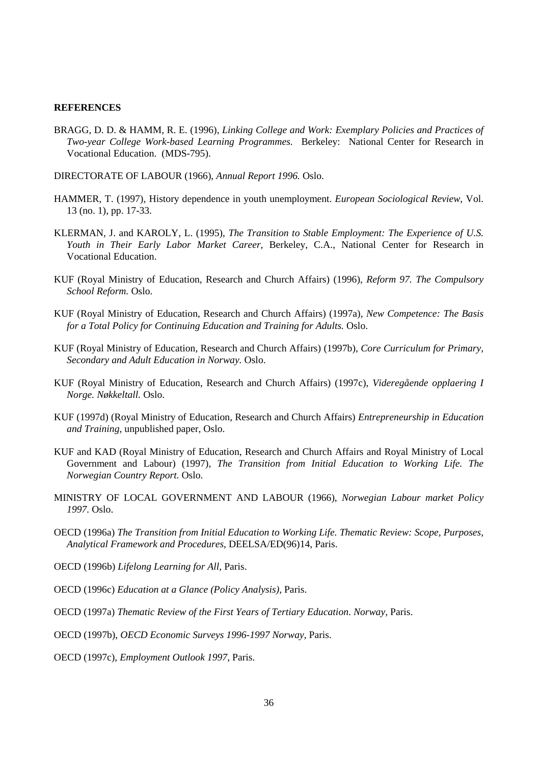**REFERENCES**

BRAGG, D. D. & HAMM, R. E. (1996), *Linking College and Work: Exemplary Policies and Practices of Two-year College Work-based Learning Programmes.* Berkeley: National Center for Research in Vocational Education. (MDS-795).

DIRECTORATE OF LABOUR (1966), *Annual Report 1996.* Oslo.

HAMMER, T. (1997), History dependence in youth unemployment. *European Sociological Review*, Vol. 13 (no. 1), pp. 17-33.

KLERMAN, J. and KAROLY, L. (1995), *The Transition to Stable Employment: The Experience of U.S. Youth in Their Early Labor Market Career,* Berkeley, C.A., National Center for Research in Vocational Education.

KUF (Royal Ministry of Education, Research and Church Affairs) (1996), *Reform 97. The Compulsory School Reform.* Oslo.

KUF (Royal Ministry of Education, Research and Church Affairs) (1997a), *New Competence: The Basis for a Total Policy for Continuing Education and Training for Adults.* Oslo.

KUF (Royal Ministry of Education, Research and Church Affairs) (1997b), *Core Curriculum for Primary, Secondary and Adult Education in Norway.* Oslo.

KUF (Royal Ministry of Education, Research and Church Affairs) (1997c), *Videregående opplaering I Norge. Nøkkeltall.* Oslo.

KUF (1997d) (Royal Ministry of Education, Research and Church Affairs) *Entrepreneurship in Education and Training*, unpublished paper, Oslo.

KUF and KAD (Royal Ministry of Education, Research and Church Affairs and Royal Ministry of Local Government and Labour) (1997), *The Transition from Initial Education to Working Life. The Norwegian Country Report.* Oslo.

MINISTRY OF LOCAL GOVERNMENT AND LABOUR (1966), *Norwegian Labour market Policy 1997.* Oslo.

OECD (1996a) *The Transition from Initial Education to Working Life. Thematic Review: Scope, Purposes, Analytical Framework and Procedures*, DEELSA/ED(96)14, Paris.

OECD (1996b) *Lifelong Learning for All*, Paris.

OECD (1996c) *Education at a Glance (Policy Analysis)*, Paris.

OECD (1997a) *Thematic Review of the First Years of Tertiary Education. Norway*, Paris.

OECD (1997b), *OECD Economic Surveys 1996-1997 Norway*, Paris.

OECD (1997c), *Employment Outlook 1997*, Paris.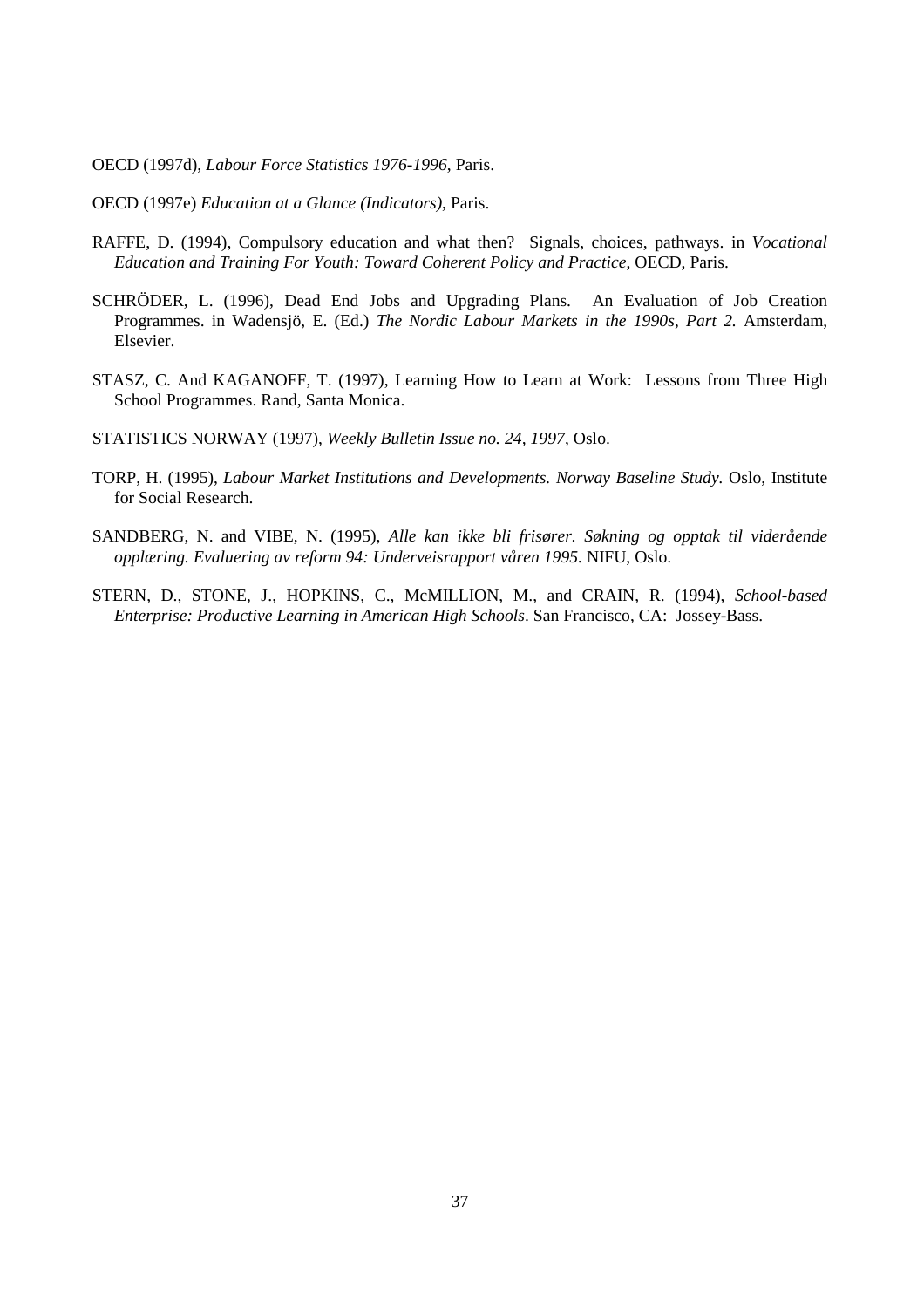OECD (1997d), *Labour Force Statistics 1976-1996*, Paris.

OECD (1997e) *Education at a Glance (Indicators)*, Paris.

RAFFE, D. (1994), Compulsory education and what then? Signals, choices, pathways. in *Vocational Education and Training For Youth: Toward Coherent Policy and Practice*, OECD, Paris.

SCHRÖDER, L. (1996), Dead End Jobs and Upgrading Plans. An Evaluation of Job Creation Programmes. in Wadensjö, E. (Ed.) *The Nordic Labour Markets in the 1990s, Part 2.* Amsterdam, Elsevier.

STASZ, C. And KAGANOFF, T. (1997), Learning How to Learn at Work: Lessons from Three High School Programmes. Rand, Santa Monica.

STATISTICS NORWAY (1997), *Weekly Bulletin Issue no. 24, 1997*, Oslo.

TORP, H. (1995), *Labour Market Institutions and Developments. Norway Baseline Study.* Oslo, Institute for Social Research.

SANDBERG, N. and VIBE, N. (1995), *Alle kan ikke bli frisører. Søkning og opptak til viderående opplæring. Evaluering av reform 94: Underveisrapport våren 1995.* NIFU, Oslo.

STERN, D., STONE, J., HOPKINS, C., McMILLION, M., and CRAIN, R. (1994), *School-based Enterprise: Productive Learning in American High Schools*. San Francisco, CA: Jossey-Bass.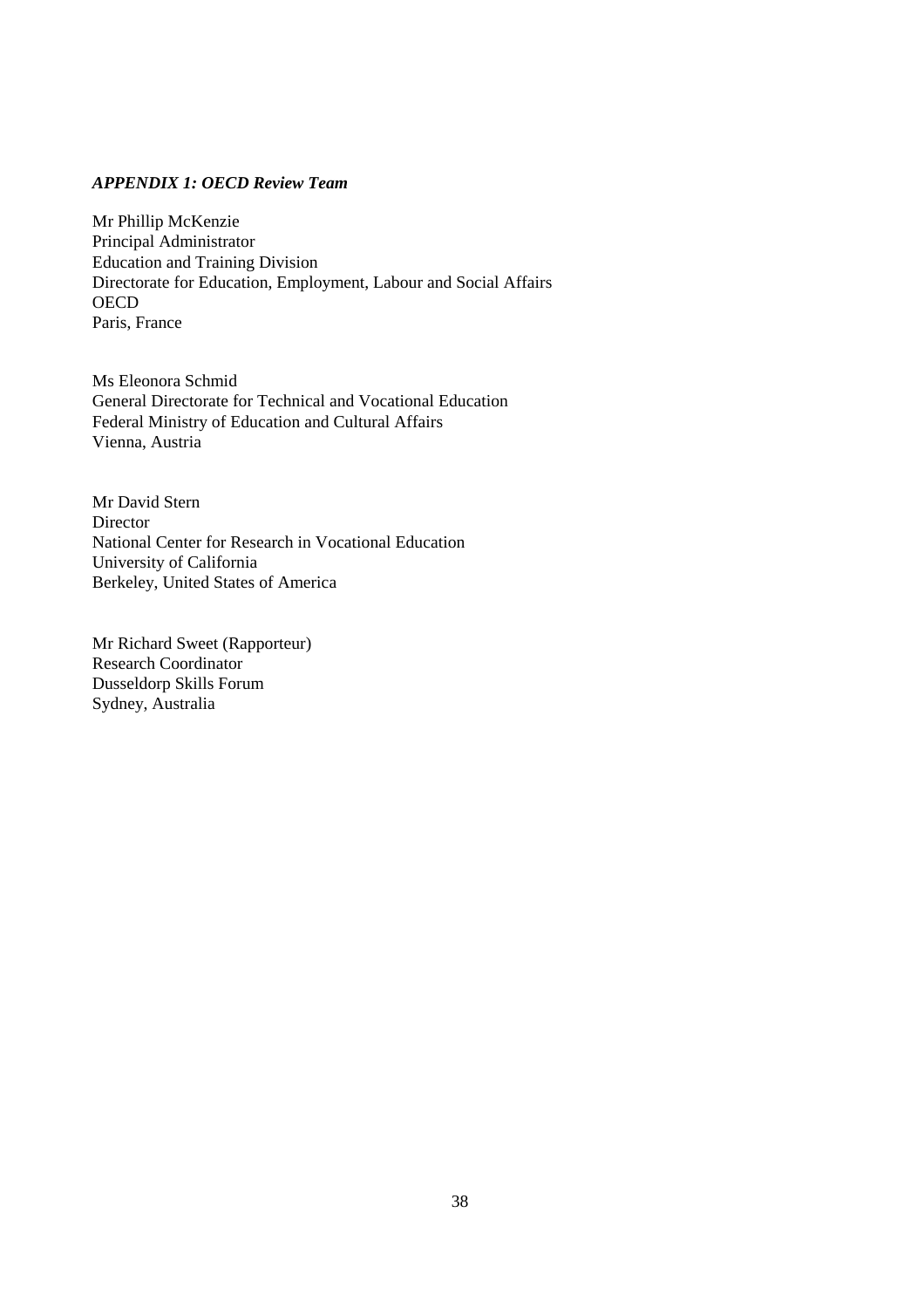### *APPENDIX 1: OECD Review Team*

Mr Phillip McKenzie  
Principal Administrator  
Education and Training Division  
Directorate for Education, Employment, Labour and Social Affairs  
OECD  
Paris, France

Ms Eleonora Schmid  
General Directorate for Technical and Vocational Education  
Federal Ministry of Education and Cultural Affairs  
Vienna, Austria

Mr David Stern  
Director  
National Center for Research in Vocational Education  
University of California  
Berkeley, United States of America

Mr Richard Sweet (Rapporteur)  
Research Coordinator  
Dusseldorp Skills Forum  
Sydney, Australia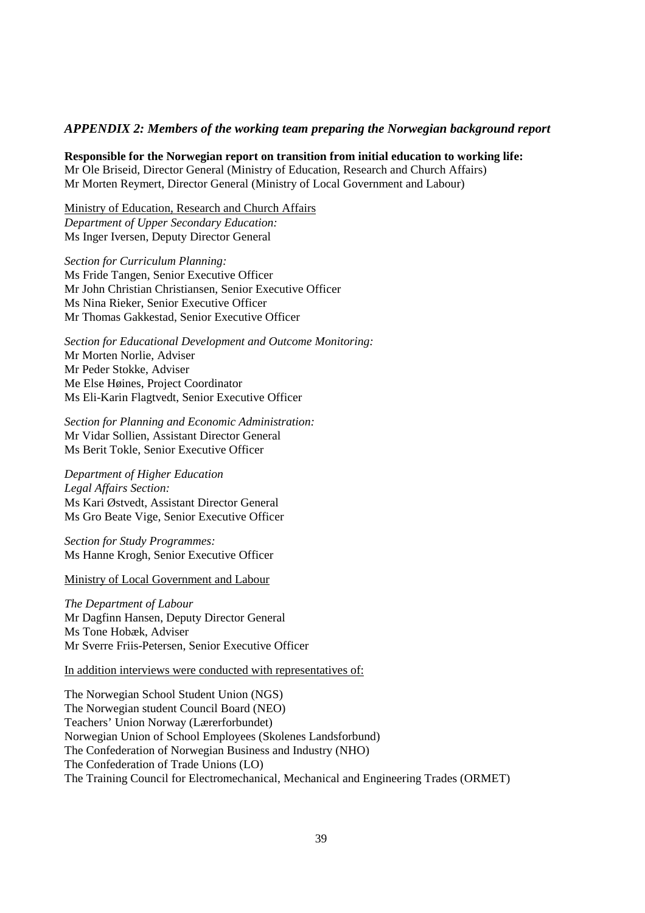## *APPENDIX 2: Members of the working team preparing the Norwegian background report*

**Responsible for the Norwegian report on transition from initial education to working life:**
Mr Ole Briseid, Director General (Ministry of Education, Research and Church Affairs)
Mr Morten Reymert, Director General (Ministry of Local Government and Labour)

<u>Ministry of Education, Research and Church Affairs</u>
*Department of Upper Secondary Education:*
Ms Inger Iversen, Deputy Director General

*Section for Curriculum Planning:*
Ms Fride Tangen, Senior Executive Officer
Mr John Christian Christiansen, Senior Executive Officer
Ms Nina Rieker, Senior Executive Officer
Mr Thomas Gakkestad, Senior Executive Officer

*Section for Educational Development and Outcome Monitoring:*
Mr Morten Norlie, Adviser
Mr Peder Stokke, Adviser
Me Else Høines, Project Coordinator
Ms Eli-Karin Flagtvedt, Senior Executive Officer

*Section for Planning and Economic Administration:*
Mr Vidar Sollien, Assistant Director General
Ms Berit Tokle, Senior Executive Officer

*Department of Higher Education*
*Legal Affairs Section:*
Ms Kari Østvedt, Assistant Director General
Ms Gro Beate Vige, Senior Executive Officer

*Section for Study Programmes:*
Ms Hanne Krogh, Senior Executive Officer

<u>Ministry of Local Government and Labour</u>

*The Department of Labour*
Mr Dagfinn Hansen, Deputy Director General
Ms Tone Hobæk, Adviser
Mr Sverre Friis-Petersen, Senior Executive Officer

<u>In addition interviews were conducted with representatives of:</u>

The Norwegian School Student Union (NGS)
The Norwegian student Council Board (NEO)
Teachers' Union Norway (Lærerforbundet)
Norwegian Union of School Employees (Skolenes Landsforbund)
The Confederation of Norwegian Business and Industry (NHO)
The Confederation of Trade Unions (LO)
The Training Council for Electromechanical, Mechanical and Engineering Trades (ORMET)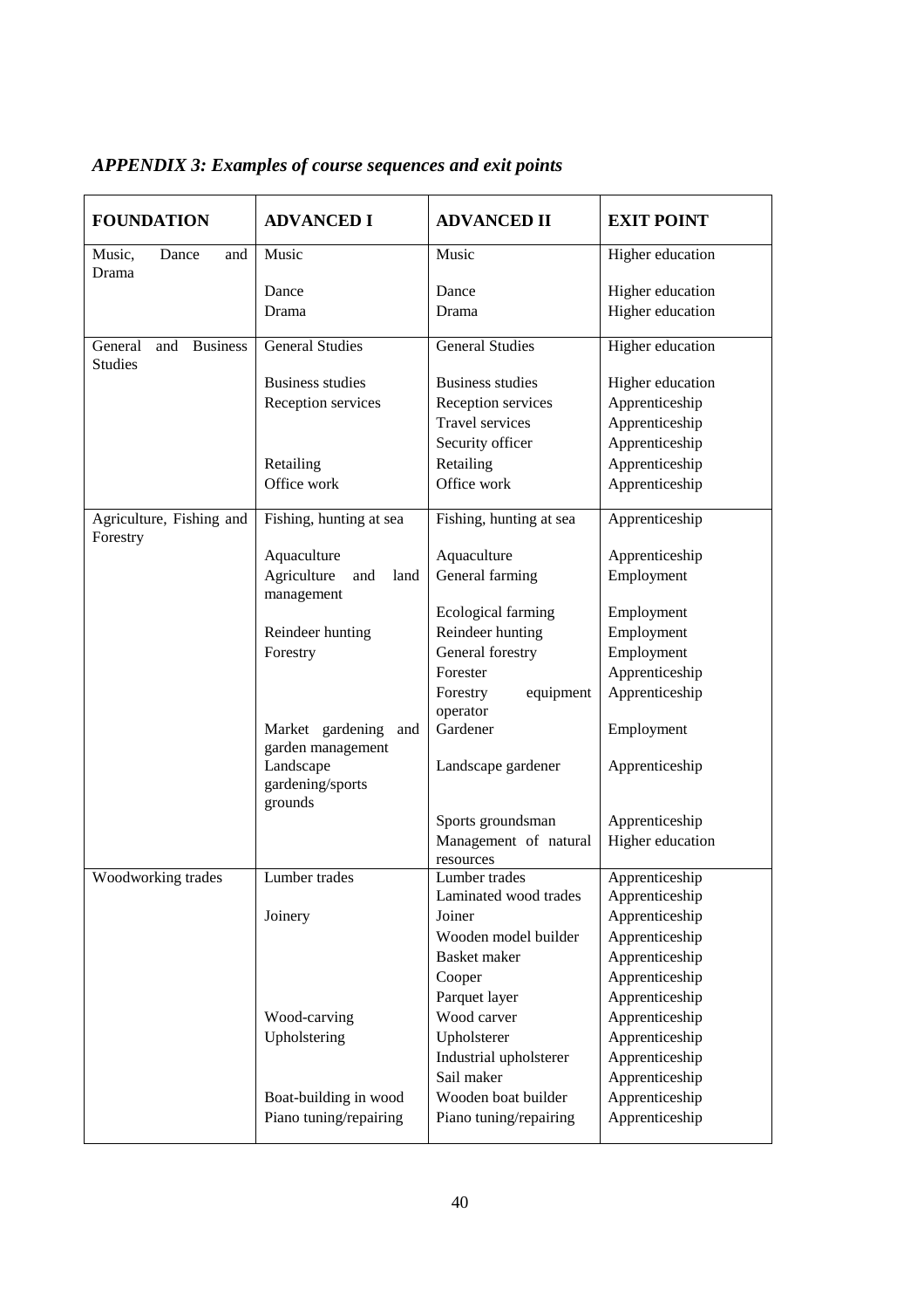*APPENDIX 3: Examples of course sequences and exit points*

| FOUNDATION | ADVANCED I | ADVANCED II | EXIT POINT |
|---|---|---|---|
| Music, Dance and Drama | Music | Music | Higher education |
| | Dance | Dance | Higher education |
| | Drama | Drama | Higher education |
| General and Business Studies | General Studies | General Studies | Higher education |
| | Business studies | Business studies | Higher education |
| | Reception services | Reception services | Apprenticeship |
| | | Travel services | Apprenticeship |
| | | Security officer | Apprenticeship |
| | Retailing | Retailing | Apprenticeship |
| | Office work | Office work | Apprenticeship |
| Agriculture, Fishing and Forestry | Fishing, hunting at sea | Fishing, hunting at sea | Apprenticeship |
| | Aquaculture | Aquaculture | Apprenticeship |
| | Agriculture and land management | General farming | Employment |
| | | Ecological farming | Employment |
| | Reindeer hunting | Reindeer hunting | Employment |
| | Forestry | General forestry | Employment |
| | | Forester | Apprenticeship |
| | | Forestry equipment operator | Apprenticeship |
| | Market gardening and garden management | Gardener | Employment |
| | Landscape gardening/sports grounds | Landscape gardener | Apprenticeship |
| | | Sports groundsman | Apprenticeship |
| | | Management of natural resources | Higher education |
| Woodworking trades | Lumber trades | Lumber trades | Apprenticeship |
| | | Laminated wood trades | Apprenticeship |
| | Joinery | Joiner | Apprenticeship |
| | | Wooden model builder | Apprenticeship |
| | | Basket maker | Apprenticeship |
| | | Cooper | Apprenticeship |
| | | Parquet layer | Apprenticeship |
| | Wood-carving | Wood carver | Apprenticeship |
| | Upholstering | Upholsterer | Apprenticeship |
| | | Industrial upholsterer | Apprenticeship |
| | | Sail maker | Apprenticeship |
| | Boat-building in wood | Wooden boat builder | Apprenticeship |
| | Piano tuning/repairing | Piano tuning/repairing | Apprenticeship |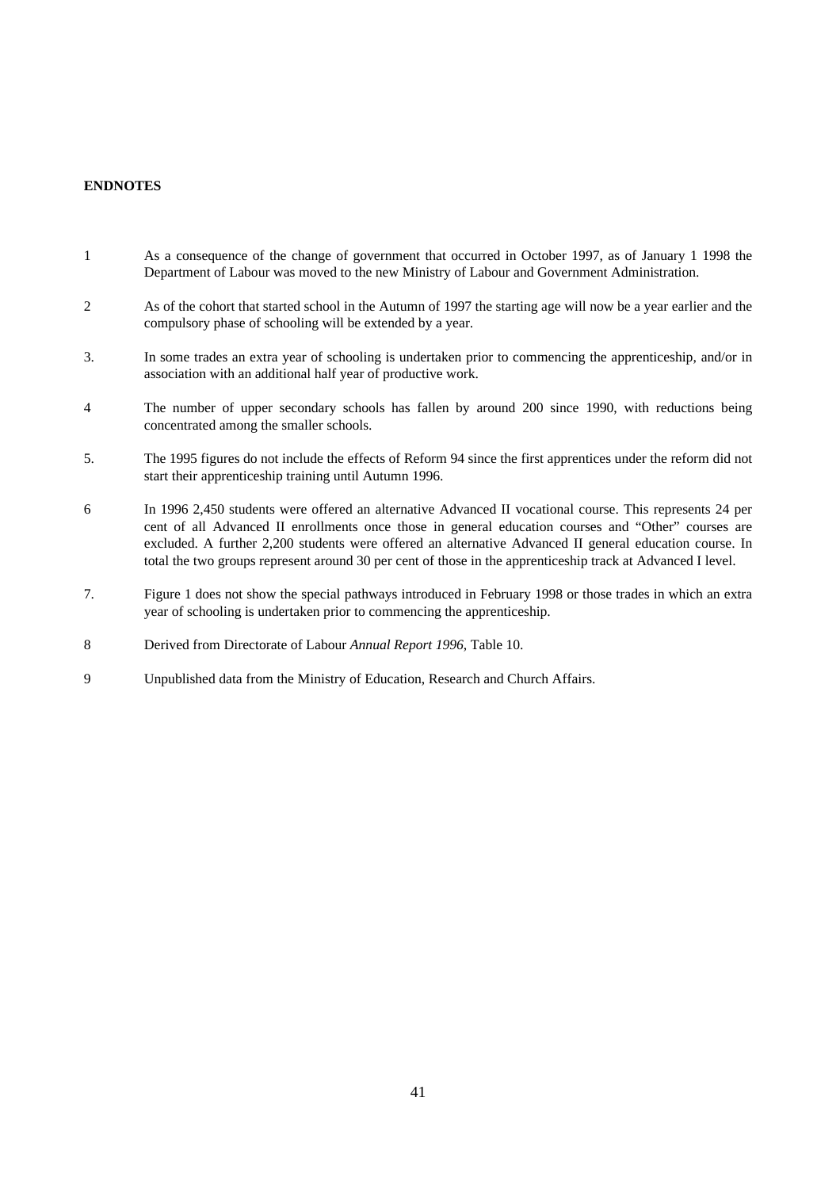**ENDNOTES**

1 As a consequence of the change of government that occurred in October 1997, as of January 1 1998 the Department of Labour was moved to the new Ministry of Labour and Government Administration.

2 As of the cohort that started school in the Autumn of 1997 the starting age will now be a year earlier and the compulsory phase of schooling will be extended by a year.

3. In some trades an extra year of schooling is undertaken prior to commencing the apprenticeship, and/or in association with an additional half year of productive work.

4 The number of upper secondary schools has fallen by around 200 since 1990, with reductions being concentrated among the smaller schools.

5. The 1995 figures do not include the effects of Reform 94 since the first apprentices under the reform did not start their apprenticeship training until Autumn 1996.

6 In 1996 2,450 students were offered an alternative Advanced II vocational course. This represents 24 per cent of all Advanced II enrollments once those in general education courses and "Other" courses are excluded. A further 2,200 students were offered an alternative Advanced II general education course. In total the two groups represent around 30 per cent of those in the apprenticeship track at Advanced I level.

7. Figure 1 does not show the special pathways introduced in February 1998 or those trades in which an extra year of schooling is undertaken prior to commencing the apprenticeship.

8 Derived from Directorate of Labour *Annual Report 1996*, Table 10.

9 Unpublished data from the Ministry of Education, Research and Church Affairs.